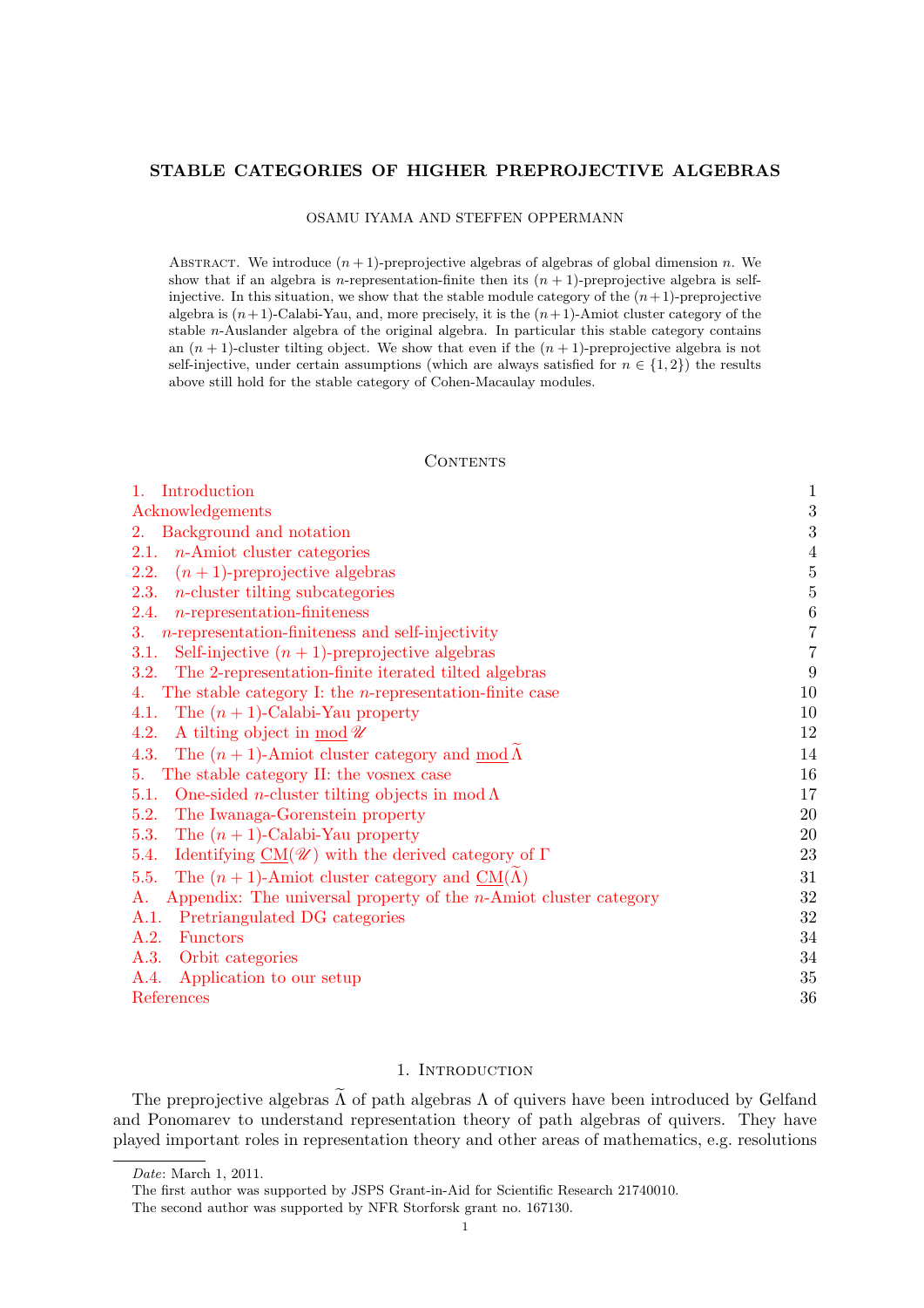# STABLE CATEGORIES OF HIGHER PREPROJECTIVE ALGEBRAS

OSAMU IYAMA AND STEFFEN OPPERMANN

ABSTRACT. We introduce $(n+1)$-preprojective algebras of algebras of global dimension $n$. We show that if an algebra is $n$-representation-finite then its $(n+1)$-preprojective algebra is self-injective. In this situation, we show that the stable module category of the $(n+1)$-preprojective algebra is $(n+1)$-Calabi-Yau, and, more precisely, it is the $(n+1)$-Amiot cluster category of the stable $n$-Auslander algebra of the original algebra. In particular this stable category contains an $(n+1)$-cluster tilting object. We show that even if the $(n+1)$-preprojective algebra is not self-injective, under certain assumptions (which are always satisfied for $n \in \{1, 2\}$) the results above still hold for the stable category of Cohen-Macaulay modules.

## CONTENTS

| | |
|---|---|
| 1. Introduction | 1 |
| Acknowledgements | 3 |
| 2. Background and notation | 3 |
| 2.1. $n$-Amiot cluster categories | 4 |
| 2.2. $(n+1)$-preprojective algebras | 5 |
| 2.3. $n$-cluster tilting subcategories | 5 |
| 2.4. $n$-representation-finiteness | 6 |
| 3. $n$-representation-finiteness and self-injectivity | 7 |
| 3.1. Self-injective $(n+1)$-preprojective algebras | 7 |
| 3.2. The 2-representation-finite iterated tilted algebras | 9 |
| 4. The stable category I: the $n$-representation-finite case | 10 |
| 4.1. The $(n+1)$-Calabi-Yau property | 10 |
| 4.2. A tilting object in $\underline{\operatorname{mod}}\, \mathscr{U}$ | 12 |
| 4.3. The $(n+1)$-Amiot cluster category and $\underline{\operatorname{mod}}\, \widetilde{\Lambda}$ | 14 |
| 5. The stable category II: the vosnex case | 16 |
| 5.1. One-sided $n$-cluster tilting objects in $\operatorname{mod} \Lambda$ | 17 |
| 5.2. The Iwanaga-Gorenstein property | 20 |
| 5.3. The $(n+1)$-Calabi-Yau property | 20 |
| 5.4. Identifying $\underline{\operatorname{CM}}(\mathscr{U})$ with the derived category of $\Gamma$ | 23 |
| 5.5. The $(n+1)$-Amiot cluster category and $\underline{\operatorname{CM}}(\widetilde{\Lambda})$ | 31 |
| A. Appendix: The universal property of the $n$-Amiot cluster category | 32 |
| A.1. Pretriangulated DG categories | 32 |
| A.2. Functors | 34 |
| A.3. Orbit categories | 34 |
| A.4. Application to our setup | 35 |
| References | 36 |

## 1. INTRODUCTION

The preprojective algebras $\widetilde{\Lambda}$ of path algebras $\Lambda$ of quivers have been introduced by Gelfand and Ponomarev to understand representation theory of path algebras of quivers. They have played important roles in representation theory and other areas of mathematics, e.g. resolutions

*Date*: March 1, 2011.

The first author was supported by JSPS Grant-in-Aid for Scientific Research 21740010.

The second author was supported by NFR Storforsk grant no. 167130.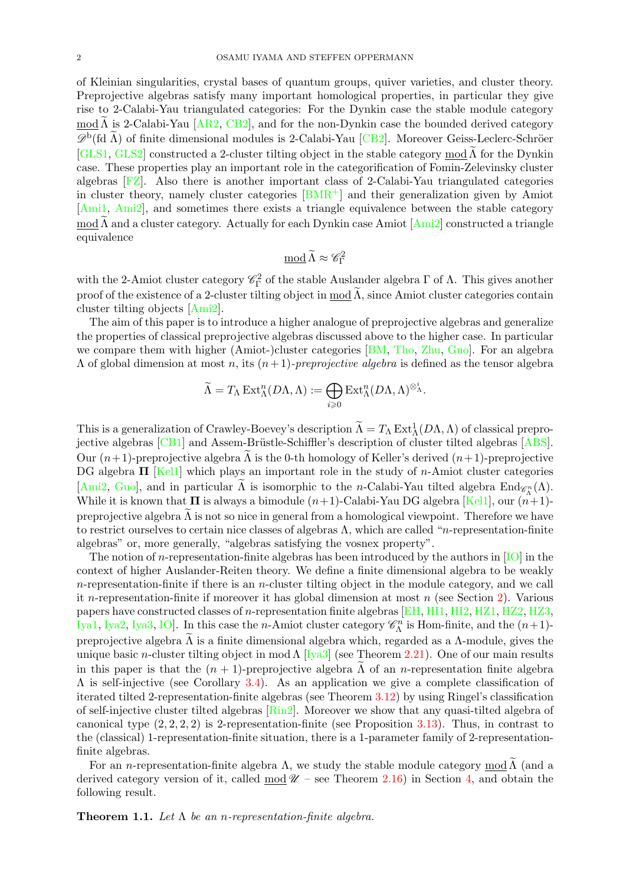of Kleinian singularities, crystal bases of quantum groups, quiver varieties, and cluster theory. Preprojective algebras satisfy many important homological properties, in particular they give rise to 2-Calabi-Yau triangulated categories: For the Dynkin case the stable module category $\underline{\operatorname{mod}}\,\widetilde{\Lambda}$ is 2-Calabi-Yau [AR2, CB2], and for the non-Dynkin case the bounded derived category $\mathscr{D}^{\mathrm{b}}(\operatorname{fd}\widetilde{\Lambda})$ of finite dimensional modules is 2-Calabi-Yau [CB2]. Moreover Geiss-Leclerc-Schröer [GLS1, GLS2] constructed a 2-cluster tilting object in the stable category $\underline{\operatorname{mod}}\,\widetilde{\Lambda}$ for the Dynkin case. These properties play an important role in the categorification of Fomin-Zelevinsky cluster algebras [FZ]. Also there is another important class of 2-Calabi-Yau triangulated categories in cluster theory, namely cluster categories [BMR+] and their generalization given by Amiot [Ami1, Ami2], and sometimes there exists a triangle equivalence between the stable category $\underline{\operatorname{mod}}\,\widetilde{\Lambda}$ and a cluster category. Actually for each Dynkin case Amiot [Ami2] constructed a triangle equivalence

$$\underline{\operatorname{mod}}\,\widetilde{\Lambda} \approx \mathscr{C}^2_{\Gamma}$$

with the 2-Amiot cluster category $\mathscr{C}^2_{\Gamma}$ of the stable Auslander algebra $\Gamma$ of $\Lambda$. This gives another proof of the existence of a 2-cluster tilting object in $\underline{\operatorname{mod}}\,\widetilde{\Lambda}$, since Amiot cluster categories contain cluster tilting objects [Ami2].

The aim of this paper is to introduce a higher analogue of preprojective algebras and generalize the properties of classical preprojective algebras discussed above to the higher case. In particular we compare them with higher (Amiot-)cluster categories [BM, Tho, Zhu, Guo]. For an algebra $\Lambda$ of global dimension at most $n$, its $(n+1)$-*preprojective algebra* is defined as the tensor algebra

$$\widetilde{\Lambda} = T_{\Lambda} \operatorname{Ext}^n_{\Lambda}(D\Lambda, \Lambda) := \bigoplus_{i \geqslant 0} \operatorname{Ext}^n_{\Lambda}(D\Lambda, \Lambda)^{\otimes^i_{\Lambda}}.$$

This is a generalization of Crawley-Boevey's description $\widetilde{\Lambda} = T_{\Lambda} \operatorname{Ext}^1_{\Lambda}(D\Lambda, \Lambda)$ of classical preprojective algebras [CB1] and Assem-Brüstle-Schiffler's description of cluster tilted algebras [ABS]. Our $(n+1)$-preprojective algebra $\widetilde{\Lambda}$ is the 0-th homology of Keller's derived $(n+1)$-preprojective DG algebra $\mathbf{\Pi}$ [Kel1] which plays an important role in the study of $n$-Amiot cluster categories [Ami2, Guo], and in particular $\widetilde{\Lambda}$ is isomorphic to the $n$-Calabi-Yau tilted algebra $\operatorname{End}_{\mathscr{C}^n_{\Lambda}}(\Lambda)$. While it is known that $\mathbf{\Pi}$ is always a bimodule $(n+1)$-Calabi-Yau DG algebra [Kel1], our $(n+1)$-preprojective algebra $\widetilde{\Lambda}$ is not so nice in general from a homological viewpoint. Therefore we have to restrict ourselves to certain nice classes of algebras $\Lambda$, which are called "$n$-representation-finite algebras" or, more generally, "algebras satisfying the vosnex property".

The notion of $n$-representation-finite algebras has been introduced by the authors in [IO] in the context of higher Auslander-Reiten theory. We define a finite dimensional algebra to be weakly $n$-representation-finite if there is an $n$-cluster tilting object in the module category, and we call it $n$-representation-finite if moreover it has global dimension at most $n$ (see Section 2). Various papers have constructed classes of $n$-representation finite algebras [EH, HI1, HI2, HZ1, HZ2, HZ3, Iya1, Iya2, Iya3, IO]. In this case the $n$-Amiot cluster category $\mathscr{C}^n_{\Lambda}$ is Hom-finite, and the $(n+1)$-preprojective algebra $\widetilde{\Lambda}$ is a finite dimensional algebra which, regarded as a $\Lambda$-module, gives the unique basic $n$-cluster tilting object in $\operatorname{mod}\Lambda$ [Iya3] (see Theorem 2.21). One of our main results in this paper is that the $(n+1)$-preprojective algebra $\widetilde{\Lambda}$ of an $n$-representation finite algebra $\Lambda$ is self-injective (see Corollary 3.4). As an application we give a complete classification of iterated tilted 2-representation-finite algebras (see Theorem 3.12) by using Ringel's classification of self-injective cluster tilted algebras [Rin2]. Moreover we show that any quasi-tilted algebra of canonical type $(2, 2, 2, 2)$ is 2-representation-finite (see Proposition 3.13). Thus, in contrast to the (classical) 1-representation-finite situation, there is a 1-parameter family of 2-representation-finite algebras.

For an $n$-representation-finite algebra $\Lambda$, we study the stable module category $\underline{\operatorname{mod}}\,\widetilde{\Lambda}$ (and a derived category version of it, called $\underline{\operatorname{mod}}\,\mathscr{U}$ – see Theorem 2.16) in Section 4, and obtain the following result.

**Theorem 1.1.** *Let $\Lambda$ be an $n$-representation-finite algebra.*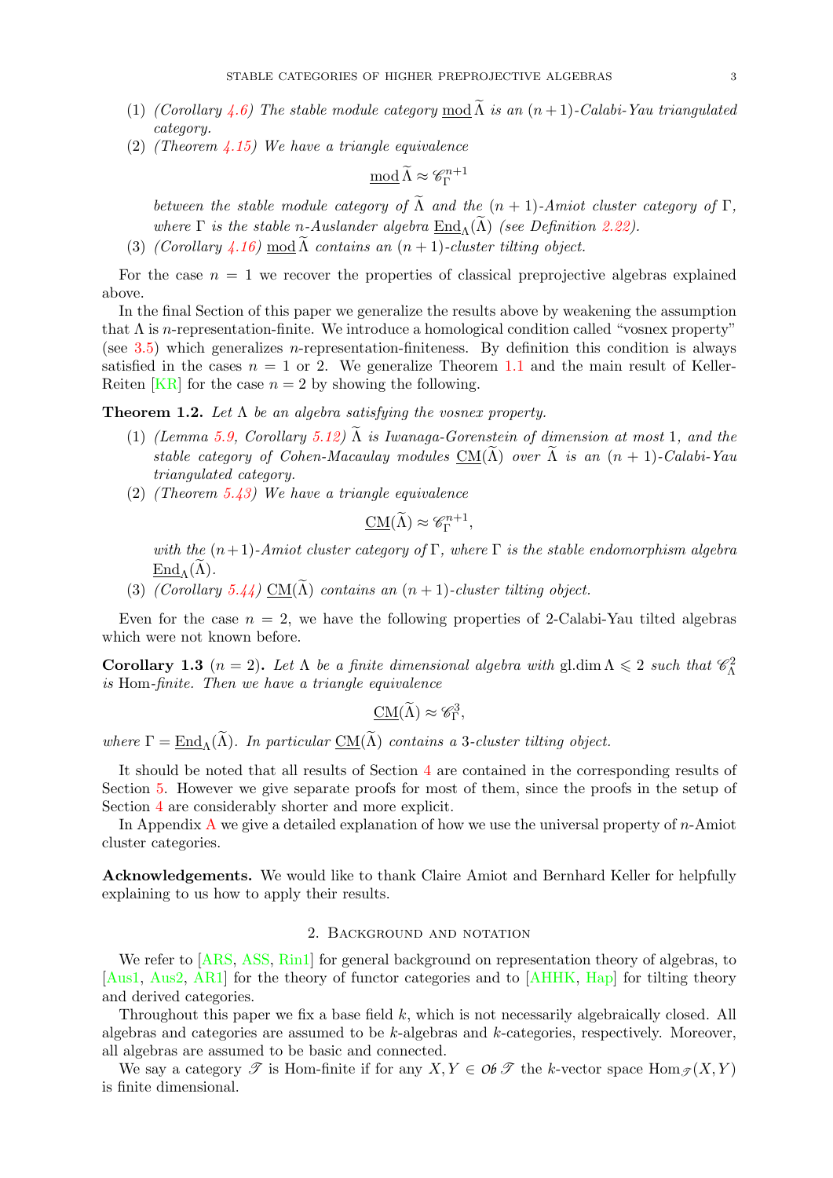(1) *(Corollary 4.6) The stable module category* $\underline{\mathrm{mod}}\,\widetilde{\Lambda}$ *is an* $(n+1)$*-Calabi-Yau triangulated category.*

(2) *(Theorem 4.15) We have a triangle equivalence*

$$\underline{\mathrm{mod}}\,\widetilde{\Lambda} \approx \mathscr{C}_\Gamma^{n+1}$$

*between the stable module category of* $\widetilde{\Lambda}$ *and the* $(n+1)$*-Amiot cluster category of* $\Gamma$*, where* $\Gamma$ *is the stable* $n$*-Auslander algebra* $\underline{\mathrm{End}}_\Lambda(\widetilde{\Lambda})$ *(see Definition 2.22).*

(3) *(Corollary 4.16)* $\underline{\mathrm{mod}}\,\widetilde{\Lambda}$ *contains an* $(n+1)$*-cluster tilting object.*

For the case $n = 1$ we recover the properties of classical preprojective algebras explained above.

In the final Section of this paper we generalize the results above by weakening the assumption that $\Lambda$ is $n$-representation-finite. We introduce a homological condition called "vosnex property" (see 3.5) which generalizes $n$-representation-finiteness. By definition this condition is always satisfied in the cases $n = 1$ or 2. We generalize Theorem 1.1 and the main result of Keller-Reiten [KR] for the case $n = 2$ by showing the following.

**Theorem 1.2.** *Let* $\Lambda$ *be an algebra satisfying the vosnex property.*

(1) *(Lemma 5.9, Corollary 5.12)* $\widetilde{\Lambda}$ *is Iwanaga-Gorenstein of dimension at most* 1*, and the stable category of Cohen-Macaulay modules* $\underline{\mathrm{CM}}(\widetilde{\Lambda})$ *over* $\widetilde{\Lambda}$ *is an* $(n+1)$*-Calabi-Yau triangulated category.*

(2) *(Theorem 5.43) We have a triangle equivalence*

$$\underline{\mathrm{CM}}(\widetilde{\Lambda}) \approx \mathscr{C}_\Gamma^{n+1},$$

*with the* $(n+1)$*-Amiot cluster category of* $\Gamma$*, where* $\Gamma$ *is the stable endomorphism algebra* $\underline{\mathrm{End}}_\Lambda(\widetilde{\Lambda})$*.*

(3) *(Corollary 5.44)* $\underline{\mathrm{CM}}(\widetilde{\Lambda})$ *contains an* $(n+1)$*-cluster tilting object.*

Even for the case $n = 2$, we have the following properties of 2-Calabi-Yau tilted algebras which were not known before.

**Corollary 1.3** ($n = 2$)**.** *Let* $\Lambda$ *be a finite dimensional algebra with* $\mathrm{gl.dim}\,\Lambda \leqslant 2$ *such that* $\mathscr{C}_\Lambda^2$ *is* Hom*-finite. Then we have a triangle equivalence*

$$\underline{\mathrm{CM}}(\widetilde{\Lambda}) \approx \mathscr{C}_\Gamma^3,$$

*where* $\Gamma = \underline{\mathrm{End}}_\Lambda(\widetilde{\Lambda})$*. In particular* $\underline{\mathrm{CM}}(\widetilde{\Lambda})$ *contains a* 3*-cluster tilting object.*

It should be noted that all results of Section 4 are contained in the corresponding results of Section 5. However we give separate proofs for most of them, since the proofs in the setup of Section 4 are considerably shorter and more explicit.

In Appendix A we give a detailed explanation of how we use the universal property of $n$-Amiot cluster categories.

**Acknowledgements.** We would like to thank Claire Amiot and Bernhard Keller for helpfully explaining to us how to apply their results.

## 2. Background and notation

We refer to [ARS, ASS, Rin1] for general background on representation theory of algebras, to [Aus1, Aus2, AR1] for the theory of functor categories and to [AHHK, Hap] for tilting theory and derived categories.

Throughout this paper we fix a base field $k$, which is not necessarily algebraically closed. All algebras and categories are assumed to be $k$-algebras and $k$-categories, respectively. Moreover, all algebras are assumed to be basic and connected.

We say a category $\mathscr{T}$ is Hom-finite if for any $X, Y \in \mathcal{O}\!\mathit{b}\,\mathscr{T}$ the $k$-vector space $\mathrm{Hom}_{\mathscr{T}}(X, Y)$ is finite dimensional.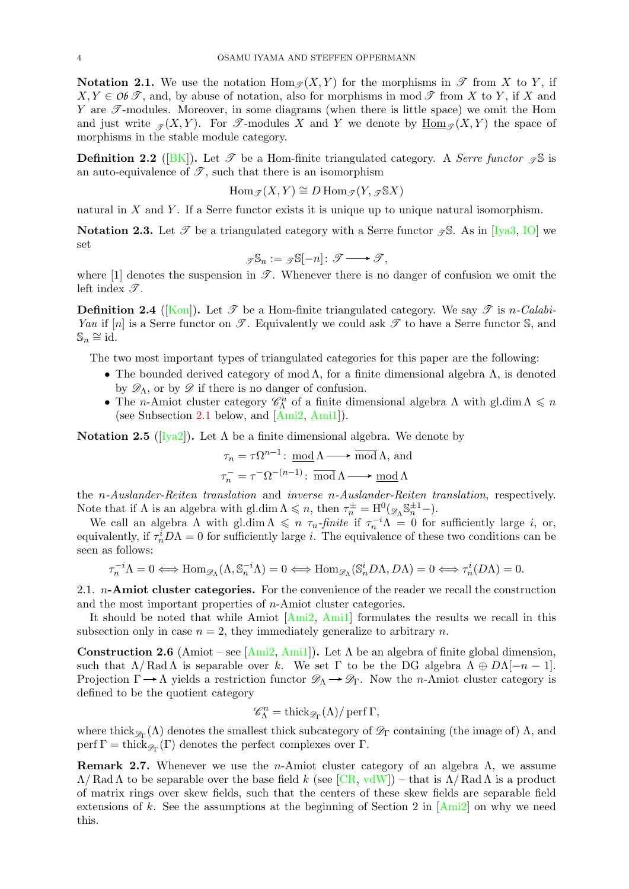**Notation 2.1.** We use the notation $\operatorname{Hom}_{\mathscr{T}}(X,Y)$ for the morphisms in $\mathscr{T}$ from $X$ to $Y$, if $X, Y \in \mathcal{O}b\,\mathscr{T}$, and, by abuse of notation, also for morphisms in $\operatorname{mod}\mathscr{T}$ from $X$ to $Y$, if $X$ and $Y$ are $\mathscr{T}$-modules. Moreover, in some diagrams (when there is little space) we omit the Hom and just write ${}_{\mathscr{T}}(X,Y)$. For $\mathscr{T}$-modules $X$ and $Y$ we denote by $\underline{\operatorname{Hom}}_{\mathscr{T}}(X,Y)$ the space of morphisms in the stable module category.

**Definition 2.2** ([BK]). Let $\mathscr{T}$ be a Hom-finite triangulated category. A *Serre functor* ${}_{\mathscr{T}}\mathbb{S}$ is an auto-equivalence of $\mathscr{T}$, such that there is an isomorphism

$$\operatorname{Hom}_{\mathscr{T}}(X,Y) \cong D\operatorname{Hom}_{\mathscr{T}}(Y, {}_{\mathscr{T}}\mathbb{S}X)$$

natural in $X$ and $Y$. If a Serre functor exists it is unique up to unique natural isomorphism.

**Notation 2.3.** Let $\mathscr{T}$ be a triangulated category with a Serre functor ${}_{\mathscr{T}}\mathbb{S}$. As in [Iya3, IO] we set

$${}_{\mathscr{T}}\mathbb{S}_n := {}_{\mathscr{T}}\mathbb{S}[-n] \colon \mathscr{T} \longrightarrow \mathscr{T},$$

where $[1]$ denotes the suspension in $\mathscr{T}$. Whenever there is no danger of confusion we omit the left index $\mathscr{T}$.

**Definition 2.4** ([Kon]). Let $\mathscr{T}$ be a Hom-finite triangulated category. We say $\mathscr{T}$ is *$n$-Calabi-Yau* if $[n]$ is a Serre functor on $\mathscr{T}$. Equivalently we could ask $\mathscr{T}$ to have a Serre functor $\mathbb{S}$, and $\mathbb{S}_n \cong \operatorname{id}$.

The two most important types of triangulated categories for this paper are the following:

- The bounded derived category of $\operatorname{mod}\Lambda$, for a finite dimensional algebra $\Lambda$, is denoted by $\mathscr{D}_\Lambda$, or by $\mathscr{D}$ if there is no danger of confusion.
- The $n$-Amiot cluster category $\mathscr{C}^n_\Lambda$ of a finite dimensional algebra $\Lambda$ with $\operatorname{gl.dim}\Lambda \leqslant n$ (see Subsection 2.1 below, and [Ami2, Ami1]).

**Notation 2.5** ([Iya2]). Let $\Lambda$ be a finite dimensional algebra. We denote by

$$\tau_n = \tau\Omega^{n-1} \colon \underline{\operatorname{mod}}\,\Lambda \longrightarrow \overline{\operatorname{mod}}\,\Lambda, \text{ and}$$
$$\tau_n^- = \tau^-\Omega^{-(n-1)} \colon \overline{\operatorname{mod}}\,\Lambda \longrightarrow \underline{\operatorname{mod}}\,\Lambda$$

the *$n$-Auslander-Reiten translation* and *inverse $n$-Auslander-Reiten translation*, respectively. Note that if $\Lambda$ is an algebra with $\operatorname{gl.dim}\Lambda \leqslant n$, then $\tau_n^\pm = \mathrm{H}^0({}_{\mathscr{D}_\Lambda}\mathbb{S}_n^{\pm 1}-)$.

We call an algebra $\Lambda$ with $\operatorname{gl.dim}\Lambda \leqslant n$ *$\tau_n$-finite* if $\tau_n^{-i}\Lambda = 0$ for sufficiently large $i$, or, equivalently, if $\tau_n^i D\Lambda = 0$ for sufficiently large $i$. The equivalence of these two conditions can be seen as follows:

$$\tau_n^{-i}\Lambda = 0 \iff \operatorname{Hom}_{\mathscr{D}_\Lambda}(\Lambda, \mathbb{S}_n^{-i}\Lambda) = 0 \iff \operatorname{Hom}_{\mathscr{D}_\Lambda}(\mathbb{S}_n^i D\Lambda, D\Lambda) = 0 \iff \tau_n^i(D\Lambda) = 0.$$

## 2.1. $n$-Amiot cluster categories.

For the convenience of the reader we recall the construction and the most important properties of $n$-Amiot cluster categories.

It should be noted that while Amiot [Ami2, Ami1] formulates the results we recall in this subsection only in case $n = 2$, they immediately generalize to arbitrary $n$.

**Construction 2.6** (Amiot – see [Ami2, Ami1]). Let $\Lambda$ be an algebra of finite global dimension, such that $\Lambda/\operatorname{Rad}\Lambda$ is separable over $k$. We set $\Gamma$ to be the DG algebra $\Lambda \oplus D\Lambda[-n-1]$. Projection $\Gamma \longrightarrow \Lambda$ yields a restriction functor $\mathscr{D}_\Lambda \longrightarrow \mathscr{D}_\Gamma$. Now the $n$-Amiot cluster category is defined to be the quotient category

$$\mathscr{C}^n_\Lambda = \operatorname{thick}_{\mathscr{D}_\Gamma}(\Lambda)/\operatorname{perf}\Gamma,$$

where $\operatorname{thick}_{\mathscr{D}_\Gamma}(\Lambda)$ denotes the smallest thick subcategory of $\mathscr{D}_\Gamma$ containing (the image of) $\Lambda$, and $\operatorname{perf}\Gamma = \operatorname{thick}_{\mathscr{D}_\Gamma}(\Gamma)$ denotes the perfect complexes over $\Gamma$.

**Remark 2.7.** Whenever we use the $n$-Amiot cluster category of an algebra $\Lambda$, we assume $\Lambda/\operatorname{Rad}\Lambda$ to be separable over the base field $k$ (see [CR, vdW]) – that is $\Lambda/\operatorname{Rad}\Lambda$ is a product of matrix rings over skew fields, such that the centers of these skew fields are separable field extensions of $k$. See the assumptions at the beginning of Section 2 in [Ami2] on why we need this.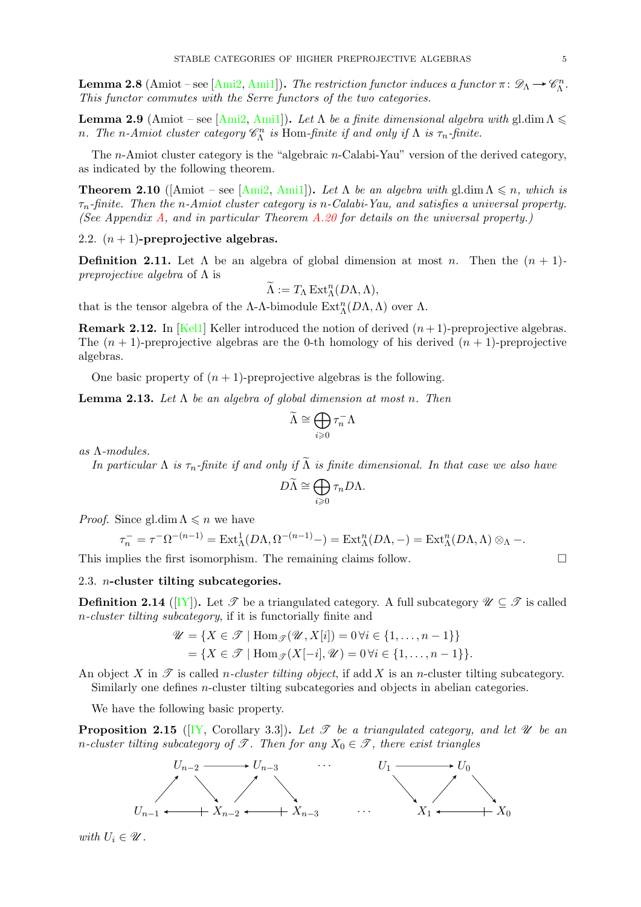**Lemma 2.8** (Amiot – see [Ami2, Ami1])**.** *The restriction functor induces a functor $\pi\colon \mathscr{D}_\Lambda \longrightarrow \mathscr{C}_\Lambda^n$. This functor commutes with the Serre functors of the two categories.*

**Lemma 2.9** (Amiot – see [Ami2, Ami1])**.** *Let $\Lambda$ be a finite dimensional algebra with $\operatorname{gl.dim} \Lambda \leqslant n$. The $n$-Amiot cluster category $\mathscr{C}_\Lambda^n$ is* Hom*-finite if and only if $\Lambda$ is $\tau_n$-finite.*

The $n$-Amiot cluster category is the "algebraic $n$-Calabi-Yau" version of the derived category, as indicated by the following theorem.

**Theorem 2.10** ([Amiot – see [Ami2, Ami1])**.** *Let $\Lambda$ be an algebra with $\operatorname{gl.dim} \Lambda \leqslant n$, which is $\tau_n$-finite. Then the $n$-Amiot cluster category is $n$-Calabi-Yau, and satisfies a universal property. (See Appendix A, and in particular Theorem A.20 for details on the universal property.)*

### 2.2. $(n+1)$-preprojective algebras.

**Definition 2.11.** Let $\Lambda$ be an algebra of global dimension at most $n$. Then the *$(n+1)$-preprojective algebra* of $\Lambda$ is

$$\widetilde{\Lambda} := T_\Lambda \operatorname{Ext}^n_\Lambda(D\Lambda, \Lambda),$$

that is the tensor algebra of the $\Lambda$-$\Lambda$-bimodule $\operatorname{Ext}^n_\Lambda(D\Lambda, \Lambda)$ over $\Lambda$.

**Remark 2.12.** In [Kel1] Keller introduced the notion of derived $(n+1)$-preprojective algebras. The $(n+1)$-preprojective algebras are the 0-th homology of his derived $(n+1)$-preprojective algebras.

One basic property of $(n+1)$-preprojective algebras is the following.

**Lemma 2.13.** *Let $\Lambda$ be an algebra of global dimension at most $n$. Then*

$$\widetilde{\Lambda} \cong \bigoplus_{i \geqslant 0} \tau_n^- \Lambda$$

*as $\Lambda$-modules.*

*In particular $\Lambda$ is $\tau_n$-finite if and only if $\widetilde{\Lambda}$ is finite dimensional. In that case we also have*

$$D\widetilde{\Lambda} \cong \bigoplus_{i \geqslant 0} \tau_n D\Lambda.$$

*Proof.* Since $\operatorname{gl.dim} \Lambda \leqslant n$ we have

$$\tau_n^- = \tau^- \Omega^{-(n-1)} = \operatorname{Ext}^1_\Lambda(D\Lambda, \Omega^{-(n-1)} -) = \operatorname{Ext}^n_\Lambda(D\Lambda, -) = \operatorname{Ext}^n_\Lambda(D\Lambda, \Lambda) \otimes_\Lambda -.$$

This implies the first isomorphism. The remaining claims follow. $\square$

### 2.3. $n$-cluster tilting subcategories.

**Definition 2.14** ([IY])**.** Let $\mathscr{T}$ be a triangulated category. A full subcategory $\mathscr{U} \subseteq \mathscr{T}$ is called *$n$-cluster tilting subcategory*, if it is functorially finite and

$$\begin{aligned}
\mathscr{U} &= \{X \in \mathscr{T} \mid \operatorname{Hom}_{\mathscr{T}}(\mathscr{U}, X[i]) = 0 \, \forall i \in \{1, \ldots, n-1\}\} \\
&= \{X \in \mathscr{T} \mid \operatorname{Hom}_{\mathscr{T}}(X[-i], \mathscr{U}) = 0 \, \forall i \in \{1, \ldots, n-1\}\}.
\end{aligned}$$

An object $X$ in $\mathscr{T}$ is called *$n$-cluster tilting object*, if $\operatorname{add} X$ is an $n$-cluster tilting subcategory.

Similarly one defines $n$-cluster tilting subcategories and objects in abelian categories.

We have the following basic property.

**Proposition 2.15** ([IY, Corollary 3.3])**.** *Let $\mathscr{T}$ be a triangulated category, and let $\mathscr{U}$ be an $n$-cluster tilting subcategory of $\mathscr{T}$. Then for any $X_0 \in \mathscr{T}$, there exist triangles*

$$\begin{array}{ccccccccccc}
 & U_{n-2} & \longrightarrow & U_{n-3} & & \cdots & & U_1 & \longrightarrow & U_0 & \\
\nearrow & & \searrow & \nearrow & \searrow & & & & \searrow \quad \nearrow & & \searrow \\
U_{n-1} & \longleftarrow\!\!\!+ & X_{n-2} & \longleftarrow\!\!\!+ & X_{n-3} & & \cdots & & X_1 & \longleftarrow\!\!\!+ & X_0
\end{array}$$

*with $U_i \in \mathscr{U}$.*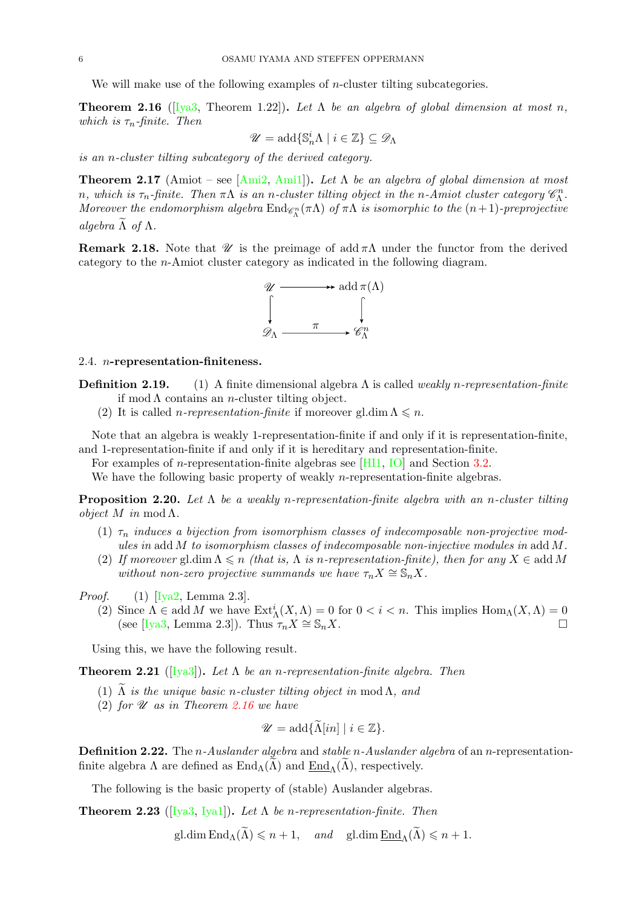We will make use of the following examples of $n$-cluster tilting subcategories.

**Theorem 2.16** ([Iya3, Theorem 1.22])**.** *Let $\Lambda$ be an algebra of global dimension at most $n$, which is $\tau_n$-finite. Then*

$$\mathscr{U} = \operatorname{add}\{\mathbb{S}_n^i \Lambda \mid i \in \mathbb{Z}\} \subseteq \mathscr{D}_\Lambda$$

*is an $n$-cluster tilting subcategory of the derived category.*

**Theorem 2.17** (Amiot – see [Ami2, Ami1])**.** *Let $\Lambda$ be an algebra of global dimension at most $n$, which is $\tau_n$-finite. Then $\pi\Lambda$ is an $n$-cluster tilting object in the $n$-Amiot cluster category $\mathscr{C}_\Lambda^n$. Moreover the endomorphism algebra $\operatorname{End}_{\mathscr{C}_\Lambda^n}(\pi\Lambda)$ of $\pi\Lambda$ is isomorphic to the $(n+1)$-preprojective algebra $\widetilde{\Lambda}$ of $\Lambda$.*

**Remark 2.18.** Note that $\mathscr{U}$ is the preimage of $\operatorname{add}\pi\Lambda$ under the functor from the derived category to the $n$-Amiot cluster category as indicated in the following diagram.

$$\begin{array}{ccc} \mathscr{U} & \longrightarrow & \operatorname{add}\pi(\Lambda) \\ \downarrow & & \downarrow \\ \mathscr{D}_\Lambda & \xrightarrow{\ \pi\ } & \mathscr{C}_\Lambda^n \end{array}$$

## 2.4. $n$-representation-finiteness.

**Definition 2.19.** (1) A finite dimensional algebra $\Lambda$ is called *weakly $n$-representation-finite* if $\operatorname{mod}\Lambda$ contains an $n$-cluster tilting object.

(2) It is called *$n$-representation-finite* if moreover $\operatorname{gl.dim}\Lambda \leqslant n$.

Note that an algebra is weakly 1-representation-finite if and only if it is representation-finite, and 1-representation-finite if and only if it is hereditary and representation-finite.

For examples of $n$-representation-finite algebras see [HI1, IO] and Section 3.2.

We have the following basic property of weakly $n$-representation-finite algebras.

**Proposition 2.20.** *Let $\Lambda$ be a weakly $n$-representation-finite algebra with an $n$-cluster tilting object $M$ in $\operatorname{mod}\Lambda$.*

(1) *$\tau_n$ induces a bijection from isomorphism classes of indecomposable non-projective modules in $\operatorname{add}M$ to isomorphism classes of indecomposable non-injective modules in $\operatorname{add}M$.*

(2) *If moreover $\operatorname{gl.dim}\Lambda \leqslant n$ (that is, $\Lambda$ is $n$-representation-finite), then for any $X \in \operatorname{add}M$ without non-zero projective summands we have $\tau_n X \cong \mathbb{S}_n X$.*

*Proof.* (1) [Iya2, Lemma 2.3].

(2) Since $\Lambda \in \operatorname{add}M$ we have $\operatorname{Ext}^i_\Lambda(X, \Lambda) = 0$ for $0 < i < n$. This implies $\operatorname{Hom}_\Lambda(X, \Lambda) = 0$ (see [Iya3, Lemma 2.3]). Thus $\tau_n X \cong \mathbb{S}_n X$. □

Using this, we have the following result.

**Theorem 2.21** ([Iya3])**.** *Let $\Lambda$ be an $n$-representation-finite algebra. Then*

(1) *$\widetilde{\Lambda}$ is the unique basic $n$-cluster tilting object in $\operatorname{mod}\Lambda$, and*

(2) *for $\mathscr{U}$ as in Theorem 2.16 we have*

$$\mathscr{U} = \operatorname{add}\{\widetilde{\Lambda}[in] \mid i \in \mathbb{Z}\}.$$

**Definition 2.22.** The *$n$-Auslander algebra* and *stable $n$-Auslander algebra* of an $n$-representation-finite algebra $\Lambda$ are defined as $\operatorname{End}_\Lambda(\widetilde{\Lambda})$ and $\underline{\operatorname{End}}_\Lambda(\widetilde{\Lambda})$, respectively.

The following is the basic property of (stable) Auslander algebras.

**Theorem 2.23** ([Iya3, Iya1])**.** *Let $\Lambda$ be $n$-representation-finite. Then*

$$\operatorname{gl.dim}\operatorname{End}_\Lambda(\widetilde{\Lambda}) \leqslant n+1, \quad \textit{and} \quad \operatorname{gl.dim}\underline{\operatorname{End}}_\Lambda(\widetilde{\Lambda}) \leqslant n+1.$$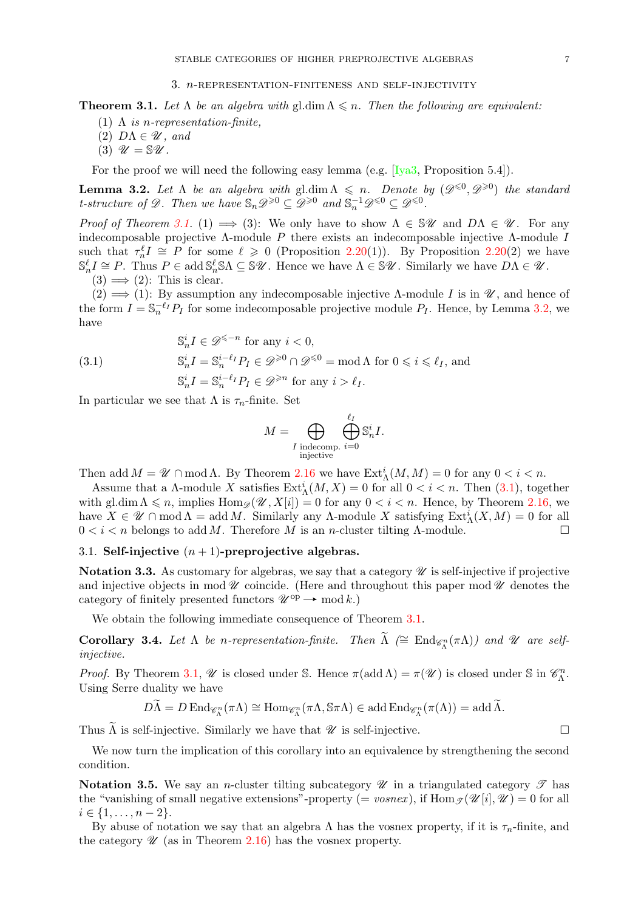## 3. $n$-representation-finiteness and self-injectivity

**Theorem 3.1.** *Let $\Lambda$ be an algebra with $\operatorname{gl.dim} \Lambda \leqslant n$. Then the following are equivalent:*

(1) *$\Lambda$ is $n$-representation-finite,*
(2) *$D\Lambda \in \mathscr{U}$, and*
(3) *$\mathscr{U} = \mathbb{S}\mathscr{U}$.*

For the proof we will need the following easy lemma (e.g. [Iya3, Proposition 5.4]).

**Lemma 3.2.** *Let $\Lambda$ be an algebra with $\operatorname{gl.dim} \Lambda \leqslant n$. Denote by $(\mathscr{D}^{\leqslant 0}, \mathscr{D}^{\geqslant 0})$ the standard t-structure of $\mathscr{D}$. Then we have $\mathbb{S}_n \mathscr{D}^{\geqslant 0} \subseteq \mathscr{D}^{\geqslant 0}$ and $\mathbb{S}_n^{-1} \mathscr{D}^{\leqslant 0} \subseteq \mathscr{D}^{\leqslant 0}$.*

*Proof of Theorem 3.1.* (1) $\Longrightarrow$ (3): We only have to show $\Lambda \in \mathbb{S}\mathscr{U}$ and $D\Lambda \in \mathscr{U}$. For any indecomposable projective $\Lambda$-module $P$ there exists an indecomposable injective $\Lambda$-module $I$ such that $\tau_n^\ell I \cong P$ for some $\ell \geqslant 0$ (Proposition 2.20(1)). By Proposition 2.20(2) we have $\mathbb{S}_n^\ell I \cong P$. Thus $P \in \operatorname{add} \mathbb{S}_n^\ell \mathbb{S} \Lambda \subseteq \mathbb{S}\mathscr{U}$. Hence we have $\Lambda \in \mathbb{S}\mathscr{U}$. Similarly we have $D\Lambda \in \mathscr{U}$.

(3) $\Longrightarrow$ (2): This is clear.

(2) $\Longrightarrow$ (1): By assumption any indecomposable injective $\Lambda$-module $I$ is in $\mathscr{U}$, and hence of the form $I = \mathbb{S}_n^{-\ell_I} P_I$ for some indecomposable projective module $P_I$. Hence, by Lemma 3.2, we have

$$
\begin{aligned}
&\mathbb{S}_n^i I \in \mathscr{D}^{\leqslant -n} \text{ for any } i < 0, \\
&\mathbb{S}_n^i I = \mathbb{S}_n^{i-\ell_I} P_I \in \mathscr{D}^{\geqslant 0} \cap \mathscr{D}^{\leqslant 0} = \operatorname{mod} \Lambda \text{ for } 0 \leqslant i \leqslant \ell_I, \text{ and} \\
&\mathbb{S}_n^i I = \mathbb{S}_n^{i-\ell_I} P_I \in \mathscr{D}^{\geqslant n} \text{ for any } i > \ell_I.
\end{aligned}
\tag{3.1}
$$

In particular we see that $\Lambda$ is $\tau_n$-finite. Set

$$
M = \bigoplus_{\substack{I \text{ indecomp.} \\ \text{injective}}} \bigoplus_{i=0}^{\ell_I} \mathbb{S}_n^i I.
$$

Then $\operatorname{add} M = \mathscr{U} \cap \operatorname{mod} \Lambda$. By Theorem 2.16 we have $\operatorname{Ext}^i_\Lambda(M, M) = 0$ for any $0 < i < n$.

Assume that a $\Lambda$-module $X$ satisfies $\operatorname{Ext}^i_\Lambda(M, X) = 0$ for all $0 < i < n$. Then (3.1), together with $\operatorname{gl.dim} \Lambda \leqslant n$, implies $\operatorname{Hom}_{\mathscr{D}}(\mathscr{U}, X[i]) = 0$ for any $0 < i < n$. Hence, by Theorem 2.16, we have $X \in \mathscr{U} \cap \operatorname{mod} \Lambda = \operatorname{add} M$. Similarly any $\Lambda$-module $X$ satisfying $\operatorname{Ext}^i_\Lambda(X, M) = 0$ for all $0 < i < n$ belongs to $\operatorname{add} M$. Therefore $M$ is an $n$-cluster tilting $\Lambda$-module. $\square$

### 3.1. Self-injective $(n+1)$-preprojective algebras.

**Notation 3.3.** As customary for algebras, we say that a category $\mathscr{U}$ is self-injective if projective and injective objects in $\operatorname{mod} \mathscr{U}$ coincide. (Here and throughout this paper $\operatorname{mod} \mathscr{U}$ denotes the category of finitely presented functors $\mathscr{U}^{\mathrm{op}} \longrightarrow \operatorname{mod} k$.)

We obtain the following immediate consequence of Theorem 3.1.

**Corollary 3.4.** *Let $\Lambda$ be $n$-representation-finite. Then $\widetilde{\Lambda}$ ($\cong \operatorname{End}_{\mathscr{C}_\Lambda^n}(\pi\Lambda)$) and $\mathscr{U}$ are self-injective.*

*Proof.* By Theorem 3.1, $\mathscr{U}$ is closed under $\mathbb{S}$. Hence $\pi(\operatorname{add} \Lambda) = \pi(\mathscr{U})$ is closed under $\mathbb{S}$ in $\mathscr{C}_\Lambda^n$. Using Serre duality we have

$$
D\widetilde{\Lambda} = D \operatorname{End}_{\mathscr{C}_\Lambda^n}(\pi\Lambda) \cong \operatorname{Hom}_{\mathscr{C}_\Lambda^n}(\pi\Lambda, \mathbb{S}\pi\Lambda) \in \operatorname{add} \operatorname{End}_{\mathscr{C}_\Lambda^n}(\pi(\Lambda)) = \operatorname{add} \widetilde{\Lambda}.
$$

Thus $\widetilde{\Lambda}$ is self-injective. Similarly we have that $\mathscr{U}$ is self-injective. $\square$

We now turn the implication of this corollary into an equivalence by strengthening the second condition.

**Notation 3.5.** We say an $n$-cluster tilting subcategory $\mathscr{U}$ in a triangulated category $\mathscr{T}$ has the "vanishing of small negative extensions"-property (= *vosnex*), if $\operatorname{Hom}_{\mathscr{T}}(\mathscr{U}[i], \mathscr{U}) = 0$ for all $i \in \{1, \ldots, n-2\}$.

By abuse of notation we say that an algebra $\Lambda$ has the vosnex property, if it is $\tau_n$-finite, and the category $\mathscr{U}$ (as in Theorem 2.16) has the vosnex property.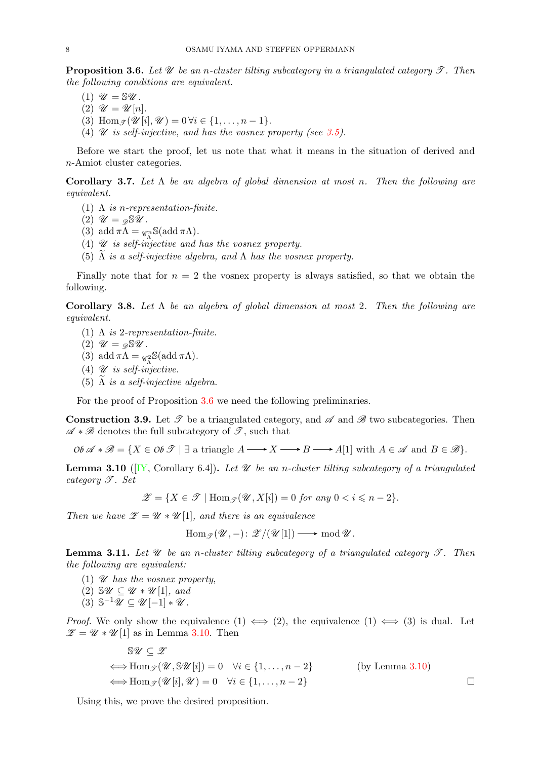**Proposition 3.6.** *Let $\mathscr{U}$ be an $n$-cluster tilting subcategory in a triangulated category $\mathscr{T}$. Then the following conditions are equivalent.*

1. $\mathscr{U} = \mathbb{S}\mathscr{U}$.
2. $\mathscr{U} = \mathscr{U}[n]$.
3. $\operatorname{Hom}_{\mathscr{T}}(\mathscr{U}[i], \mathscr{U}) = 0 \, \forall i \in \{1, \ldots, n-1\}$.
4. *$\mathscr{U}$ is self-injective, and has the vosnex property (see 3.5).*

Before we start the proof, let us note that what it means in the situation of derived and $n$-Amiot cluster categories.

**Corollary 3.7.** *Let $\Lambda$ be an algebra of global dimension at most $n$. Then the following are equivalent.*

1. *$\Lambda$ is $n$-representation-finite.*
2. $\mathscr{U} = {}_{\mathscr{D}}\mathbb{S}\mathscr{U}$.
3. $\operatorname{add} \pi\Lambda = {}_{\mathscr{C}_\Lambda^n}\mathbb{S}(\operatorname{add} \pi\Lambda)$.
4. *$\mathscr{U}$ is self-injective and has the vosnex property.*
5. *$\widetilde{\Lambda}$ is a self-injective algebra, and $\Lambda$ has the vosnex property.*

Finally note that for $n = 2$ the vosnex property is always satisfied, so that we obtain the following.

**Corollary 3.8.** *Let $\Lambda$ be an algebra of global dimension at most 2. Then the following are equivalent.*

1. *$\Lambda$ is 2-representation-finite.*
2. $\mathscr{U} = {}_{\mathscr{D}}\mathbb{S}\mathscr{U}$.
3. $\operatorname{add} \pi\Lambda = {}_{\mathscr{C}_\Lambda^2}\mathbb{S}(\operatorname{add} \pi\Lambda)$.
4. *$\mathscr{U}$ is self-injective.*
5. *$\widetilde{\Lambda}$ is a self-injective algebra.*

For the proof of Proposition 3.6 we need the following preliminaries.

**Construction 3.9.** Let $\mathscr{T}$ be a triangulated category, and $\mathscr{A}$ and $\mathscr{B}$ two subcategories. Then $\mathscr{A} * \mathscr{B}$ denotes the full subcategory of $\mathscr{T}$, such that

$$\mathcal{O}b\, \mathscr{A} * \mathscr{B} = \{X \in \mathcal{O}b\, \mathscr{T} \mid \exists \text{ a triangle } A \longrightarrow X \longrightarrow B \longrightarrow A[1] \text{ with } A \in \mathscr{A} \text{ and } B \in \mathscr{B}\}.$$

**Lemma 3.10** ([IY, Corollary 6.4])**.** *Let $\mathscr{U}$ be an $n$-cluster tilting subcategory of a triangulated category $\mathscr{T}$. Set*

$$\mathscr{X} = \{X \in \mathscr{T} \mid \operatorname{Hom}_{\mathscr{T}}(\mathscr{U}, X[i]) = 0 \text{ for any } 0 < i \leqslant n-2\}.$$

*Then we have $\mathscr{X} = \mathscr{U} * \mathscr{U}[1]$, and there is an equivalence*

$$\operatorname{Hom}_{\mathscr{T}}(\mathscr{U}, -) \colon \mathscr{X}/(\mathscr{U}[1]) \longrightarrow \operatorname{mod} \mathscr{U}.$$

**Lemma 3.11.** *Let $\mathscr{U}$ be an $n$-cluster tilting subcategory of a triangulated category $\mathscr{T}$. Then the following are equivalent:*

1. *$\mathscr{U}$ has the vosnex property,*
2. *$\mathbb{S}\mathscr{U} \subseteq \mathscr{U} * \mathscr{U}[1]$, and*
3. *$\mathbb{S}^{-1}\mathscr{U} \subseteq \mathscr{U}[-1] * \mathscr{U}$.*

*Proof.* We only show the equivalence (1) $\iff$ (2), the equivalence (1) $\iff$ (3) is dual. Let $\mathscr{X} = \mathscr{U} * \mathscr{U}[1]$ as in Lemma 3.10. Then

$$\begin{aligned}
& \mathbb{S}\mathscr{U} \subseteq \mathscr{X} \\
\iff & \operatorname{Hom}_{\mathscr{T}}(\mathscr{U}, \mathbb{S}\mathscr{U}[i]) = 0 \quad \forall i \in \{1, \ldots, n-2\} \qquad \text{(by Lemma 3.10)} \\
\iff & \operatorname{Hom}_{\mathscr{T}}(\mathscr{U}[i], \mathscr{U}) = 0 \quad \forall i \in \{1, \ldots, n-2\}
\end{aligned}$$

$\square$

Using this, we prove the desired proposition.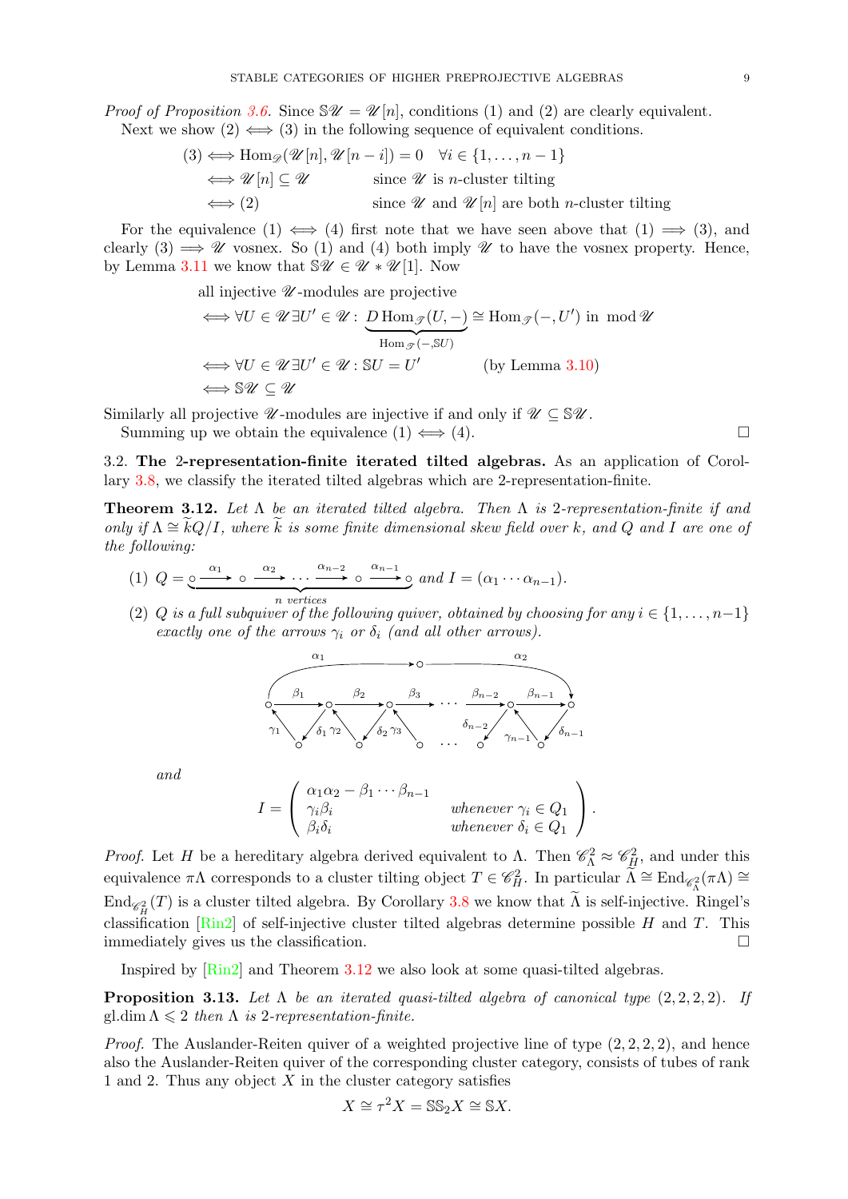*Proof of Proposition 3.6.* Since $\mathbb{S}\mathscr{U} = \mathscr{U}[n]$, conditions (1) and (2) are clearly equivalent.
Next we show (2) $\iff$ (3) in the following sequence of equivalent conditions.

$$
\begin{aligned}
(3) &\iff \operatorname{Hom}_{\mathscr{D}}(\mathscr{U}[n], \mathscr{U}[n-i]) = 0 \quad \forall i \in \{1, \dots, n-1\} \\
&\iff \mathscr{U}[n] \subseteq \mathscr{U} \qquad \text{since } \mathscr{U} \text{ is } n\text{-cluster tilting} \\
&\iff (2) \qquad \text{since } \mathscr{U} \text{ and } \mathscr{U}[n] \text{ are both } n\text{-cluster tilting}
\end{aligned}
$$

For the equivalence (1) $\iff$ (4) first note that we have seen above that (1) $\implies$ (3), and clearly (3) $\implies$ $\mathscr{U}$ vosnex. So (1) and (4) both imply $\mathscr{U}$ to have the vosnex property. Hence, by Lemma 3.11 we know that $\mathbb{S}\mathscr{U} \in \mathscr{U} * \mathscr{U}[1]$. Now

$$
\begin{aligned}
&\text{all injective } \mathscr{U}\text{-modules are projective} \\
&\iff \forall U \in \mathscr{U}\, \exists U' \in \mathscr{U} \colon \underbrace{D \operatorname{Hom}_{\mathscr{T}}(U, -)}_{\operatorname{Hom}_{\mathscr{T}}(-, \mathbb{S}U)} \cong \operatorname{Hom}_{\mathscr{T}}(-, U') \text{ in } \operatorname{mod} \mathscr{U} \\
&\iff \forall U \in \mathscr{U}\, \exists U' \in \mathscr{U} \colon \mathbb{S}U = U' \qquad \text{(by Lemma 3.10)} \\
&\iff \mathbb{S}\mathscr{U} \subseteq \mathscr{U}
\end{aligned}
$$

Similarly all projective $\mathscr{U}$-modules are injective if and only if $\mathscr{U} \subseteq \mathbb{S}\mathscr{U}$.
Summing up we obtain the equivalence (1) $\iff$ (4). □

3.2. **The 2-representation-finite iterated tilted algebras.** As an application of Corollary 3.8, we classify the iterated tilted algebras which are 2-representation-finite.

**Theorem 3.12.** *Let $\Lambda$ be an iterated tilted algebra. Then $\Lambda$ is 2-representation-finite if and only if $\Lambda \cong \widetilde{k}Q/I$, where $\widetilde{k}$ is some finite dimensional skew field over $k$, and $Q$ and $I$ are one of the following:*

(1) $Q = \underbrace{\circ \xrightarrow{\alpha_1} \circ \xrightarrow{\alpha_2} \cdots \xrightarrow{\alpha_{n-2}} \circ \xrightarrow{\alpha_{n-1}} \circ}_{n \text{ vertices}}$ *and* $I = (\alpha_1 \cdots \alpha_{n-1})$.

(2) *$Q$ is a full subquiver of the following quiver, obtained by choosing for any $i \in \{1, \dots, n-1\}$ exactly one of the arrows $\gamma_i$ or $\delta_i$ (and all other arrows).*

$$
\begin{array}{c}
\text{(quiver: top path } \circ \xrightarrow{\alpha_1} \circ \xrightarrow{\alpha_2} \circ \text{ from first to last vertex of the row; row } \circ \xrightarrow{\beta_1} \circ \xrightarrow{\beta_2} \circ \xrightarrow{\beta_3} \cdots \xrightarrow{\beta_{n-2}} \circ \xrightarrow{\beta_{n-1}} \circ; \\
\text{below each } \beta_i \text{ a vertex with } \gamma_i \text{ to the source of } \beta_i \text{ and } \delta_i \text{ from the target of } \beta_i)
\end{array}
$$

*and*

$$
I = \begin{pmatrix} \alpha_1\alpha_2 - \beta_1 \cdots \beta_{n-1} & \\ \gamma_i\beta_i & \text{whenever } \gamma_i \in Q_1 \\ \beta_i\delta_i & \text{whenever } \delta_i \in Q_1 \end{pmatrix}.
$$

*Proof.* Let $H$ be a hereditary algebra derived equivalent to $\Lambda$. Then $\mathscr{C}^2_\Lambda \approx \mathscr{C}^2_H$, and under this equivalence $\pi\Lambda$ corresponds to a cluster tilting object $T \in \mathscr{C}^2_H$. In particular $\widetilde{\Lambda} \cong \operatorname{End}_{\mathscr{C}^2_\Lambda}(\pi\Lambda) \cong \operatorname{End}_{\mathscr{C}^2_H}(T)$ is a cluster tilted algebra. By Corollary 3.8 we know that $\widetilde{\Lambda}$ is self-injective. Ringel's classification [Rin2] of self-injective cluster tilted algebras determine possible $H$ and $T$. This immediately gives us the classification. □

Inspired by [Rin2] and Theorem 3.12 we also look at some quasi-tilted algebras.

**Proposition 3.13.** *Let $\Lambda$ be an iterated quasi-tilted algebra of canonical type $(2, 2, 2, 2)$. If $\operatorname{gl.dim} \Lambda \leqslant 2$ then $\Lambda$ is 2-representation-finite.*

*Proof.* The Auslander-Reiten quiver of a weighted projective line of type $(2, 2, 2, 2)$, and hence also the Auslander-Reiten quiver of the corresponding cluster category, consists of tubes of rank 1 and 2. Thus any object $X$ in the cluster category satisfies

$$X \cong \tau^2 X = \mathbb{S}\mathbb{S}_2 X \cong \mathbb{S}X.$$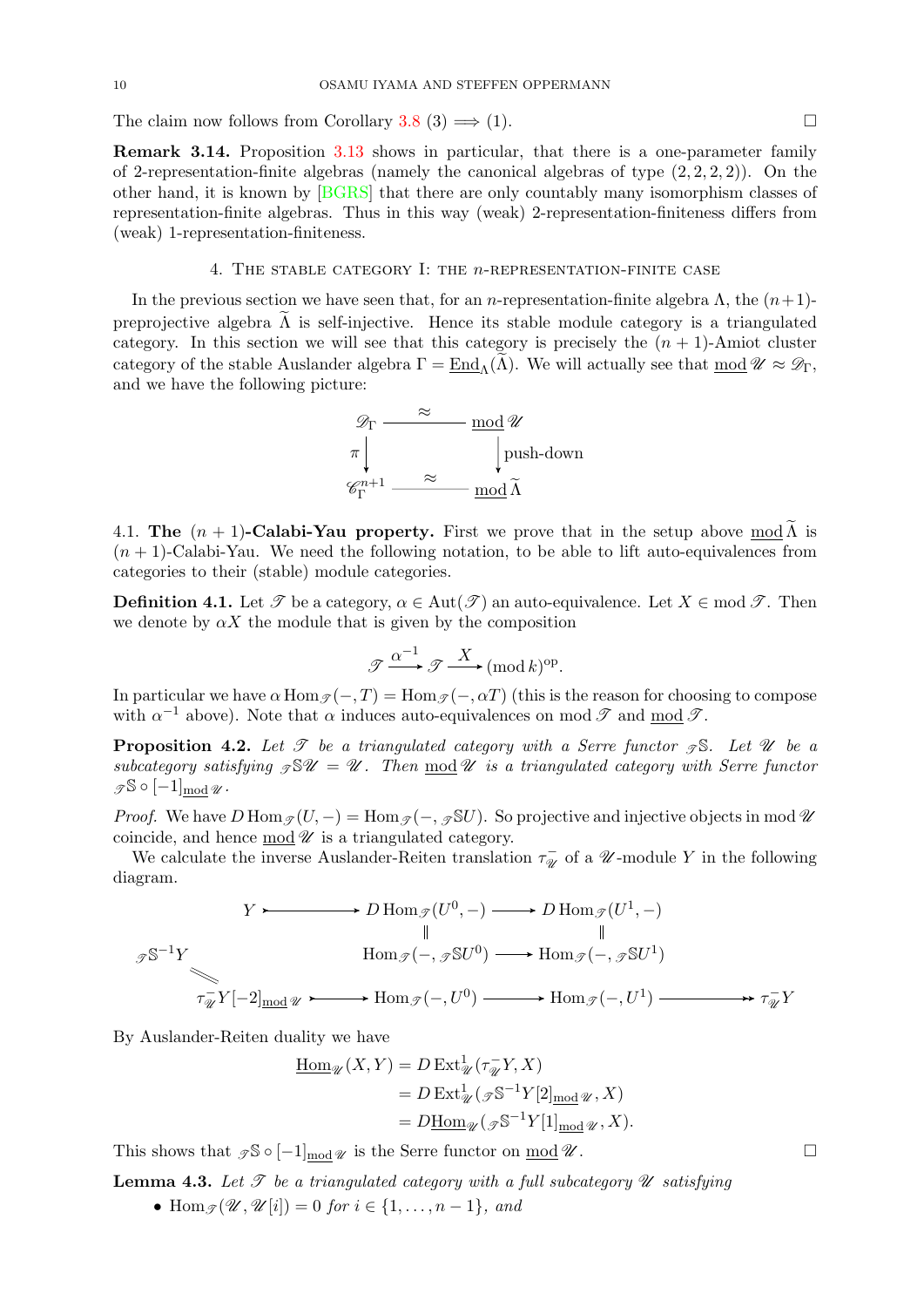The claim now follows from Corollary 3.8 (3) $\implies$ (1). ☐

**Remark 3.14.** Proposition 3.13 shows in particular, that there is a one-parameter family of 2-representation-finite algebras (namely the canonical algebras of type $(2,2,2,2)$). On the other hand, it is known by [BGRS] that there are only countably many isomorphism classes of representation-finite algebras. Thus in this way (weak) 2-representation-finiteness differs from (weak) 1-representation-finiteness.

## 4. The stable category I: the $n$-representation-finite case

In the previous section we have seen that, for an $n$-representation-finite algebra $\Lambda$, the $(n+1)$-preprojective algebra $\widetilde{\Lambda}$ is self-injective. Hence its stable module category is a triangulated category. In this section we will see that this category is precisely the $(n+1)$-Amiot cluster category of the stable Auslander algebra $\Gamma = \underline{\operatorname{End}}_{\Lambda}(\widetilde{\Lambda})$. We will actually see that $\underline{\operatorname{mod}}\, \mathscr{U} \approx \mathscr{D}_{\Gamma}$, and we have the following picture:

$$\begin{array}{ccc} \mathscr{D}_{\Gamma} & \xrightarrow{\;\approx\;} & \underline{\operatorname{mod}}\, \mathscr{U} \\ {\scriptstyle \pi}\downarrow & & \downarrow{\scriptstyle \text{push-down}} \\ \mathscr{C}_{\Gamma}^{n+1} & \xrightarrow{\;\approx\;} & \underline{\operatorname{mod}}\, \widetilde{\Lambda} \end{array}$$

4.1. **The $(n+1)$-Calabi-Yau property.** First we prove that in the setup above $\underline{\operatorname{mod}}\, \widetilde{\Lambda}$ is $(n+1)$-Calabi-Yau. We need the following notation, to be able to lift auto-equivalences from categories to their (stable) module categories.

**Definition 4.1.** Let $\mathscr{T}$ be a category, $\alpha \in \operatorname{Aut}(\mathscr{T})$ an auto-equivalence. Let $X \in \operatorname{mod} \mathscr{T}$. Then we denote by $\alpha X$ the module that is given by the composition

$$\mathscr{T} \xrightarrow{\alpha^{-1}} \mathscr{T} \xrightarrow{X} (\operatorname{mod} k)^{\mathrm{op}}.$$

In particular we have $\alpha \operatorname{Hom}_{\mathscr{T}}(-, T) = \operatorname{Hom}_{\mathscr{T}}(-, \alpha T)$ (this is the reason for choosing to compose with $\alpha^{-1}$ above). Note that $\alpha$ induces auto-equivalences on $\operatorname{mod} \mathscr{T}$ and $\underline{\operatorname{mod}}\, \mathscr{T}$.

**Proposition 4.2.** *Let $\mathscr{T}$ be a triangulated category with a Serre functor ${}_{\mathscr{T}}\mathbb{S}$. Let $\mathscr{U}$ be a subcategory satisfying ${}_{\mathscr{T}}\mathbb{S}\mathscr{U} = \mathscr{U}$. Then $\underline{\operatorname{mod}}\, \mathscr{U}$ is a triangulated category with Serre functor ${}_{\mathscr{T}}\mathbb{S} \circ [-1]_{\underline{\operatorname{mod}}\, \mathscr{U}}$.*

*Proof.* We have $D \operatorname{Hom}_{\mathscr{T}}(U, -) = \operatorname{Hom}_{\mathscr{T}}(-, {}_{\mathscr{T}}\mathbb{S}U)$. So projective and injective objects in $\operatorname{mod} \mathscr{U}$ coincide, and hence $\underline{\operatorname{mod}}\, \mathscr{U}$ is a triangulated category.

We calculate the inverse Auslander-Reiten translation $\tau_{\mathscr{U}}^{-}$ of a $\mathscr{U}$-module $Y$ in the following diagram.

$$\begin{array}{ccccccc}
& Y & \rightarrowtail & D\operatorname{Hom}_{\mathscr{T}}(U^0,-) & \longrightarrow & D\operatorname{Hom}_{\mathscr{T}}(U^1,-) & \\
& & & \| & & \| & \\
{}_{\mathscr{T}}\mathbb{S}^{-1}Y & & & \operatorname{Hom}_{\mathscr{T}}(-,{}_{\mathscr{T}}\mathbb{S}U^0) & \longrightarrow & \operatorname{Hom}_{\mathscr{T}}(-,{}_{\mathscr{T}}\mathbb{S}U^1) & \\
\| & & & & & & \\
\tau_{\mathscr{U}}^{-}Y[-2]_{\underline{\operatorname{mod}}\,\mathscr{U}} & & \rightarrowtail & \operatorname{Hom}_{\mathscr{T}}(-,U^0) & \longrightarrow & \operatorname{Hom}_{\mathscr{T}}(-,U^1) & \twoheadrightarrow \tau_{\mathscr{U}}^{-}Y
\end{array}$$

By Auslander-Reiten duality we have

$$\begin{aligned}
\underline{\operatorname{Hom}}_{\mathscr{U}}(X, Y) &= D\operatorname{Ext}^1_{\mathscr{U}}(\tau_{\mathscr{U}}^{-}Y, X) \\
&= D\operatorname{Ext}^1_{\mathscr{U}}({}_{\mathscr{T}}\mathbb{S}^{-1}Y[2]_{\underline{\operatorname{mod}}\,\mathscr{U}}, X) \\
&= D\underline{\operatorname{Hom}}_{\mathscr{U}}({}_{\mathscr{T}}\mathbb{S}^{-1}Y[1]_{\underline{\operatorname{mod}}\,\mathscr{U}}, X).
\end{aligned}$$

This shows that ${}_{\mathscr{T}}\mathbb{S} \circ [-1]_{\underline{\operatorname{mod}}\,\mathscr{U}}$ is the Serre functor on $\underline{\operatorname{mod}}\, \mathscr{U}$. ☐

**Lemma 4.3.** *Let $\mathscr{T}$ be a triangulated category with a full subcategory $\mathscr{U}$ satisfying*

- *$\operatorname{Hom}_{\mathscr{T}}(\mathscr{U}, \mathscr{U}[i]) = 0$ for $i \in \{1, \ldots, n-1\}$, and*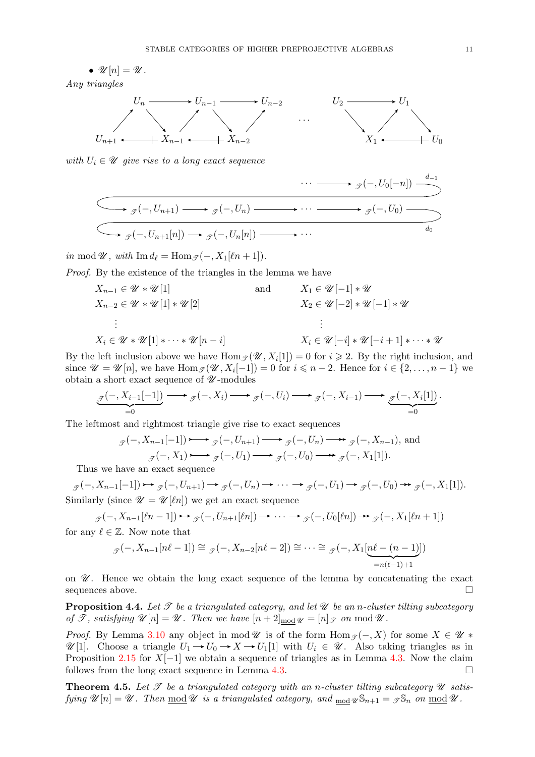- $\mathscr{U}[n] = \mathscr{U}$.

*Any triangles*

$$\begin{array}{ccccccccccc}
 & U_n & \longrightarrow & U_{n-1} & \longrightarrow & U_{n-2} & & U_2 & \longrightarrow & U_1 & \\
 \nearrow & & \searrow \ \nearrow & & \searrow \ \nearrow & & \cdots & & \searrow \ \nearrow & & \searrow \\
U_{n+1} & \longleftarrow\!\!\!+ & X_{n-1} & \longleftarrow\!\!\!+ & X_{n-2} & & & & X_1 & \longleftarrow\!\!\!+ & U_0
\end{array}$$

*with $U_i \in \mathscr{U}$ give rise to a long exact sequence*

$$\cdots \longrightarrow {}_{\mathscr{T}}(-, U_0[-n]) \xrightarrow{d_{-1}} {}_{\mathscr{T}}(-, U_{n+1}) \longrightarrow {}_{\mathscr{T}}(-, U_n) \longrightarrow \cdots \longrightarrow {}_{\mathscr{T}}(-, U_0) \xrightarrow{d_0} {}_{\mathscr{T}}(-, U_{n+1}[n]) \longrightarrow {}_{\mathscr{T}}(-, U_n[n]) \longrightarrow \cdots$$

*in $\operatorname{mod} \mathscr{U}$, with $\operatorname{Im} d_\ell = \operatorname{Hom}_{\mathscr{T}}(-, X_1[\ell n + 1])$.*

*Proof.* By the existence of the triangles in the lemma we have

$$\begin{aligned}
&X_{n-1} \in \mathscr{U} * \mathscr{U}[1] && \text{and} && X_1 \in \mathscr{U}[-1] * \mathscr{U} \\
&X_{n-2} \in \mathscr{U} * \mathscr{U}[1] * \mathscr{U}[2] && && X_2 \in \mathscr{U}[-2] * \mathscr{U}[-1] * \mathscr{U} \\
&\quad \vdots && && \quad \vdots \\
&X_i \in \mathscr{U} * \mathscr{U}[1] * \cdots * \mathscr{U}[n-i] && && X_i \in \mathscr{U}[-i] * \mathscr{U}[-i+1] * \cdots * \mathscr{U}
\end{aligned}$$

By the left inclusion above we have $\operatorname{Hom}_{\mathscr{T}}(\mathscr{U}, X_i[1]) = 0$ for $i \geqslant 2$. By the right inclusion, and since $\mathscr{U} = \mathscr{U}[n]$, we have $\operatorname{Hom}_{\mathscr{T}}(\mathscr{U}, X_i[-1]) = 0$ for $i \leqslant n-2$. Hence for $i \in \{2, \ldots, n-1\}$ we obtain a short exact sequence of $\mathscr{U}$-modules

$$\underbrace{{}_{\mathscr{T}}(-, X_{i-1}[-1])}_{=0} \longrightarrow {}_{\mathscr{T}}(-, X_i) \longrightarrow {}_{\mathscr{T}}(-, U_i) \longrightarrow {}_{\mathscr{T}}(-, X_{i-1}) \longrightarrow \underbrace{{}_{\mathscr{T}}(-, X_i[1])}_{=0}.$$

The leftmost and rightmost triangle give rise to exact sequences

$$\begin{aligned}
{}_{\mathscr{T}}(-, X_{n-1}[-1]) \rightarrowtail {}_{\mathscr{T}}(-, U_{n+1}) \longrightarrow {}_{\mathscr{T}}(-, U_n) \twoheadrightarrow {}_{\mathscr{T}}(-, X_{n-1}), \text{ and} \\
{}_{\mathscr{T}}(-, X_1) \rightarrowtail {}_{\mathscr{T}}(-, U_1) \longrightarrow {}_{\mathscr{T}}(-, U_0) \twoheadrightarrow {}_{\mathscr{T}}(-, X_1[1]).
\end{aligned}$$

Thus we have an exact sequence

$${}_{\mathscr{T}}(-, X_{n-1}[-1]) \rightarrowtail {}_{\mathscr{T}}(-, U_{n+1}) \to {}_{\mathscr{T}}(-, U_n) \to \cdots \to {}_{\mathscr{T}}(-, U_1) \to {}_{\mathscr{T}}(-, U_0) \twoheadrightarrow {}_{\mathscr{T}}(-, X_1[1]).$$

Similarly (since $\mathscr{U} = \mathscr{U}[\ell n]$) we get an exact sequence

$${}_{\mathscr{T}}(-, X_{n-1}[\ell n - 1]) \rightarrowtail {}_{\mathscr{T}}(-, U_{n+1}[\ell n]) \to \cdots \to {}_{\mathscr{T}}(-, U_0[\ell n]) \twoheadrightarrow {}_{\mathscr{T}}(-, X_1[\ell n + 1])$$

for any $\ell \in \mathbb{Z}$. Now note that

$${}_{\mathscr{T}}(-, X_{n-1}[n\ell - 1]) \cong {}_{\mathscr{T}}(-, X_{n-2}[n\ell - 2]) \cong \cdots \cong {}_{\mathscr{T}}(-, X_1[\underbrace{n\ell - (n-1)}_{=n(\ell-1)+1}])$$

on $\mathscr{U}$. Hence we obtain the long exact sequence of the lemma by concatenating the exact sequences above. $\square$

**Proposition 4.4.** *Let $\mathscr{T}$ be a triangulated category, and let $\mathscr{U}$ be an $n$-cluster tilting subcategory of $\mathscr{T}$, satisfying $\mathscr{U}[n] = \mathscr{U}$. Then we have $[n+2]_{\underline{\operatorname{mod}} \mathscr{U}} = [n]_{\mathscr{T}}$ on $\underline{\operatorname{mod}} \mathscr{U}$.*

*Proof.* By Lemma 3.10 any object in $\operatorname{mod} \mathscr{U}$ is of the form $\operatorname{Hom}_{\mathscr{T}}(-, X)$ for some $X \in \mathscr{U} * \mathscr{U}[1]$. Choose a triangle $U_1 \to U_0 \to X \to U_1[1]$ with $U_i \in \mathscr{U}$. Also taking triangles as in Proposition 2.15 for $X[-1]$ we obtain a sequence of triangles as in Lemma 4.3. Now the claim follows from the long exact sequence in Lemma 4.3. $\square$

**Theorem 4.5.** *Let $\mathscr{T}$ be a triangulated category with an $n$-cluster tilting subcategory $\mathscr{U}$ satisfying $\mathscr{U}[n] = \mathscr{U}$. Then $\underline{\operatorname{mod}} \mathscr{U}$ is a triangulated category, and ${}_{\underline{\operatorname{mod}} \mathscr{U}}\mathbb{S}_{n+1} = {}_{\mathscr{T}}\mathbb{S}_n$ on $\underline{\operatorname{mod}} \mathscr{U}$.*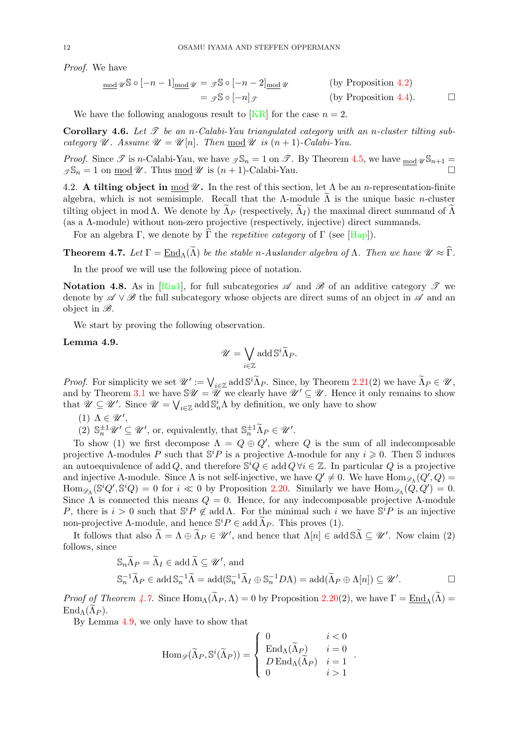*Proof.* We have

$$\begin{aligned}
{}_{\underline{\mathrm{mod}}\,\mathscr{U}}\mathbb{S}\circ[-n-1]_{\underline{\mathrm{mod}}\,\mathscr{U}} &= {}_{\mathscr{T}}\mathbb{S}\circ[-n-2]_{\underline{\mathrm{mod}}\,\mathscr{U}} && \text{(by Proposition 4.2)}\\
&= {}_{\mathscr{T}}\mathbb{S}\circ[-n]_{\mathscr{T}} && \text{(by Proposition 4.4).}
\end{aligned}$$

□

We have the following analogous result to [KR] for the case $n=2$.

**Corollary 4.6.** *Let $\mathscr{T}$ be an $n$-Calabi-Yau triangulated category with an $n$-cluster tilting subcategory $\mathscr{U}$. Assume $\mathscr{U}=\mathscr{U}[n]$. Then $\underline{\mathrm{mod}}\,\mathscr{U}$ is $(n+1)$-Calabi-Yau.*

*Proof.* Since $\mathscr{T}$ is $n$-Calabi-Yau, we have ${}_{\mathscr{T}}\mathbb{S}_n=1$ on $\mathscr{T}$. By Theorem 4.5, we have ${}_{\underline{\mathrm{mod}}\,\mathscr{U}}\mathbb{S}_{n+1}={}_{\mathscr{T}}\mathbb{S}_n=1$ on $\underline{\mathrm{mod}}\,\mathscr{U}$. Thus $\underline{\mathrm{mod}}\,\mathscr{U}$ is $(n+1)$-Calabi-Yau. □

4.2. **A tilting object in $\underline{\mathrm{mod}}\,\mathscr{U}$.** In the rest of this section, let $\Lambda$ be an $n$-representation-finite algebra, which is not semisimple. Recall that the $\Lambda$-module $\widetilde{\Lambda}$ is the unique basic $n$-cluster tilting object in $\mathrm{mod}\,\Lambda$. We denote by $\widetilde{\Lambda}_P$ (respectively, $\widetilde{\Lambda}_I$) the maximal direct summand of $\widetilde{\Lambda}$ (as a $\Lambda$-module) without non-zero projective (respectively, injective) direct summands.

For an algebra $\Gamma$, we denote by $\widehat{\Gamma}$ the *repetitive category* of $\Gamma$ (see [Hap]).

**Theorem 4.7.** *Let $\Gamma=\underline{\mathrm{End}}_\Lambda(\widetilde{\Lambda})$ be the stable $n$-Auslander algebra of $\Lambda$. Then we have $\mathscr{U}\approx\widehat{\Gamma}$.*

In the proof we will use the following piece of notation.

**Notation 4.8.** As in [Rin1], for full subcategories $\mathscr{A}$ and $\mathscr{B}$ of an additive category $\mathscr{T}$ we denote by $\mathscr{A}\vee\mathscr{B}$ the full subcategory whose objects are direct sums of an object in $\mathscr{A}$ and an object in $\mathscr{B}$.

We start by proving the following observation.

**Lemma 4.9.**

$$\mathscr{U}=\bigvee_{i\in\mathbb{Z}}\mathrm{add}\,\mathbb{S}^i\widetilde{\Lambda}_P.$$

*Proof.* For simplicity we set $\mathscr{U}':=\bigvee_{i\in\mathbb{Z}}\mathrm{add}\,\mathbb{S}^i\widetilde{\Lambda}_P$. Since, by Theorem 2.21(2) we have $\widetilde{\Lambda}_P\in\mathscr{U}$, and by Theorem 3.1 we have $\mathbb{S}\mathscr{U}=\mathscr{U}$ we clearly have $\mathscr{U}'\subseteq\mathscr{U}$. Hence it only remains to show that $\mathscr{U}\subseteq\mathscr{U}'$. Since $\mathscr{U}=\bigvee_{i\in\mathbb{Z}}\mathrm{add}\,\mathbb{S}_n^i\Lambda$ by definition, we only have to show

(1) $\Lambda\in\mathscr{U}'$,

(2) $\mathbb{S}_n^{\pm1}\mathscr{U}'\subseteq\mathscr{U}'$, or, equivalently, that $\mathbb{S}_n^{\pm1}\widetilde{\Lambda}_P\in\mathscr{U}'$.

To show (1) we first decompose $\Lambda=Q\oplus Q'$, where $Q$ is the sum of all indecomposable projective $\Lambda$-modules $P$ such that $\mathbb{S}^iP$ is a projective $\Lambda$-module for any $i\geqslant 0$. Then $\mathbb{S}$ induces an autoequivalence of $\mathrm{add}\,Q$, and therefore $\mathbb{S}^iQ\in\mathrm{add}\,Q\;\forall i\in\mathbb{Z}$. In particular $Q$ is a projective and injective $\Lambda$-module. Since $\Lambda$ is not self-injective, we have $Q'\neq 0$. We have $\mathrm{Hom}_{\mathscr{D}_\Lambda}(Q',Q)=\mathrm{Hom}_{\mathscr{D}_\Lambda}(\mathbb{S}^iQ',\mathbb{S}^iQ)=0$ for $i\ll 0$ by Proposition 2.20. Similarly we have $\mathrm{Hom}_{\mathscr{D}_\Lambda}(Q,Q')=0$. Since $\Lambda$ is connected this means $Q=0$. Hence, for any indecomposable projective $\Lambda$-module $P$, there is $i>0$ such that $\mathbb{S}^iP\notin\mathrm{add}\,\Lambda$. For the minimal such $i$ we have $\mathbb{S}^iP$ is an injective non-projective $\Lambda$-module, and hence $\mathbb{S}^iP\in\mathrm{add}\,\widetilde{\Lambda}_P$. This proves (1).

It follows that also $\widetilde{\Lambda}=\Lambda\oplus\widetilde{\Lambda}_P\in\mathscr{U}'$, and hence that $\Lambda[n]\in\mathrm{add}\,\mathbb{S}\widetilde{\Lambda}\subseteq\mathscr{U}'$. Now claim (2) follows, since

$$\begin{aligned}
&\mathbb{S}_n\widetilde{\Lambda}_P=\widetilde{\Lambda}_I\in\mathrm{add}\,\widetilde{\Lambda}\subseteq\mathscr{U}',\text{ and}\\
&\mathbb{S}_n^{-1}\widetilde{\Lambda}_P\in\mathrm{add}\,\mathbb{S}_n^{-1}\widetilde{\Lambda}=\mathrm{add}(\mathbb{S}_n^{-1}\widetilde{\Lambda}_I\oplus\mathbb{S}_n^{-1}D\Lambda)=\mathrm{add}(\widetilde{\Lambda}_P\oplus\Lambda[n])\subseteq\mathscr{U}'.
\end{aligned}$$

□

*Proof of Theorem 4.7.* Since $\mathrm{Hom}_\Lambda(\widetilde{\Lambda}_P,\Lambda)=0$ by Proposition 2.20(2), we have $\Gamma=\underline{\mathrm{End}}_\Lambda(\widetilde{\Lambda})=\mathrm{End}_\Lambda(\widetilde{\Lambda}_P)$.

By Lemma 4.9, we only have to show that

$$\mathrm{Hom}_{\mathscr{D}}(\widetilde{\Lambda}_P,\mathbb{S}^i(\widetilde{\Lambda}_P))=\begin{cases}0 & i<0\\ \mathrm{End}_\Lambda(\widetilde{\Lambda}_P) & i=0\\ D\,\mathrm{End}_\Lambda(\widetilde{\Lambda}_P) & i=1\\ 0 & i>1\end{cases}.$$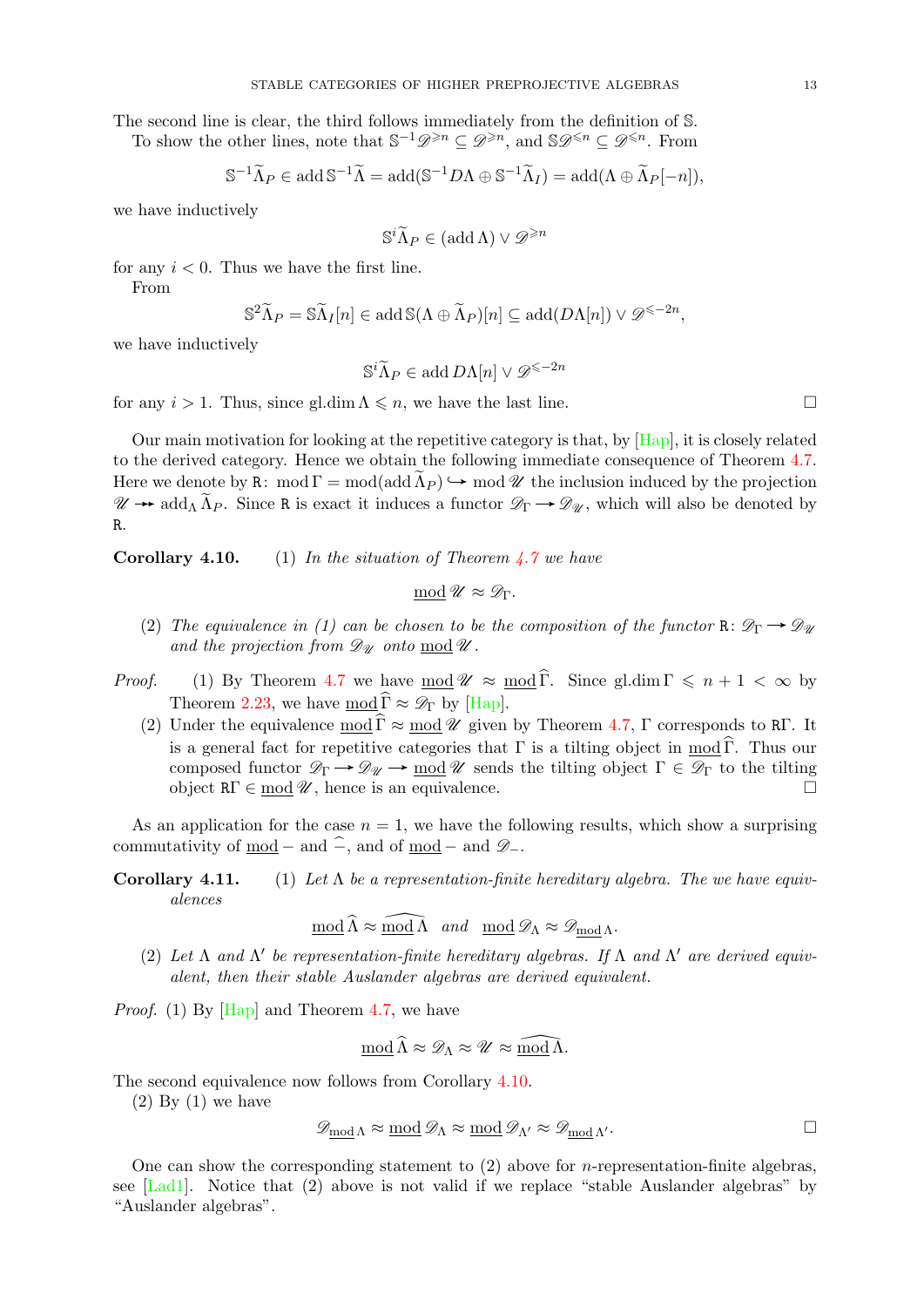The second line is clear, the third follows immediately from the definition of $\mathbb{S}$.

To show the other lines, note that $\mathbb{S}^{-1}\mathscr{D}^{\geqslant n} \subseteq \mathscr{D}^{\geqslant n}$, and $\mathbb{S}\mathscr{D}^{\leqslant n} \subseteq \mathscr{D}^{\leqslant n}$. From

$$\mathbb{S}^{-1}\widetilde{\Lambda}_P \in \operatorname{add} \mathbb{S}^{-1}\widetilde{\Lambda} = \operatorname{add}(\mathbb{S}^{-1}D\Lambda \oplus \mathbb{S}^{-1}\widetilde{\Lambda}_I) = \operatorname{add}(\Lambda \oplus \widetilde{\Lambda}_P[-n]),$$

we have inductively

$$\mathbb{S}^i\widetilde{\Lambda}_P \in (\operatorname{add} \Lambda) \vee \mathscr{D}^{\geqslant n}$$

for any $i < 0$. Thus we have the first line.

From

$$\mathbb{S}^2\widetilde{\Lambda}_P = \mathbb{S}\widetilde{\Lambda}_I[n] \in \operatorname{add} \mathbb{S}(\Lambda \oplus \widetilde{\Lambda}_P)[n] \subseteq \operatorname{add}(D\Lambda[n]) \vee \mathscr{D}^{\leqslant -2n},$$

we have inductively

$$\mathbb{S}^i\widetilde{\Lambda}_P \in \operatorname{add} D\Lambda[n] \vee \mathscr{D}^{\leqslant -2n}$$

for any $i > 1$. Thus, since $\operatorname{gl.dim} \Lambda \leqslant n$, we have the last line. $\square$

Our main motivation for looking at the repetitive category is that, by [Hap], it is closely related to the derived category. Hence we obtain the following immediate consequence of Theorem 4.7. Here we denote by $\mathtt{R}\colon \operatorname{mod} \Gamma = \operatorname{mod}(\operatorname{add} \widetilde{\Lambda}_P) \hookrightarrow \operatorname{mod} \mathscr{U}$ the inclusion induced by the projection $\mathscr{U} \twoheadrightarrow \operatorname{add}_\Lambda \widetilde{\Lambda}_P$. Since $\mathtt{R}$ is exact it induces a functor $\mathscr{D}_\Gamma \longrightarrow \mathscr{D}_\mathscr{U}$, which will also be denoted by $\mathtt{R}$.

**Corollary 4.10.** (1) *In the situation of Theorem 4.7 we have*

$$\underline{\operatorname{mod}}\, \mathscr{U} \approx \mathscr{D}_\Gamma.$$

(2) *The equivalence in (1) can be chosen to be the composition of the functor $\mathtt{R}\colon \mathscr{D}_\Gamma \longrightarrow \mathscr{D}_\mathscr{U}$ and the projection from $\mathscr{D}_\mathscr{U}$ onto $\underline{\operatorname{mod}}\, \mathscr{U}$.*

*Proof.* (1) By Theorem 4.7 we have $\underline{\operatorname{mod}}\, \mathscr{U} \approx \underline{\operatorname{mod}}\, \widehat{\Gamma}$. Since $\operatorname{gl.dim} \Gamma \leqslant n+1 < \infty$ by Theorem 2.23, we have $\underline{\operatorname{mod}}\, \widehat{\Gamma} \approx \mathscr{D}_\Gamma$ by [Hap].

(2) Under the equivalence $\underline{\operatorname{mod}}\, \widehat{\Gamma} \approx \underline{\operatorname{mod}}\, \mathscr{U}$ given by Theorem 4.7, $\Gamma$ corresponds to $\mathtt{R}\Gamma$. It is a general fact for repetitive categories that $\Gamma$ is a tilting object in $\underline{\operatorname{mod}}\, \widehat{\Gamma}$. Thus our composed functor $\mathscr{D}_\Gamma \longrightarrow \mathscr{D}_\mathscr{U} \longrightarrow \underline{\operatorname{mod}}\, \mathscr{U}$ sends the tilting object $\Gamma \in \mathscr{D}_\Gamma$ to the tilting object $\mathtt{R}\Gamma \in \underline{\operatorname{mod}}\, \mathscr{U}$, hence is an equivalence. $\square$

As an application for the case $n = 1$, we have the following results, which show a surprising commutativity of $\underline{\operatorname{mod}}\, -$ and $\widehat{-}$, and of $\underline{\operatorname{mod}}\, -$ and $\mathscr{D}_-$.

**Corollary 4.11.** (1) *Let $\Lambda$ be a representation-finite hereditary algebra. The we have equivalences*

$$\underline{\operatorname{mod}}\, \widehat{\Lambda} \approx \widehat{\underline{\operatorname{mod}}\, \Lambda} \quad \text{and} \quad \underline{\operatorname{mod}}\, \mathscr{D}_\Lambda \approx \mathscr{D}_{\underline{\operatorname{mod}}\, \Lambda}.$$

(2) *Let $\Lambda$ and $\Lambda'$ be representation-finite hereditary algebras. If $\Lambda$ and $\Lambda'$ are derived equivalent, then their stable Auslander algebras are derived equivalent.*

*Proof.* (1) By [Hap] and Theorem 4.7, we have

$$\underline{\operatorname{mod}}\, \widehat{\Lambda} \approx \mathscr{D}_\Lambda \approx \mathscr{U} \approx \widehat{\underline{\operatorname{mod}}\, \Lambda}.$$

The second equivalence now follows from Corollary 4.10.

(2) By (1) we have

$$\mathscr{D}_{\underline{\operatorname{mod}}\, \Lambda} \approx \underline{\operatorname{mod}}\, \mathscr{D}_\Lambda \approx \underline{\operatorname{mod}}\, \mathscr{D}_{\Lambda'} \approx \mathscr{D}_{\underline{\operatorname{mod}}\, \Lambda'}. \qquad \square$$

One can show the corresponding statement to (2) above for $n$-representation-finite algebras, see [Lad1]. Notice that (2) above is not valid if we replace "stable Auslander algebras" by "Auslander algebras".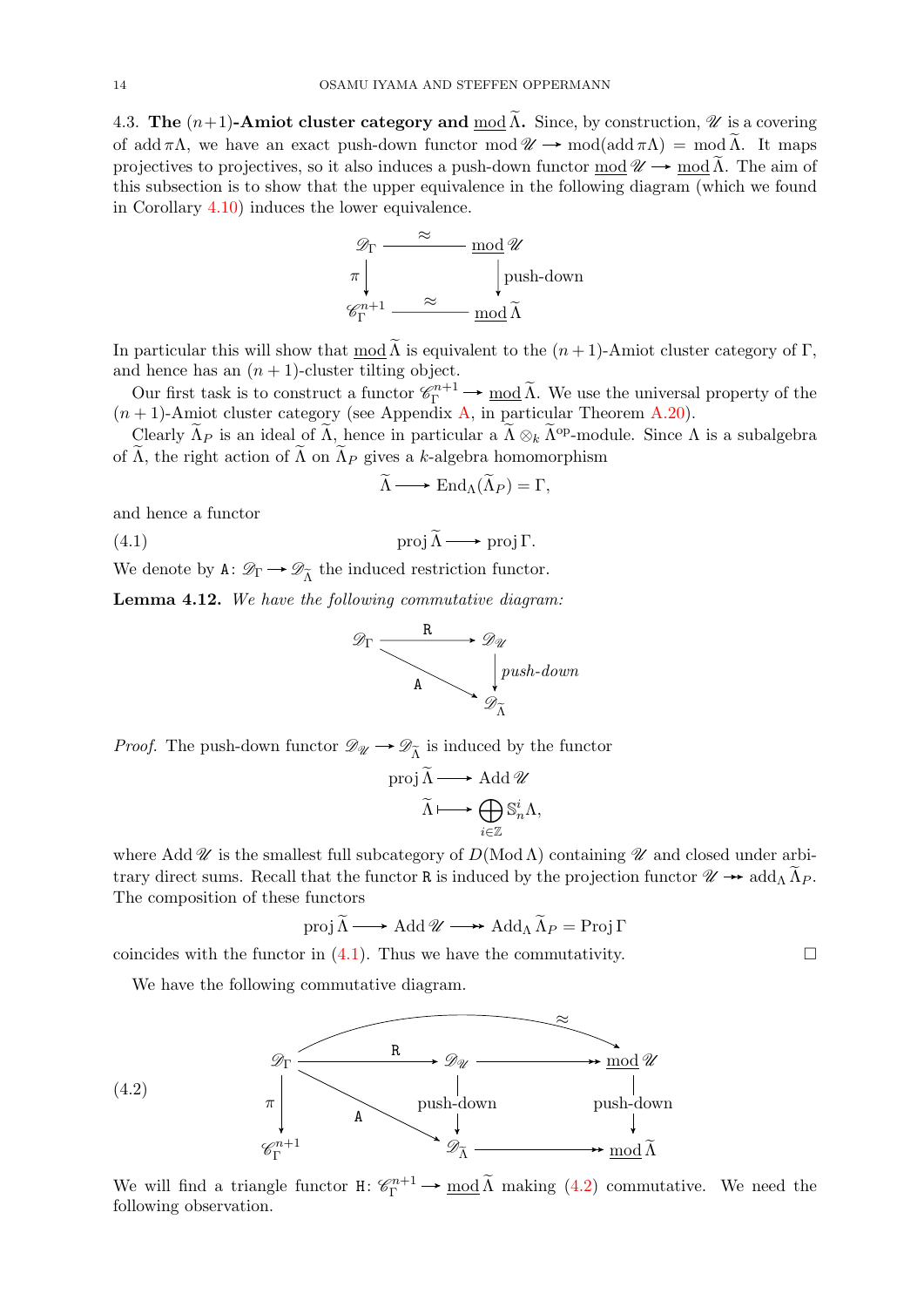4.3. **The $(n+1)$-Amiot cluster category and $\underline{\operatorname{mod}}\,\widetilde{\Lambda}$.** Since, by construction, $\mathscr{U}$ is a covering of $\operatorname{add}\pi\Lambda$, we have an exact push-down functor $\operatorname{mod}\mathscr{U} \to \operatorname{mod}(\operatorname{add}\pi\Lambda) = \operatorname{mod}\widetilde{\Lambda}$. It maps projectives to projectives, so it also induces a push-down functor $\underline{\operatorname{mod}}\,\mathscr{U} \to \underline{\operatorname{mod}}\,\widetilde{\Lambda}$. The aim of this subsection is to show that the upper equivalence in the following diagram (which we found in Corollary 4.10) induces the lower equivalence.

$$\begin{array}{ccc} \mathscr{D}_\Gamma & \xrightarrow{\ \approx\ } & \underline{\operatorname{mod}}\,\mathscr{U} \\ {\scriptstyle \pi}\downarrow & & \downarrow{\scriptstyle \text{push-down}} \\ \mathscr{C}_\Gamma^{n+1} & \xrightarrow{\ \approx\ } & \underline{\operatorname{mod}}\,\widetilde{\Lambda} \end{array}$$

In particular this will show that $\underline{\operatorname{mod}}\,\widetilde{\Lambda}$ is equivalent to the $(n+1)$-Amiot cluster category of $\Gamma$, and hence has an $(n+1)$-cluster tilting object.

Our first task is to construct a functor $\mathscr{C}_\Gamma^{n+1} \to \underline{\operatorname{mod}}\,\widetilde{\Lambda}$. We use the universal property of the $(n+1)$-Amiot cluster category (see Appendix A, in particular Theorem A.20).

Clearly $\widetilde{\Lambda}_P$ is an ideal of $\widetilde{\Lambda}$, hence in particular a $\widetilde{\Lambda} \otimes_k \widetilde{\Lambda}^{\mathrm{op}}$-module. Since $\Lambda$ is a subalgebra of $\widetilde{\Lambda}$, the right action of $\widetilde{\Lambda}$ on $\widetilde{\Lambda}_P$ gives a $k$-algebra homomorphism

$$\widetilde{\Lambda} \longrightarrow \operatorname{End}_\Lambda(\widetilde{\Lambda}_P) = \Gamma,$$

and hence a functor

$$\operatorname{proj}\widetilde{\Lambda} \longrightarrow \operatorname{proj}\Gamma. \tag{4.1}$$

We denote by $\mathtt{A}\colon \mathscr{D}_\Gamma \to \mathscr{D}_{\widetilde{\Lambda}}$ the induced restriction functor.

**Lemma 4.12.** *We have the following commutative diagram:*

$$\begin{array}{ccc} \mathscr{D}_\Gamma & \xrightarrow{\ \mathtt{R}\ } & \mathscr{D}_\mathscr{U} \\ & {\scriptstyle \mathtt{A}}\searrow & \downarrow{\scriptstyle \textit{push-down}} \\ & & \mathscr{D}_{\widetilde{\Lambda}} \end{array}$$

*Proof.* The push-down functor $\mathscr{D}_\mathscr{U} \to \mathscr{D}_{\widetilde{\Lambda}}$ is induced by the functor

$$\operatorname{proj}\widetilde{\Lambda} \longrightarrow \operatorname{Add}\mathscr{U}$$
$$\widetilde{\Lambda} \longmapsto \bigoplus_{i \in \mathbb{Z}} \mathbb{S}_n^i \Lambda,$$

where $\operatorname{Add}\mathscr{U}$ is the smallest full subcategory of $D(\operatorname{Mod}\Lambda)$ containing $\mathscr{U}$ and closed under arbitrary direct sums. Recall that the functor $\mathtt{R}$ is induced by the projection functor $\mathscr{U} \twoheadrightarrow \operatorname{add}_\Lambda \widetilde{\Lambda}_P$. The composition of these functors

$$\operatorname{proj}\widetilde{\Lambda} \longrightarrow \operatorname{Add}\mathscr{U} \twoheadrightarrow \operatorname{Add}_\Lambda \widetilde{\Lambda}_P = \operatorname{Proj}\Gamma$$

coincides with the functor in (4.1). Thus we have the commutativity. $\square$

We have the following commutative diagram.

$$\begin{array}{ccccc} \mathscr{D}_\Gamma & \xrightarrow{\ \mathtt{R}\ } & \mathscr{D}_\mathscr{U} & \twoheadrightarrow & \underline{\operatorname{mod}}\,\mathscr{U} \\ {\scriptstyle \pi}\downarrow & {\scriptstyle \mathtt{A}}\searrow & \downarrow{\scriptstyle \text{push-down}} & & \downarrow{\scriptstyle \text{push-down}} \\ \mathscr{C}_\Gamma^{n+1} & & \mathscr{D}_{\widetilde{\Lambda}} & \twoheadrightarrow & \underline{\operatorname{mod}}\,\widetilde{\Lambda} \end{array} \tag{4.2}$$

(with the composite $\mathscr{D}_\Gamma \to \underline{\operatorname{mod}}\,\mathscr{U}$ along the top being the equivalence $\approx$.)

We will find a triangle functor $\mathtt{H}\colon \mathscr{C}_\Gamma^{n+1} \to \underline{\operatorname{mod}}\,\widetilde{\Lambda}$ making (4.2) commutative. We need the following observation.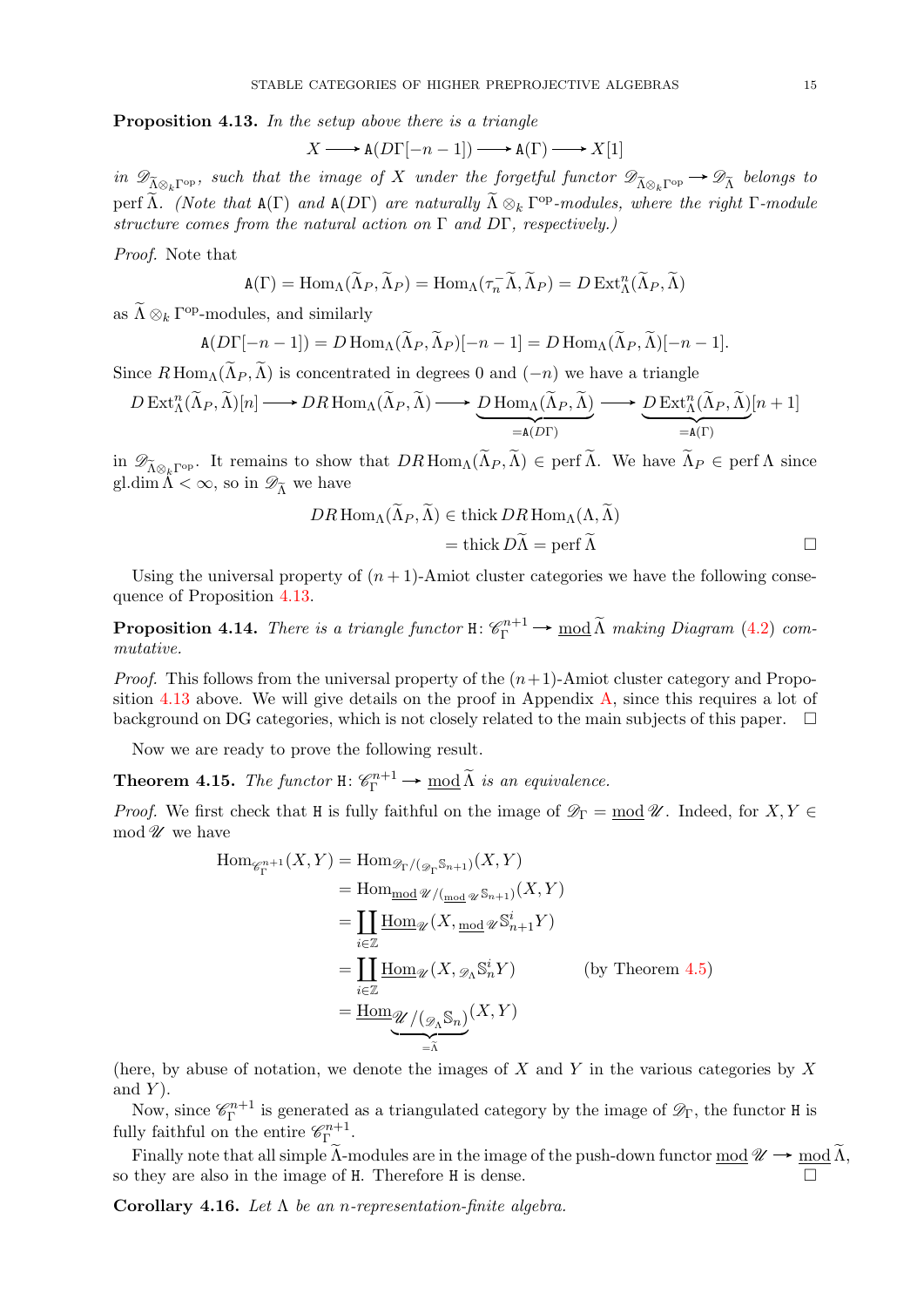**Proposition 4.13.** *In the setup above there is a triangle*

$$X \longrightarrow \mathtt{A}(D\Gamma[-n-1]) \longrightarrow \mathtt{A}(\Gamma) \longrightarrow X[1]$$

*in $\mathscr{D}_{\widetilde{\Lambda}\otimes_k\Gamma^{\mathrm{op}}}$, such that the image of $X$ under the forgetful functor $\mathscr{D}_{\widetilde{\Lambda}\otimes_k\Gamma^{\mathrm{op}}} \to \mathscr{D}_{\widetilde{\Lambda}}$ belongs to $\operatorname{perf}\widetilde{\Lambda}$. (Note that $\mathtt{A}(\Gamma)$ and $\mathtt{A}(D\Gamma)$ are naturally $\widetilde{\Lambda}\otimes_k\Gamma^{\mathrm{op}}$-modules, where the right $\Gamma$-module structure comes from the natural action on $\Gamma$ and $D\Gamma$, respectively.)*

*Proof.* Note that

$$\mathtt{A}(\Gamma) = \operatorname{Hom}_\Lambda(\widetilde{\Lambda}_P, \widetilde{\Lambda}_P) = \operatorname{Hom}_\Lambda(\tau_n^-\widetilde{\Lambda}, \widetilde{\Lambda}_P) = D\operatorname{Ext}^n_\Lambda(\widetilde{\Lambda}_P, \widetilde{\Lambda})$$

as $\widetilde{\Lambda}\otimes_k\Gamma^{\mathrm{op}}$-modules, and similarly

$$\mathtt{A}(D\Gamma[-n-1]) = D\operatorname{Hom}_\Lambda(\widetilde{\Lambda}_P, \widetilde{\Lambda}_P)[-n-1] = D\operatorname{Hom}_\Lambda(\widetilde{\Lambda}_P, \widetilde{\Lambda})[-n-1].$$

Since $R\operatorname{Hom}_\Lambda(\widetilde{\Lambda}_P, \widetilde{\Lambda})$ is concentrated in degrees 0 and $(-n)$ we have a triangle

$$D\operatorname{Ext}^n_\Lambda(\widetilde{\Lambda}_P, \widetilde{\Lambda})[n] \longrightarrow DR\operatorname{Hom}_\Lambda(\widetilde{\Lambda}_P, \widetilde{\Lambda}) \longrightarrow \underbrace{D\operatorname{Hom}_\Lambda(\widetilde{\Lambda}_P, \widetilde{\Lambda})}_{=\mathtt{A}(D\Gamma)} \longrightarrow \underbrace{D\operatorname{Ext}^n_\Lambda(\widetilde{\Lambda}_P, \widetilde{\Lambda})}_{=\mathtt{A}(\Gamma)}[n+1]$$

in $\mathscr{D}_{\widetilde{\Lambda}\otimes_k\Gamma^{\mathrm{op}}}$. It remains to show that $DR\operatorname{Hom}_\Lambda(\widetilde{\Lambda}_P, \widetilde{\Lambda}) \in \operatorname{perf}\widetilde{\Lambda}$. We have $\widetilde{\Lambda}_P \in \operatorname{perf}\Lambda$ since $\operatorname{gl.dim}\Lambda < \infty$, so in $\mathscr{D}_{\widetilde{\Lambda}}$ we have

$$\begin{aligned} DR\operatorname{Hom}_\Lambda(\widetilde{\Lambda}_P, \widetilde{\Lambda}) &\in \operatorname{thick} DR\operatorname{Hom}_\Lambda(\Lambda, \widetilde{\Lambda}) \\ &= \operatorname{thick} D\widetilde{\Lambda} = \operatorname{perf}\widetilde{\Lambda} \end{aligned}$$

□

Using the universal property of $(n+1)$-Amiot cluster categories we have the following consequence of Proposition 4.13.

**Proposition 4.14.** *There is a triangle functor $\mathtt{H}\colon \mathscr{C}^{n+1}_\Gamma \to \underline{\operatorname{mod}}\,\widetilde{\Lambda}$ making Diagram (4.2) commutative.*

*Proof.* This follows from the universal property of the $(n+1)$-Amiot cluster category and Proposition 4.13 above. We will give details on the proof in Appendix A, since this requires a lot of background on DG categories, which is not closely related to the main subjects of this paper. □

Now we are ready to prove the following result.

**Theorem 4.15.** *The functor $\mathtt{H}\colon \mathscr{C}^{n+1}_\Gamma \to \underline{\operatorname{mod}}\,\widetilde{\Lambda}$ is an equivalence.*

*Proof.* We first check that $\mathtt{H}$ is fully faithful on the image of $\mathscr{D}_\Gamma = \underline{\operatorname{mod}}\,\mathscr{U}$. Indeed, for $X, Y \in \operatorname{mod}\mathscr{U}$ we have

$$\begin{aligned} \operatorname{Hom}_{\mathscr{C}^{n+1}_\Gamma}(X, Y) &= \operatorname{Hom}_{\mathscr{D}_\Gamma/({}_{\mathscr{D}_\Gamma}\mathbb{S}_{n+1})}(X, Y) \\ &= \operatorname{Hom}_{\underline{\operatorname{mod}}\,\mathscr{U}/({}_{\underline{\operatorname{mod}}\,\mathscr{U}}\mathbb{S}_{n+1})}(X, Y) \\ &= \coprod_{i\in\mathbb{Z}} \underline{\operatorname{Hom}}_{\mathscr{U}}(X, {}_{\underline{\operatorname{mod}}\,\mathscr{U}}\mathbb{S}^i_{n+1}Y) \\ &= \coprod_{i\in\mathbb{Z}} \underline{\operatorname{Hom}}_{\mathscr{U}}(X, {}_{\mathscr{D}_\Lambda}\mathbb{S}^i_n Y) \qquad \text{(by Theorem 4.5)} \\ &= \underline{\operatorname{Hom}}_{\underbrace{\mathscr{U}/({}_{\mathscr{D}_\Lambda}\mathbb{S}_n)}_{=\widetilde{\Lambda}}}(X, Y) \end{aligned}$$

(here, by abuse of notation, we denote the images of $X$ and $Y$ in the various categories by $X$ and $Y$).

Now, since $\mathscr{C}^{n+1}_\Gamma$ is generated as a triangulated category by the image of $\mathscr{D}_\Gamma$, the functor $\mathtt{H}$ is fully faithful on the entire $\mathscr{C}^{n+1}_\Gamma$.

Finally note that all simple $\widetilde{\Lambda}$-modules are in the image of the push-down functor $\underline{\operatorname{mod}}\,\mathscr{U} \to \underline{\operatorname{mod}}\,\widetilde{\Lambda}$, so they are also in the image of $\mathtt{H}$. Therefore $\mathtt{H}$ is dense. □

**Corollary 4.16.** *Let $\Lambda$ be an $n$-representation-finite algebra.*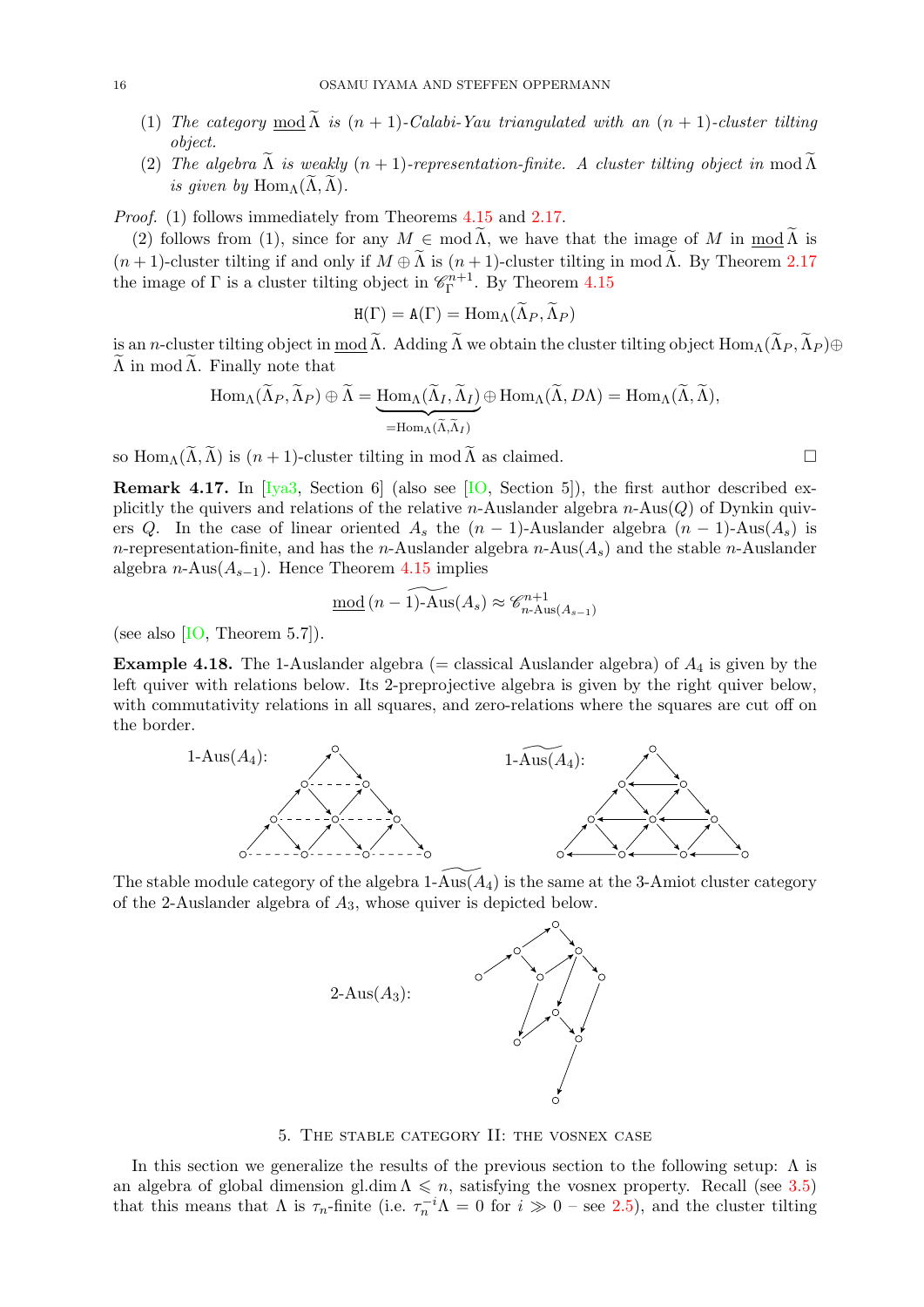(1) *The category $\underline{\mathrm{mod}}\,\widetilde{\Lambda}$ is $(n+1)$-Calabi-Yau triangulated with an $(n+1)$-cluster tilting object.*

(2) *The algebra $\widetilde{\Lambda}$ is weakly $(n+1)$-representation-finite. A cluster tilting object in $\mathrm{mod}\,\widetilde{\Lambda}$ is given by $\mathrm{Hom}_\Lambda(\widetilde{\Lambda}, \widetilde{\Lambda})$.*

*Proof.* (1) follows immediately from Theorems 4.15 and 2.17.

(2) follows from (1), since for any $M \in \mathrm{mod}\,\widetilde{\Lambda}$, we have that the image of $M$ in $\underline{\mathrm{mod}}\,\widetilde{\Lambda}$ is $(n+1)$-cluster tilting if and only if $M \oplus \widetilde{\Lambda}$ is $(n+1)$-cluster tilting in $\mathrm{mod}\,\widetilde{\Lambda}$. By Theorem 2.17 the image of $\Gamma$ is a cluster tilting object in $\mathscr{C}_\Gamma^{n+1}$. By Theorem 4.15

$$\mathtt{H}(\Gamma) = \mathtt{A}(\Gamma) = \mathrm{Hom}_\Lambda(\widetilde{\Lambda}_P, \widetilde{\Lambda}_P)$$

is an $n$-cluster tilting object in $\underline{\mathrm{mod}}\,\widetilde{\Lambda}$. Adding $\widetilde{\Lambda}$ we obtain the cluster tilting object $\mathrm{Hom}_\Lambda(\widetilde{\Lambda}_P, \widetilde{\Lambda}_P) \oplus \widetilde{\Lambda}$ in $\mathrm{mod}\,\widetilde{\Lambda}$. Finally note that

$$\mathrm{Hom}_\Lambda(\widetilde{\Lambda}_P, \widetilde{\Lambda}_P) \oplus \widetilde{\Lambda} = \underbrace{\mathrm{Hom}_\Lambda(\widetilde{\Lambda}_I, \widetilde{\Lambda}_I)}_{=\mathrm{Hom}_\Lambda(\widetilde{\Lambda}, \widetilde{\Lambda}_I)} \oplus \mathrm{Hom}_\Lambda(\widetilde{\Lambda}, D\Lambda) = \mathrm{Hom}_\Lambda(\widetilde{\Lambda}, \widetilde{\Lambda}),$$

so $\mathrm{Hom}_\Lambda(\widetilde{\Lambda}, \widetilde{\Lambda})$ is $(n+1)$-cluster tilting in $\mathrm{mod}\,\widetilde{\Lambda}$ as claimed. $\square$

**Remark 4.17.** In [Iya3, Section 6] (also see [IO, Section 5]), the first author described explicitly the quivers and relations of the relative $n$-Auslander algebra $n$-Aus$(Q)$ of Dynkin quivers $Q$. In the case of linear oriented $A_s$ the $(n-1)$-Auslander algebra $(n-1)$-Aus$(A_s)$ is $n$-representation-finite, and has the $n$-Auslander algebra $n$-Aus$(A_s)$ and the stable $n$-Auslander algebra $n$-Aus$(A_{s-1})$. Hence Theorem 4.15 implies

$$\underline{\mathrm{mod}}\,\widetilde{(n-1)\text{-Aus}(A_s)} \approx \mathscr{C}^{n+1}_{n\text{-Aus}(A_{s-1})}$$

(see also [IO, Theorem 5.7]).

**Example 4.18.** The 1-Auslander algebra (= classical Auslander algebra) of $A_4$ is given by the left quiver with relations below. Its 2-preprojective algebra is given by the right quiver below, with commutativity relations in all squares, and zero-relations where the squares are cut off on the border.

1-Aus$(A_4)$: 1-$\widetilde{\text{Aus}(A_4)}$:

The stable module category of the algebra 1-$\widetilde{\text{Aus}(A_4)}$ is the same at the 3-Amiot cluster category of the 2-Auslander algebra of $A_3$, whose quiver is depicted below.

2-Aus$(A_3)$:

## 5. The stable category II: the vosnex case

In this section we generalize the results of the previous section to the following setup: $\Lambda$ is an algebra of global dimension $\mathrm{gl.dim}\,\Lambda \leqslant n$, satisfying the vosnex property. Recall (see 3.5) that this means that $\Lambda$ is $\tau_n$-finite (i.e. $\tau_n^{-i}\Lambda = 0$ for $i \gg 0$ – see 2.5), and the cluster tilting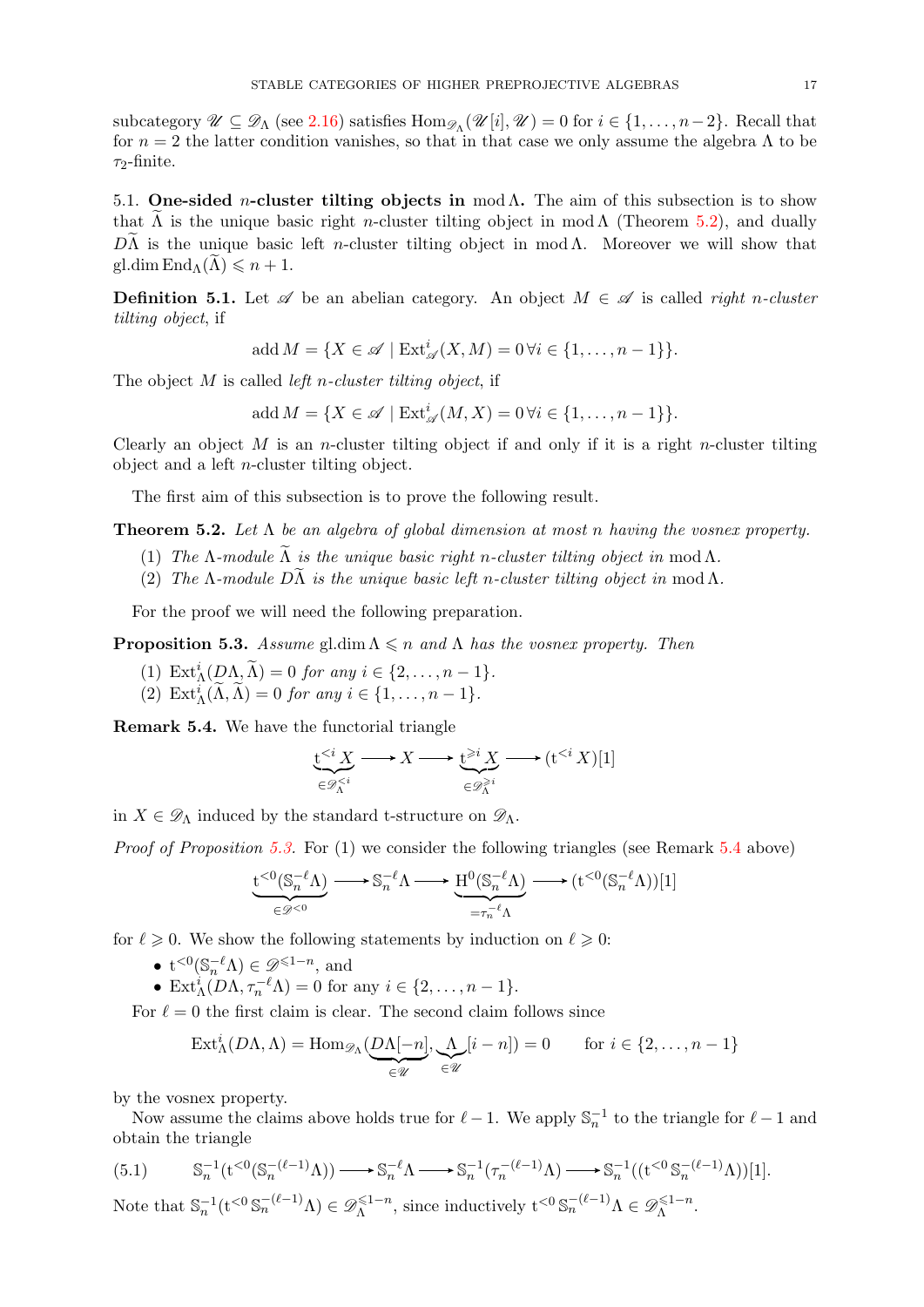subcategory $\mathscr{U} \subseteq \mathscr{D}_\Lambda$ (see 2.16) satisfies $\operatorname{Hom}_{\mathscr{D}_\Lambda}(\mathscr{U}[i], \mathscr{U}) = 0$ for $i \in \{1, \dots, n-2\}$. Recall that for $n = 2$ the latter condition vanishes, so that in that case we only assume the algebra $\Lambda$ to be $\tau_2$-finite.

5.1. **One-sided $n$-cluster tilting objects in** $\operatorname{mod} \Lambda$**.** The aim of this subsection is to show that $\widetilde{\Lambda}$ is the unique basic right $n$-cluster tilting object in $\operatorname{mod} \Lambda$ (Theorem 5.2), and dually $D\widetilde{\Lambda}$ is the unique basic left $n$-cluster tilting object in $\operatorname{mod} \Lambda$. Moreover we will show that $\operatorname{gl.dim} \operatorname{End}_\Lambda(\widetilde{\Lambda}) \leqslant n + 1$.

**Definition 5.1.** Let $\mathscr{A}$ be an abelian category. An object $M \in \mathscr{A}$ is called *right $n$-cluster tilting object*, if

$$\operatorname{add} M = \{X \in \mathscr{A} \mid \operatorname{Ext}^i_{\mathscr{A}}(X, M) = 0 \, \forall i \in \{1, \dots, n-1\}\}.$$

The object $M$ is called *left $n$-cluster tilting object*, if

$$\operatorname{add} M = \{X \in \mathscr{A} \mid \operatorname{Ext}^i_{\mathscr{A}}(M, X) = 0 \, \forall i \in \{1, \dots, n-1\}\}.$$

Clearly an object $M$ is an $n$-cluster tilting object if and only if it is a right $n$-cluster tilting object and a left $n$-cluster tilting object.

The first aim of this subsection is to prove the following result.

**Theorem 5.2.** *Let $\Lambda$ be an algebra of global dimension at most $n$ having the vosnex property.*

1. *The $\Lambda$-module $\widetilde{\Lambda}$ is the unique basic right $n$-cluster tilting object in $\operatorname{mod} \Lambda$.*
2. *The $\Lambda$-module $D\widetilde{\Lambda}$ is the unique basic left $n$-cluster tilting object in $\operatorname{mod} \Lambda$.*

For the proof we will need the following preparation.

**Proposition 5.3.** *Assume $\operatorname{gl.dim} \Lambda \leqslant n$ and $\Lambda$ has the vosnex property. Then*

1. $\operatorname{Ext}^i_\Lambda(D\Lambda, \widetilde{\Lambda}) = 0$ *for any $i \in \{2, \dots, n-1\}$.*
2. $\operatorname{Ext}^i_\Lambda(\widetilde{\Lambda}, \widetilde{\Lambda}) = 0$ *for any $i \in \{1, \dots, n-1\}$.*

**Remark 5.4.** We have the functorial triangle

$$\underbrace{\mathrm{t}^{<i} X}_{\in \mathscr{D}^{<i}_\Lambda} \longrightarrow X \longrightarrow \underbrace{\mathrm{t}^{\geqslant i} X}_{\in \mathscr{D}^{\geqslant i}_\Lambda} \longrightarrow (\mathrm{t}^{<i} X)[1]$$

in $X \in \mathscr{D}_\Lambda$ induced by the standard t-structure on $\mathscr{D}_\Lambda$.

*Proof of Proposition 5.3.* For (1) we consider the following triangles (see Remark 5.4 above)

$$\underbrace{\mathrm{t}^{<0}(\mathbb{S}_n^{-\ell}\Lambda)}_{\in \mathscr{D}^{<0}} \longrightarrow \mathbb{S}_n^{-\ell}\Lambda \longrightarrow \underbrace{\mathrm{H}^0(\mathbb{S}_n^{-\ell}\Lambda)}_{= \tau_n^{-\ell}\Lambda} \longrightarrow (\mathrm{t}^{<0}(\mathbb{S}_n^{-\ell}\Lambda))[1]$$

for $\ell \geqslant 0$. We show the following statements by induction on $\ell \geqslant 0$:

- $\mathrm{t}^{<0}(\mathbb{S}_n^{-\ell}\Lambda) \in \mathscr{D}^{\leqslant 1-n}$, and
- $\operatorname{Ext}^i_\Lambda(D\Lambda, \tau_n^{-\ell}\Lambda) = 0$ for any $i \in \{2, \dots, n-1\}$.

For $\ell = 0$ the first claim is clear. The second claim follows since

$$\operatorname{Ext}^i_\Lambda(D\Lambda, \Lambda) = \operatorname{Hom}_{\mathscr{D}_\Lambda}(\underbrace{D\Lambda[-n]}_{\in \mathscr{U}}, \underbrace{\Lambda}_{\in \mathscr{U}}[i-n]) = 0 \qquad \text{for } i \in \{2, \dots, n-1\}$$

by the vosnex property.

Now assume the claims above holds true for $\ell - 1$. We apply $\mathbb{S}_n^{-1}$ to the triangle for $\ell - 1$ and obtain the triangle

$$\mathbb{S}_n^{-1}(\mathrm{t}^{<0}(\mathbb{S}_n^{-(\ell-1)}\Lambda)) \longrightarrow \mathbb{S}_n^{-\ell}\Lambda \longrightarrow \mathbb{S}_n^{-1}(\tau_n^{-(\ell-1)}\Lambda) \longrightarrow \mathbb{S}_n^{-1}((\mathrm{t}^{<0}\,\mathbb{S}_n^{-(\ell-1)}\Lambda))[1]. \tag{5.1}$$

Note that $\mathbb{S}_n^{-1}(\mathrm{t}^{<0}\,\mathbb{S}_n^{-(\ell-1)}\Lambda) \in \mathscr{D}_\Lambda^{\leqslant 1-n}$, since inductively $\mathrm{t}^{<0}\,\mathbb{S}_n^{-(\ell-1)}\Lambda \in \mathscr{D}_\Lambda^{\leqslant 1-n}$.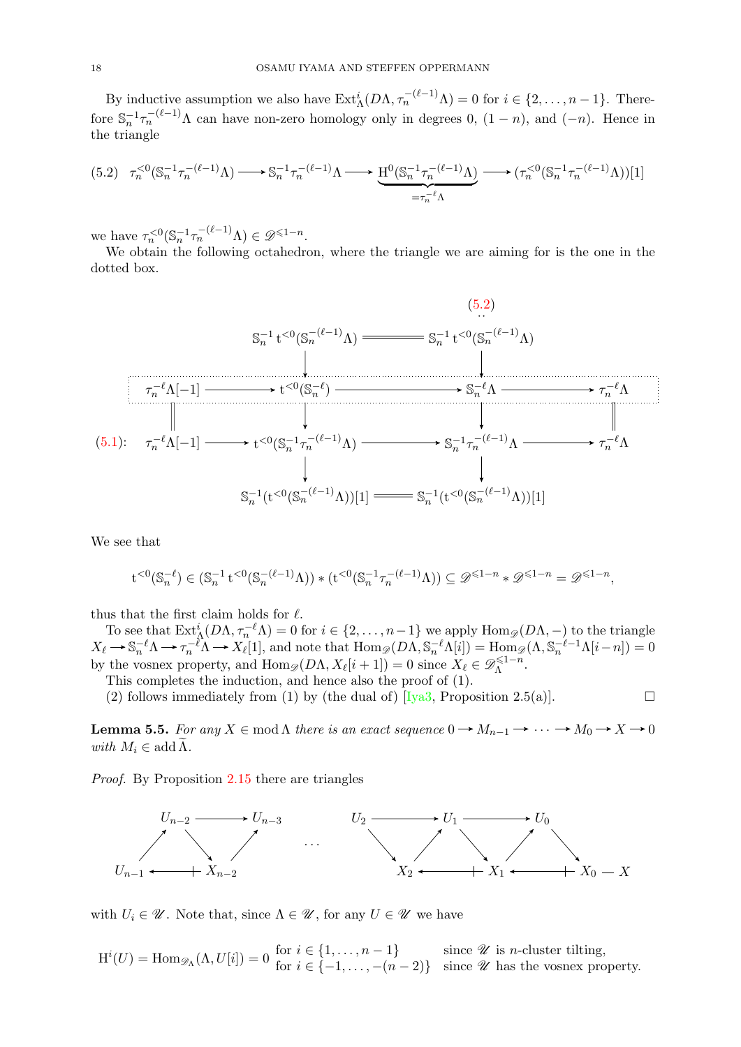By inductive assumption we also have $\operatorname{Ext}^i_\Lambda(D\Lambda, \tau_n^{-(\ell-1)}\Lambda) = 0$ for $i \in \{2, \dots, n-1\}$. Therefore $\mathbb{S}_n^{-1}\tau_n^{-(\ell-1)}\Lambda$ can have non-zero homology only in degrees $0$, $(1-n)$, and $(-n)$. Hence in the triangle

$$(5.2) \quad \tau_n^{<0}(\mathbb{S}_n^{-1}\tau_n^{-(\ell-1)}\Lambda) \longrightarrow \mathbb{S}_n^{-1}\tau_n^{-(\ell-1)}\Lambda \longrightarrow \underbrace{\mathrm{H}^0(\mathbb{S}_n^{-1}\tau_n^{-(\ell-1)}\Lambda)}_{=\tau_n^{-\ell}\Lambda} \longrightarrow (\tau_n^{<0}(\mathbb{S}_n^{-1}\tau_n^{-(\ell-1)}\Lambda))[1]$$

we have $\tau_n^{<0}(\mathbb{S}_n^{-1}\tau_n^{-(\ell-1)}\Lambda) \in \mathscr{D}^{\leqslant 1-n}$.

We obtain the following octahedron, where the triangle we are aiming for is the one in the dotted box.

$$\begin{array}{ccccccc}
 & & \mathbb{S}_n^{-1}\,\mathrm{t}^{<0}(\mathbb{S}_n^{-(\ell-1)}\Lambda) & = & \mathbb{S}_n^{-1}\,\mathrm{t}^{<0}(\mathbb{S}_n^{-(\ell-1)}\Lambda) & & (5.2)\\
 & & \downarrow & & \downarrow & & \\
\tau_n^{-\ell}\Lambda[-1] & \longrightarrow & \mathrm{t}^{<0}(\mathbb{S}_n^{-\ell}) & \longrightarrow & \mathbb{S}_n^{-\ell}\Lambda & \longrightarrow & \tau_n^{-\ell}\Lambda \\
\| & & \downarrow & & \downarrow & & \| \\
(5.1):\ \tau_n^{-\ell}\Lambda[-1] & \longrightarrow & \mathrm{t}^{<0}(\mathbb{S}_n^{-1}\tau_n^{-(\ell-1)}\Lambda) & \longrightarrow & \mathbb{S}_n^{-1}\tau_n^{-(\ell-1)}\Lambda & \longrightarrow & \tau_n^{-\ell}\Lambda \\
 & & \downarrow & & \downarrow & & \\
 & & \mathbb{S}_n^{-1}(\mathrm{t}^{<0}(\mathbb{S}_n^{-(\ell-1)}\Lambda))[1] & = & \mathbb{S}_n^{-1}(\mathrm{t}^{<0}(\mathbb{S}_n^{-(\ell-1)}\Lambda))[1] & &
\end{array}$$

We see that

$$\mathrm{t}^{<0}(\mathbb{S}_n^{-\ell}) \in (\mathbb{S}_n^{-1}\,\mathrm{t}^{<0}(\mathbb{S}_n^{-(\ell-1)}\Lambda)) * (\mathrm{t}^{<0}(\mathbb{S}_n^{-1}\tau_n^{-(\ell-1)}\Lambda)) \subseteq \mathscr{D}^{\leqslant 1-n} * \mathscr{D}^{\leqslant 1-n} = \mathscr{D}^{\leqslant 1-n},$$

thus that the first claim holds for $\ell$.

To see that $\operatorname{Ext}^i_\Lambda(D\Lambda, \tau_n^{-\ell}\Lambda) = 0$ for $i \in \{2, \dots, n-1\}$ we apply $\operatorname{Hom}_{\mathscr{D}}(D\Lambda, -)$ to the triangle $X_\ell \to \mathbb{S}_n^{-\ell}\Lambda \to \tau_n^{-\ell}\Lambda \to X_\ell[1]$, and note that $\operatorname{Hom}_{\mathscr{D}}(D\Lambda, \mathbb{S}_n^{-\ell}\Lambda[i]) = \operatorname{Hom}_{\mathscr{D}}(\Lambda, \mathbb{S}_n^{-\ell-1}\Lambda[i-n]) = 0$ by the vosnex property, and $\operatorname{Hom}_{\mathscr{D}}(D\Lambda, X_\ell[i+1]) = 0$ since $X_\ell \in \mathscr{D}_\Lambda^{\leqslant 1-n}$.

This completes the induction, and hence also the proof of (1).

(2) follows immediately from (1) by (the dual of) [Iya3, Proposition 2.5(a)]. $\square$

**Lemma 5.5.** *For any $X \in \operatorname{mod}\Lambda$ there is an exact sequence $0 \to M_{n-1} \to \cdots \to M_0 \to X \to 0$ with $M_i \in \operatorname{add}\widetilde{\Lambda}$.*

*Proof.* By Proposition 2.15 there are triangles

$$\begin{array}{ccccccccccc}
 & U_{n-2} & \longrightarrow & U_{n-3} & & & U_2 & \longrightarrow & U_1 & \longrightarrow & U_0 \\
\nearrow & & \searrow & \nearrow & \cdots & & & \searrow \ \nearrow & & \searrow\ \nearrow & & \searrow \\
U_{n-1} & \longleftarrow\!\!+ & X_{n-2} & & & & X_2 & \longleftarrow\!\!+ & X_1 & \longleftarrow\!\!+ & X_0 = X
\end{array}$$

with $U_i \in \mathscr{U}$. Note that, since $\Lambda \in \mathscr{U}$, for any $U \in \mathscr{U}$ we have

$$\mathrm{H}^i(U) = \operatorname{Hom}_{\mathscr{D}_\Lambda}(\Lambda, U[i]) = 0 \begin{array}{ll} \text{for } i \in \{1, \dots, n-1\} & \text{since } \mathscr{U} \text{ is } n\text{-cluster tilting,} \\ \text{for } i \in \{-1, \dots, -(n-2)\} & \text{since } \mathscr{U} \text{ has the vosnex property.} \end{array}$$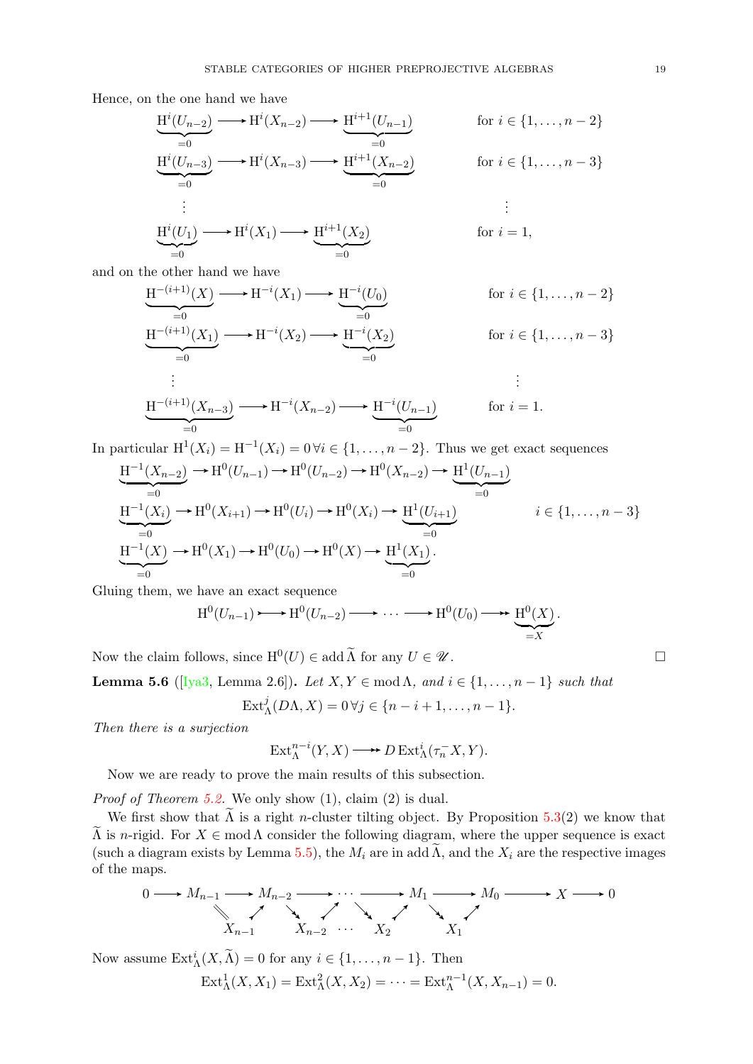Hence, on the one hand we have

$$\underbrace{\mathrm{H}^i(U_{n-2})}_{=0} \longrightarrow \mathrm{H}^i(X_{n-2}) \longrightarrow \underbrace{\mathrm{H}^{i+1}(U_{n-1})}_{=0} \qquad \text{for } i \in \{1, \dots, n-2\}$$

$$\underbrace{\mathrm{H}^i(U_{n-3})}_{=0} \longrightarrow \mathrm{H}^i(X_{n-3}) \longrightarrow \underbrace{\mathrm{H}^{i+1}(X_{n-2})}_{=0} \qquad \text{for } i \in \{1, \dots, n-3\}$$

$$\vdots \qquad\qquad\qquad\qquad \vdots$$

$$\underbrace{\mathrm{H}^i(U_1)}_{=0} \longrightarrow \mathrm{H}^i(X_1) \longrightarrow \underbrace{\mathrm{H}^{i+1}(X_2)}_{=0} \qquad \text{for } i = 1,$$

and on the other hand we have

$$\underbrace{\mathrm{H}^{-(i+1)}(X)}_{=0} \longrightarrow \mathrm{H}^{-i}(X_1) \longrightarrow \underbrace{\mathrm{H}^{-i}(U_0)}_{=0} \qquad \text{for } i \in \{1, \dots, n-2\}$$

$$\underbrace{\mathrm{H}^{-(i+1)}(X_1)}_{=0} \longrightarrow \mathrm{H}^{-i}(X_2) \longrightarrow \underbrace{\mathrm{H}^{-i}(X_2)}_{=0} \qquad \text{for } i \in \{1, \dots, n-3\}$$

$$\vdots \qquad\qquad\qquad\qquad \vdots$$

$$\underbrace{\mathrm{H}^{-(i+1)}(X_{n-3})}_{=0} \longrightarrow \mathrm{H}^{-i}(X_{n-2}) \longrightarrow \underbrace{\mathrm{H}^{-i}(U_{n-1})}_{=0} \qquad \text{for } i = 1.$$

In particular $\mathrm{H}^1(X_i) = \mathrm{H}^{-1}(X_i) = 0 \, \forall i \in \{1, \dots, n-2\}$. Thus we get exact sequences

$$\underbrace{\mathrm{H}^{-1}(X_{n-2})}_{=0} \to \mathrm{H}^0(U_{n-1}) \to \mathrm{H}^0(U_{n-2}) \to \mathrm{H}^0(X_{n-2}) \to \underbrace{\mathrm{H}^1(U_{n-1})}_{=0}$$

$$\underbrace{\mathrm{H}^{-1}(X_i)}_{=0} \to \mathrm{H}^0(X_{i+1}) \to \mathrm{H}^0(U_i) \to \mathrm{H}^0(X_i) \to \underbrace{\mathrm{H}^1(U_{i+1})}_{=0} \qquad i \in \{1, \dots, n-3\}$$

$$\underbrace{\mathrm{H}^{-1}(X)}_{=0} \to \mathrm{H}^0(X_1) \to \mathrm{H}^0(U_0) \to \mathrm{H}^0(X) \to \underbrace{\mathrm{H}^1(X_1)}_{=0}.$$

Gluing them, we have an exact sequence

$$\mathrm{H}^0(U_{n-1}) \rightarrowtail \mathrm{H}^0(U_{n-2}) \longrightarrow \cdots \longrightarrow \mathrm{H}^0(U_0) \twoheadrightarrow \underbrace{\mathrm{H}^0(X)}_{=X}.$$

Now the claim follows, since $\mathrm{H}^0(U) \in \operatorname{add} \widetilde{\Lambda}$ for any $U \in \mathscr{U}$. □

**Lemma 5.6** ([Iya3, Lemma 2.6])**.** *Let $X, Y \in \operatorname{mod} \Lambda$, and $i \in \{1, \dots, n-1\}$ such that*

$$\operatorname{Ext}^j_\Lambda(D\Lambda, X) = 0 \, \forall j \in \{n-i+1, \dots, n-1\}.$$

*Then there is a surjection*

$$\operatorname{Ext}^{n-i}_\Lambda(Y, X) \twoheadrightarrow D \operatorname{Ext}^i_\Lambda(\tau_n^- X, Y).$$

Now we are ready to prove the main results of this subsection.

*Proof of Theorem 5.2.* We only show (1), claim (2) is dual.

We first show that $\widetilde{\Lambda}$ is a right $n$-cluster tilting object. By Proposition 5.3(2) we know that $\widetilde{\Lambda}$ is $n$-rigid. For $X \in \operatorname{mod} \Lambda$ consider the following diagram, where the upper sequence is exact (such a diagram exists by Lemma 5.5), the $M_i$ are in $\operatorname{add} \widetilde{\Lambda}$, and the $X_i$ are the respective images of the maps.

$$0 \longrightarrow M_{n-1} \longrightarrow M_{n-2} \longrightarrow \cdots \longrightarrow M_1 \longrightarrow M_0 \longrightarrow X \longrightarrow 0$$
$$X_{n-1} \quad X_{n-2} \quad \cdots \quad X_2 \quad X_1$$

Now assume $\operatorname{Ext}^i_\Lambda(X, \widetilde{\Lambda}) = 0$ for any $i \in \{1, \dots, n-1\}$. Then

$$\operatorname{Ext}^1_\Lambda(X, X_1) = \operatorname{Ext}^2_\Lambda(X, X_2) = \cdots = \operatorname{Ext}^{n-1}_\Lambda(X, X_{n-1}) = 0.$$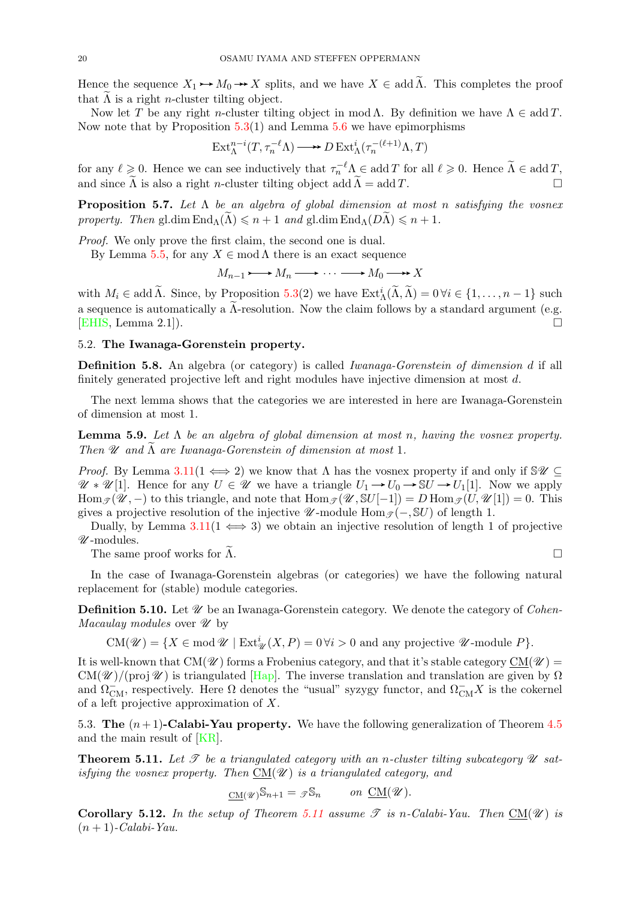Hence the sequence $X_1 \rightarrowtail M_0 \twoheadrightarrow X$ splits, and we have $X \in \operatorname{add} \widetilde{\Lambda}$. This completes the proof that $\widetilde{\Lambda}$ is a right $n$-cluster tilting object.

Now let $T$ be any right $n$-cluster tilting object in $\operatorname{mod} \Lambda$. By definition we have $\Lambda \in \operatorname{add} T$. Now note that by Proposition 5.3(1) and Lemma 5.6 we have epimorphisms

$$\operatorname{Ext}^{n-i}_\Lambda(T, \tau_n^{-\ell} \Lambda) \twoheadrightarrow D \operatorname{Ext}^i_\Lambda(\tau_n^{-(\ell+1)} \Lambda, T)$$

for any $\ell \geqslant 0$. Hence we can see inductively that $\tau_n^{-\ell} \Lambda \in \operatorname{add} T$ for all $\ell \geqslant 0$. Hence $\widetilde{\Lambda} \in \operatorname{add} T$, and since $\widetilde{\Lambda}$ is also a right $n$-cluster tilting object $\operatorname{add} \widetilde{\Lambda} = \operatorname{add} T$. □

**Proposition 5.7.** *Let $\Lambda$ be an algebra of global dimension at most $n$ satisfying the vosnex property. Then* $\operatorname{gl.dim} \operatorname{End}_\Lambda(\widetilde{\Lambda}) \leqslant n+1$ *and* $\operatorname{gl.dim} \operatorname{End}_\Lambda(D\widetilde{\Lambda}) \leqslant n+1$.

*Proof.* We only prove the first claim, the second one is dual.

By Lemma 5.5, for any $X \in \operatorname{mod} \Lambda$ there is an exact sequence

$$M_{n-1} \rightarrowtail M_n \longrightarrow \cdots \longrightarrow M_0 \twoheadrightarrow X$$

with $M_i \in \operatorname{add} \widetilde{\Lambda}$. Since, by Proposition 5.3(2) we have $\operatorname{Ext}^i_\Lambda(\widetilde{\Lambda}, \widetilde{\Lambda}) = 0 \, \forall i \in \{1, \ldots, n-1\}$ such a sequence is automatically a $\widetilde{\Lambda}$-resolution. Now the claim follows by a standard argument (e.g. [EHIS, Lemma 2.1]). □

### 5.2. The Iwanaga-Gorenstein property.

**Definition 5.8.** An algebra (or category) is called *Iwanaga-Gorenstein of dimension $d$* if all finitely generated projective left and right modules have injective dimension at most $d$.

The next lemma shows that the categories we are interested in here are Iwanaga-Gorenstein of dimension at most 1.

**Lemma 5.9.** *Let $\Lambda$ be an algebra of global dimension at most $n$, having the vosnex property. Then $\mathscr{U}$ and $\widetilde{\Lambda}$ are Iwanaga-Gorenstein of dimension at most* 1.

*Proof.* By Lemma 3.11($1 \iff 2$) we know that $\Lambda$ has the vosnex property if and only if $\mathbb{S}\mathscr{U} \subseteq \mathscr{U} * \mathscr{U}[1]$. Hence for any $U \in \mathscr{U}$ we have a triangle $U_1 \to U_0 \to \mathbb{S}U \to U_1[1]$. Now we apply $\operatorname{Hom}_{\mathscr{T}}(\mathscr{U}, -)$ to this triangle, and note that $\operatorname{Hom}_{\mathscr{T}}(\mathscr{U}, \mathbb{S}U[-1]) = D \operatorname{Hom}_{\mathscr{T}}(U, \mathscr{U}[1]) = 0$. This gives a projective resolution of the injective $\mathscr{U}$-module $\operatorname{Hom}_{\mathscr{T}}(-, \mathbb{S}U)$ of length 1.

Dually, by Lemma 3.11($1 \iff 3$) we obtain an injective resolution of length 1 of projective $\mathscr{U}$-modules.

The same proof works for $\widetilde{\Lambda}$. □

In the case of Iwanaga-Gorenstein algebras (or categories) we have the following natural replacement for (stable) module categories.

**Definition 5.10.** Let $\mathscr{U}$ be an Iwanaga-Gorenstein category. We denote the category of *Cohen-Macaulay modules* over $\mathscr{U}$ by

$$\operatorname{CM}(\mathscr{U}) = \{X \in \operatorname{mod} \mathscr{U} \mid \operatorname{Ext}^i_{\mathscr{U}}(X, P) = 0 \, \forall i > 0 \text{ and any projective } \mathscr{U}\text{-module } P\}.$$

It is well-known that $\operatorname{CM}(\mathscr{U})$ forms a Frobenius category, and that it's stable category $\underline{\operatorname{CM}}(\mathscr{U}) = \operatorname{CM}(\mathscr{U}) / (\operatorname{proj} \mathscr{U})$ is triangulated [Hap]. The inverse translation and translation are given by $\Omega$ and $\Omega^-_{\operatorname{CM}}$, respectively. Here $\Omega$ denotes the "usual" syzygy functor, and $\Omega^-_{\operatorname{CM}} X$ is the cokernel of a left projective approximation of $X$.

### 5.3. The $(n+1)$-Calabi-Yau property.

We have the following generalization of Theorem 4.5 and the main result of [KR].

**Theorem 5.11.** *Let $\mathscr{T}$ be a triangulated category with an $n$-cluster tilting subcategory $\mathscr{U}$ satisfying the vosnex property. Then $\underline{\operatorname{CM}}(\mathscr{U})$ is a triangulated category, and*

$${}_{\underline{\operatorname{CM}}(\mathscr{U})}\mathbb{S}_{n+1} = {}_{\mathscr{T}}\mathbb{S}_n \qquad \text{on } \underline{\operatorname{CM}}(\mathscr{U}).$$

**Corollary 5.12.** *In the setup of Theorem 5.11 assume $\mathscr{T}$ is $n$-Calabi-Yau. Then $\underline{\operatorname{CM}}(\mathscr{U})$ is $(n+1)$-Calabi-Yau.*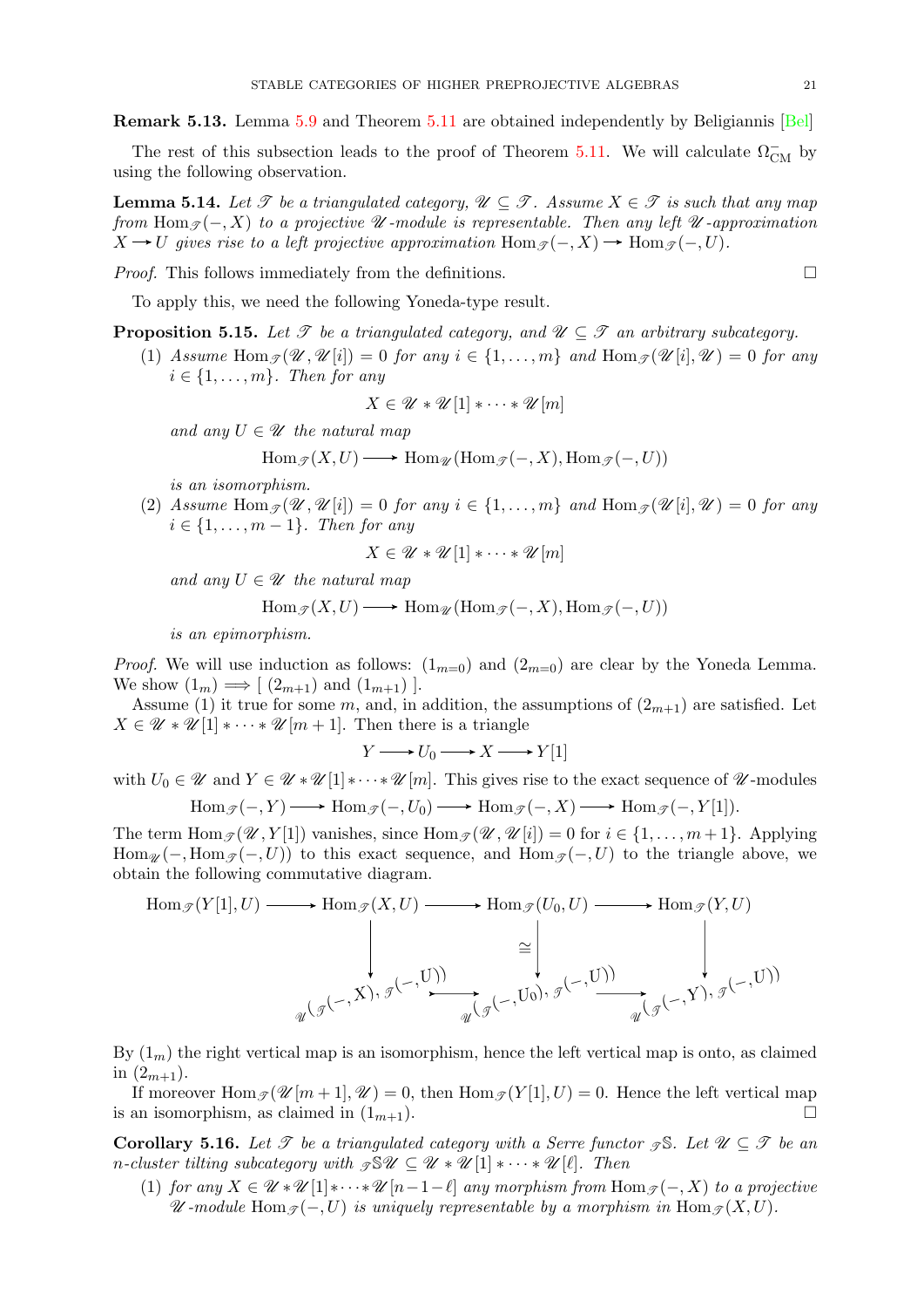**Remark 5.13.** Lemma 5.9 and Theorem 5.11 are obtained independently by Beligiannis [Bel]

The rest of this subsection leads to the proof of Theorem 5.11. We will calculate $\Omega^-_{\mathrm{CM}}$ by using the following observation.

**Lemma 5.14.** *Let $\mathscr{T}$ be a triangulated category, $\mathscr{U} \subseteq \mathscr{T}$. Assume $X \in \mathscr{T}$ is such that any map from $\operatorname{Hom}_{\mathscr{T}}(-, X)$ to a projective $\mathscr{U}$-module is representable. Then any left $\mathscr{U}$-approximation $X \to U$ gives rise to a left projective approximation $\operatorname{Hom}_{\mathscr{T}}(-, X) \to \operatorname{Hom}_{\mathscr{T}}(-, U)$.*

*Proof.* This follows immediately from the definitions. $\square$

To apply this, we need the following Yoneda-type result.

**Proposition 5.15.** *Let $\mathscr{T}$ be a triangulated category, and $\mathscr{U} \subseteq \mathscr{T}$ an arbitrary subcategory.*

(1) *Assume $\operatorname{Hom}_{\mathscr{T}}(\mathscr{U}, \mathscr{U}[i]) = 0$ for any $i \in \{1, \ldots, m\}$ and $\operatorname{Hom}_{\mathscr{T}}(\mathscr{U}[i], \mathscr{U}) = 0$ for any $i \in \{1, \ldots, m\}$. Then for any*
$$X \in \mathscr{U} * \mathscr{U}[1] * \cdots * \mathscr{U}[m]$$
*and any $U \in \mathscr{U}$ the natural map*
$$\operatorname{Hom}_{\mathscr{T}}(X, U) \longrightarrow \operatorname{Hom}_{\mathscr{U}}(\operatorname{Hom}_{\mathscr{T}}(-, X), \operatorname{Hom}_{\mathscr{T}}(-, U))$$
*is an isomorphism.*

(2) *Assume $\operatorname{Hom}_{\mathscr{T}}(\mathscr{U}, \mathscr{U}[i]) = 0$ for any $i \in \{1, \ldots, m\}$ and $\operatorname{Hom}_{\mathscr{T}}(\mathscr{U}[i], \mathscr{U}) = 0$ for any $i \in \{1, \ldots, m-1\}$. Then for any*
$$X \in \mathscr{U} * \mathscr{U}[1] * \cdots * \mathscr{U}[m]$$
*and any $U \in \mathscr{U}$ the natural map*
$$\operatorname{Hom}_{\mathscr{T}}(X, U) \longrightarrow \operatorname{Hom}_{\mathscr{U}}(\operatorname{Hom}_{\mathscr{T}}(-, X), \operatorname{Hom}_{\mathscr{T}}(-, U))$$
*is an epimorphism.*

*Proof.* We will use induction as follows: $(1_{m=0})$ and $(2_{m=0})$ are clear by the Yoneda Lemma. We show $(1_m) \implies [\ (2_{m+1})$ and $(1_{m+1})\ ]$.

Assume (1) it true for some $m$, and, in addition, the assumptions of $(2_{m+1})$ are satisfied. Let $X \in \mathscr{U} * \mathscr{U}[1] * \cdots * \mathscr{U}[m+1]$. Then there is a triangle
$$Y \longrightarrow U_0 \longrightarrow X \longrightarrow Y[1]$$
with $U_0 \in \mathscr{U}$ and $Y \in \mathscr{U} * \mathscr{U}[1] * \cdots * \mathscr{U}[m]$. This gives rise to the exact sequence of $\mathscr{U}$-modules
$$\operatorname{Hom}_{\mathscr{T}}(-, Y) \longrightarrow \operatorname{Hom}_{\mathscr{T}}(-, U_0) \longrightarrow \operatorname{Hom}_{\mathscr{T}}(-, X) \longrightarrow \operatorname{Hom}_{\mathscr{T}}(-, Y[1]).$$
The term $\operatorname{Hom}_{\mathscr{T}}(\mathscr{U}, Y[1])$ vanishes, since $\operatorname{Hom}_{\mathscr{T}}(\mathscr{U}, \mathscr{U}[i]) = 0$ for $i \in \{1, \ldots, m+1\}$. Applying $\operatorname{Hom}_{\mathscr{U}}(-, \operatorname{Hom}_{\mathscr{T}}(-, U))$ to this exact sequence, and $\operatorname{Hom}_{\mathscr{T}}(-, U)$ to the triangle above, we obtain the following commutative diagram.

$$\begin{array}{ccccccc}
\operatorname{Hom}_{\mathscr{T}}(Y[1], U) & \longrightarrow & \operatorname{Hom}_{\mathscr{T}}(X, U) & \longrightarrow & \operatorname{Hom}_{\mathscr{T}}(U_0, U) & \longrightarrow & \operatorname{Hom}_{\mathscr{T}}(Y, U) \\
 & & \downarrow & & \downarrow \cong & & \downarrow \\
 & & \mathscr{U}(\mathscr{T}(-, X), \mathscr{T}(-, U)) & \longrightarrow & \mathscr{U}(\mathscr{T}(-, U_0), \mathscr{T}(-, U)) & \longrightarrow & \mathscr{U}(\mathscr{T}(-, Y), \mathscr{T}(-, U))
\end{array}$$

By $(1_m)$ the right vertical map is an isomorphism, hence the left vertical map is onto, as claimed in $(2_{m+1})$.

If moreover $\operatorname{Hom}_{\mathscr{T}}(\mathscr{U}[m+1], \mathscr{U}) = 0$, then $\operatorname{Hom}_{\mathscr{T}}(Y[1], U) = 0$. Hence the left vertical map is an isomorphism, as claimed in $(1_{m+1})$. $\square$

**Corollary 5.16.** *Let $\mathscr{T}$ be a triangulated category with a Serre functor ${}_{\mathscr{T}}\mathbb{S}$. Let $\mathscr{U} \subseteq \mathscr{T}$ be an $n$-cluster tilting subcategory with ${}_{\mathscr{T}}\mathbb{S}\mathscr{U} \subseteq \mathscr{U} * \mathscr{U}[1] * \cdots * \mathscr{U}[\ell]$. Then*

(1) *for any $X \in \mathscr{U} * \mathscr{U}[1] * \cdots * \mathscr{U}[n-1-\ell]$ any morphism from $\operatorname{Hom}_{\mathscr{T}}(-, X)$ to a projective $\mathscr{U}$-module $\operatorname{Hom}_{\mathscr{T}}(-, U)$ is uniquely representable by a morphism in $\operatorname{Hom}_{\mathscr{T}}(X, U)$.*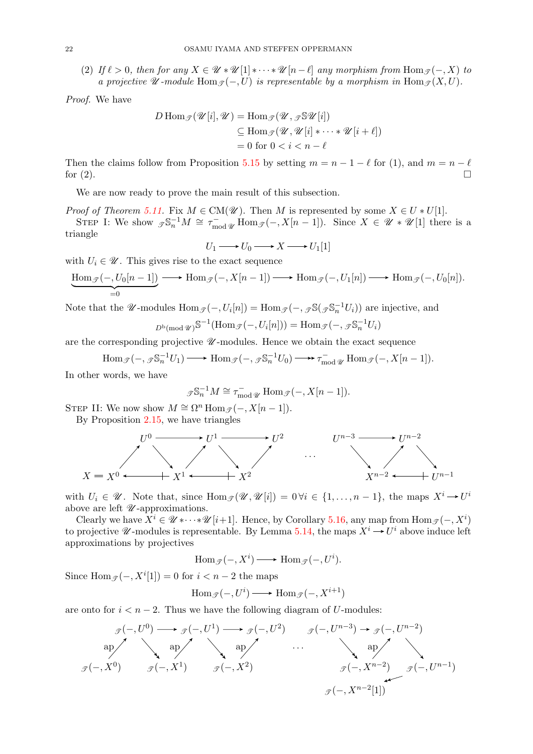(2) *If $\ell > 0$, then for any $X \in \mathscr{U} * \mathscr{U}[1] * \cdots * \mathscr{U}[n-\ell]$ any morphism from $\operatorname{Hom}_{\mathscr{T}}(-, X)$ to a projective $\mathscr{U}$-module $\operatorname{Hom}_{\mathscr{T}}(-, U)$ is representable by a morphism in $\operatorname{Hom}_{\mathscr{T}}(X, U)$.*

*Proof.* We have

$$\begin{aligned} D\operatorname{Hom}_{\mathscr{T}}(\mathscr{U}[i], \mathscr{U}) &= \operatorname{Hom}_{\mathscr{T}}(\mathscr{U}, {}_{\mathscr{T}}\mathbb{S}\mathscr{U}[i]) \\ &\subseteq \operatorname{Hom}_{\mathscr{T}}(\mathscr{U}, \mathscr{U}[i] * \cdots * \mathscr{U}[i+\ell]) \\ &= 0 \text{ for } 0 < i < n - \ell \end{aligned}$$

Then the claims follow from Proposition 5.15 by setting $m = n - 1 - \ell$ for (1), and $m = n - \ell$ for (2). □

We are now ready to prove the main result of this subsection.

*Proof of Theorem 5.11.* Fix $M \in \operatorname{CM}(\mathscr{U})$. Then $M$ is represented by some $X \in U * U[1]$.

Step I: We show ${}_{\mathscr{T}}\mathbb{S}_n^{-1} M \cong \tau^-_{\operatorname{mod}\mathscr{U}} \operatorname{Hom}_{\mathscr{T}}(-, X[n-1])$. Since $X \in \mathscr{U} * \mathscr{U}[1]$ there is a triangle

$$U_1 \longrightarrow U_0 \longrightarrow X \longrightarrow U_1[1]$$

with $U_i \in \mathscr{U}$. This gives rise to the exact sequence

$$\underbrace{\operatorname{Hom}_{\mathscr{T}}(-, U_0[n-1])}_{=0} \longrightarrow \operatorname{Hom}_{\mathscr{T}}(-, X[n-1]) \longrightarrow \operatorname{Hom}_{\mathscr{T}}(-, U_1[n]) \longrightarrow \operatorname{Hom}_{\mathscr{T}}(-, U_0[n]).$$

Note that the $\mathscr{U}$-modules $\operatorname{Hom}_{\mathscr{T}}(-, U_i[n]) = \operatorname{Hom}_{\mathscr{T}}(-, {}_{\mathscr{T}}\mathbb{S}({}_{\mathscr{T}}\mathbb{S}_n^{-1} U_i))$ are injective, and

$${}_{D^{\mathrm{b}}(\operatorname{mod}\mathscr{U})}\mathbb{S}^{-1}(\operatorname{Hom}_{\mathscr{T}}(-, U_i[n])) = \operatorname{Hom}_{\mathscr{T}}(-, {}_{\mathscr{T}}\mathbb{S}_n^{-1} U_i)$$

are the corresponding projective $\mathscr{U}$-modules. Hence we obtain the exact sequence

$$\operatorname{Hom}_{\mathscr{T}}(-, {}_{\mathscr{T}}\mathbb{S}_n^{-1} U_1) \longrightarrow \operatorname{Hom}_{\mathscr{T}}(-, {}_{\mathscr{T}}\mathbb{S}_n^{-1} U_0) \twoheadrightarrow \tau^-_{\operatorname{mod}\mathscr{U}} \operatorname{Hom}_{\mathscr{T}}(-, X[n-1]).$$

In other words, we have

$${}_{\mathscr{T}}\mathbb{S}_n^{-1} M \cong \tau^-_{\operatorname{mod}\mathscr{U}} \operatorname{Hom}_{\mathscr{T}}(-, X[n-1]).$$

Step II: We now show $M \cong \Omega^n \operatorname{Hom}_{\mathscr{T}}(-, X[n-1])$.

By Proposition 2.15, we have triangles

$$\begin{array}{ccccccccccc} & U^0 & \longrightarrow & U^1 & \longrightarrow & U^2 & \cdots & U^{n-3} & \longrightarrow & U^{n-2} & \\ \nearrow & & \searrow \nearrow & & \searrow \nearrow & & & & \searrow \nearrow & & \searrow \\ X = X^0 & \longleftarrow\!\!\!+ & X^1 & \longleftarrow\!\!\!+ & X^2 & & & X^{n-2} & \longleftarrow\!\!\!+ & U^{n-1} & \end{array}$$

with $U_i \in \mathscr{U}$. Note that, since $\operatorname{Hom}_{\mathscr{T}}(\mathscr{U}, \mathscr{U}[i]) = 0 \, \forall i \in \{1, \ldots, n-1\}$, the maps $X^i \to U^i$ above are left $\mathscr{U}$-approximations.

Clearly we have $X^i \in \mathscr{U} * \cdots * \mathscr{U}[i+1]$. Hence, by Corollary 5.16, any map from $\operatorname{Hom}_{\mathscr{T}}(-, X^i)$ to projective $\mathscr{U}$-modules is representable. By Lemma 5.14, the maps $X^i \to U^i$ above induce left approximations by projectives

$$\operatorname{Hom}_{\mathscr{T}}(-, X^i) \longrightarrow \operatorname{Hom}_{\mathscr{T}}(-, U^i).$$

Since $\operatorname{Hom}_{\mathscr{T}}(-, X^i[1]) = 0$ for $i < n-2$ the maps

$$\operatorname{Hom}_{\mathscr{T}}(-, U^i) \longrightarrow \operatorname{Hom}_{\mathscr{T}}(-, X^{i+1})$$

are onto for $i < n-2$. Thus we have the following diagram of $U$-modules:

$$\begin{array}{ccccccccccc} & \mathscr{T}(-, U^0) & \longrightarrow & \mathscr{T}(-, U^1) & \longrightarrow & \mathscr{T}(-, U^2) & \cdots & \mathscr{T}(-, U^{n-3}) & \longrightarrow & \mathscr{T}(-, U^{n-2}) & \\ {}^{\text{ap}}\nearrow & & \searrow \; {}^{\text{ap}}\nearrow & & \searrow \; {}^{\text{ap}}\nearrow & & & & \searrow \; {}^{\text{ap}}\nearrow & & \searrow \\ \mathscr{T}(-, X^0) & & \mathscr{T}(-, X^1) & & \mathscr{T}(-, X^2) & & & \mathscr{T}(-, X^{n-2}) & & \mathscr{T}(-, U^{n-1}) & \\ & & & & & & & & \mathscr{T}(-, X^{n-2}[1]) & \twoheadleftarrow & \end{array}$$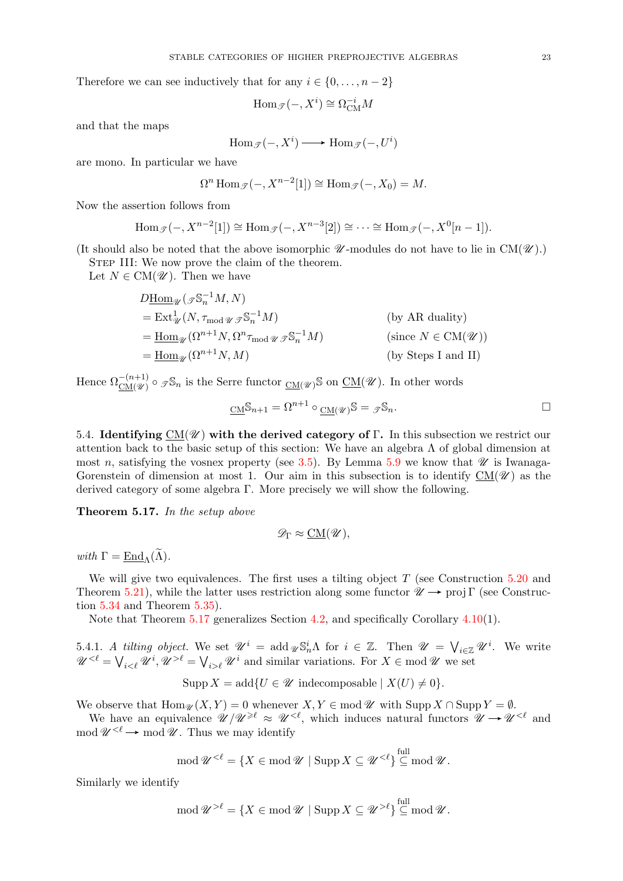Therefore we can see inductively that for any $i \in \{0, \dots, n-2\}$

$$\operatorname{Hom}_{\mathscr{T}}(-, X^i) \cong \Omega_{\mathrm{CM}}^{-i} M$$

and that the maps

$$\operatorname{Hom}_{\mathscr{T}}(-, X^i) \longrightarrow \operatorname{Hom}_{\mathscr{T}}(-, U^i)$$

are mono. In particular we have

$$\Omega^n \operatorname{Hom}_{\mathscr{T}}(-, X^{n-2}[1]) \cong \operatorname{Hom}_{\mathscr{T}}(-, X_0) = M.$$

Now the assertion follows from

$$\operatorname{Hom}_{\mathscr{T}}(-, X^{n-2}[1]) \cong \operatorname{Hom}_{\mathscr{T}}(-, X^{n-3}[2]) \cong \cdots \cong \operatorname{Hom}_{\mathscr{T}}(-, X^0[n-1]).$$

(It should also be noted that the above isomorphic $\mathscr{U}$-modules do not have to lie in $\mathrm{CM}(\mathscr{U})$.)

Step III: We now prove the claim of the theorem.

Let $N \in \mathrm{CM}(\mathscr{U})$. Then we have

$$\begin{aligned}
&D\underline{\operatorname{Hom}}_{\mathscr{U}}({}_{\mathscr{T}}\mathbb{S}_n^{-1} M, N) \\
&= \operatorname{Ext}^1_{\mathscr{U}}(N, \tau_{\operatorname{mod} \mathscr{U}}\, {}_{\mathscr{T}}\mathbb{S}_n^{-1} M) && \text{(by AR duality)} \\
&= \underline{\operatorname{Hom}}_{\mathscr{U}}(\Omega^{n+1} N, \Omega^n \tau_{\operatorname{mod} \mathscr{U}}\, {}_{\mathscr{T}}\mathbb{S}_n^{-1} M) && \text{(since } N \in \mathrm{CM}(\mathscr{U})\text{)} \\
&= \underline{\operatorname{Hom}}_{\mathscr{U}}(\Omega^{n+1} N, M) && \text{(by Steps I and II)}
\end{aligned}$$

Hence $\Omega_{\underline{\mathrm{CM}}(\mathscr{U})}^{-(n+1)} \circ {}_{\mathscr{T}}\mathbb{S}_n$ is the Serre functor ${}_{\underline{\mathrm{CM}}(\mathscr{U})}\mathbb{S}$ on $\underline{\mathrm{CM}}(\mathscr{U})$. In other words

$${}_{\underline{\mathrm{CM}}}\mathbb{S}_{n+1} = \Omega^{n+1} \circ {}_{\underline{\mathrm{CM}}(\mathscr{U})}\mathbb{S} = {}_{\mathscr{T}}\mathbb{S}_n. \qquad \square$$

5.4. **Identifying $\underline{\mathrm{CM}}(\mathscr{U})$ with the derived category of $\Gamma$.** In this subsection we restrict our attention back to the basic setup of this section: We have an algebra $\Lambda$ of global dimension at most $n$, satisfying the vosnex property (see 3.5). By Lemma 5.9 we know that $\mathscr{U}$ is Iwanaga-Gorenstein of dimension at most 1. Our aim in this subsection is to identify $\underline{\mathrm{CM}}(\mathscr{U})$ as the derived category of some algebra $\Gamma$. More precisely we will show the following.

**Theorem 5.17.** *In the setup above*

$$\mathscr{D}_\Gamma \approx \underline{\mathrm{CM}}(\mathscr{U}),$$

*with* $\Gamma = \underline{\operatorname{End}}_\Lambda(\widetilde{\Lambda})$.

We will give two equivalences. The first uses a tilting object $T$ (see Construction 5.20 and Theorem 5.21), while the latter uses restriction along some functor $\mathscr{U} \longrightarrow \operatorname{proj} \Gamma$ (see Construction 5.34 and Theorem 5.35).

Note that Theorem 5.17 generalizes Section 4.2, and specifically Corollary 4.10(1).

5.4.1. *A tilting object.* We set $\mathscr{U}^i = \operatorname{add}_{\mathscr{U}} \mathbb{S}_n^i \Lambda$ for $i \in \mathbb{Z}$. Then $\mathscr{U} = \bigvee_{i \in \mathbb{Z}} \mathscr{U}^i$. We write $\mathscr{U}^{<\ell} = \bigvee_{i<\ell} \mathscr{U}^i$, $\mathscr{U}^{>\ell} = \bigvee_{i>\ell} \mathscr{U}^i$ and similar variations. For $X \in \operatorname{mod} \mathscr{U}$ we set

$$\operatorname{Supp} X = \operatorname{add}\{U \in \mathscr{U} \text{ indecomposable} \mid X(U) \neq 0\}.$$

We observe that $\operatorname{Hom}_{\mathscr{U}}(X, Y) = 0$ whenever $X, Y \in \operatorname{mod} \mathscr{U}$ with $\operatorname{Supp} X \cap \operatorname{Supp} Y = \emptyset$.

We have an equivalence $\mathscr{U}/\mathscr{U}^{\geqslant \ell} \approx \mathscr{U}^{<\ell}$, which induces natural functors $\mathscr{U} \longrightarrow \mathscr{U}^{<\ell}$ and $\operatorname{mod} \mathscr{U}^{<\ell} \longrightarrow \operatorname{mod} \mathscr{U}$. Thus we may identify

$$\operatorname{mod} \mathscr{U}^{<\ell} = \{X \in \operatorname{mod} \mathscr{U} \mid \operatorname{Supp} X \subseteq \mathscr{U}^{<\ell}\} \overset{\text{full}}{\subseteq} \operatorname{mod} \mathscr{U}.$$

Similarly we identify

$$\operatorname{mod} \mathscr{U}^{>\ell} = \{X \in \operatorname{mod} \mathscr{U} \mid \operatorname{Supp} X \subseteq \mathscr{U}^{>\ell}\} \overset{\text{full}}{\subseteq} \operatorname{mod} \mathscr{U}.$$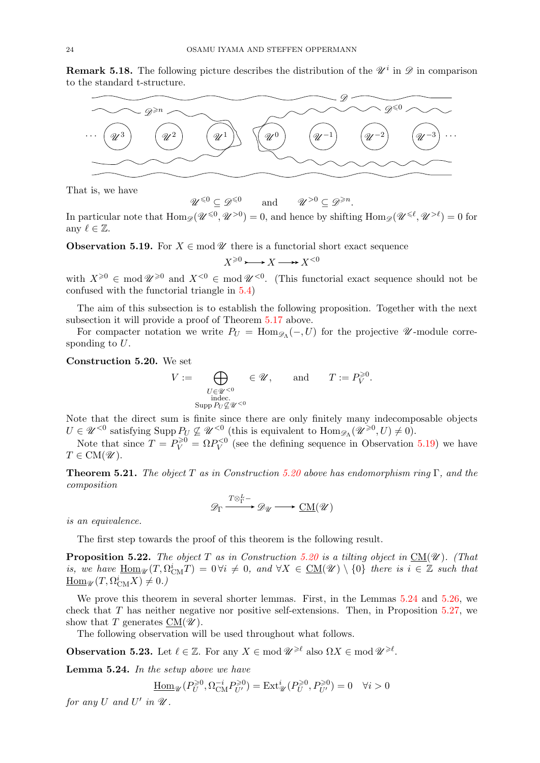**Remark 5.18.** The following picture describes the distribution of the $\mathscr{U}^i$ in $\mathscr{D}$ in comparison to the standard t-structure.

$$\cdots \quad \mathscr{U}^3 \quad \mathscr{U}^2 \quad \mathscr{U}^1 \quad \mathscr{U}^0 \quad \mathscr{U}^{-1} \quad \mathscr{U}^{-2} \quad \mathscr{U}^{-3} \quad \cdots$$

($\mathscr{D}$; $\mathscr{D}^{\geqslant n}$ on the left; $\mathscr{D}^{\leqslant 0}$ on the right)

That is, we have
$$\mathscr{U}^{\leqslant 0} \subseteq \mathscr{D}^{\leqslant 0} \qquad \text{and} \qquad \mathscr{U}^{>0} \subseteq \mathscr{D}^{\geqslant n}.$$
In particular note that $\operatorname{Hom}_{\mathscr{D}}(\mathscr{U}^{\leqslant 0}, \mathscr{U}^{>0}) = 0$, and hence by shifting $\operatorname{Hom}_{\mathscr{D}}(\mathscr{U}^{\leqslant \ell}, \mathscr{U}^{>\ell}) = 0$ for any $\ell \in \mathbb{Z}$.

**Observation 5.19.** For $X \in \operatorname{mod} \mathscr{U}$ there is a functorial short exact sequence
$$X^{\geqslant 0} \rightarrowtail X \twoheadrightarrow X^{<0}$$
with $X^{\geqslant 0} \in \operatorname{mod} \mathscr{U}^{\geqslant 0}$ and $X^{<0} \in \operatorname{mod} \mathscr{U}^{<0}$. (This functorial exact sequence should not be confused with the functorial triangle in 5.4)

The aim of this subsection is to establish the following proposition. Together with the next subsection it will provide a proof of Theorem 5.17 above.

For compacter notation we write $P_U = \operatorname{Hom}_{\mathscr{D}_\Lambda}(-, U)$ for the projective $\mathscr{U}$-module corresponding to $U$.

**Construction 5.20.** We set
$$V := \bigoplus_{\substack{U \in \mathscr{U}^{<0} \\ \text{indec.} \\ \operatorname{Supp} P_U \not\subseteq \mathscr{U}^{<0}}} \in \mathscr{U}, \qquad \text{and} \qquad T := P_V^{\geqslant 0}.$$
Note that the direct sum is finite since there are only finitely many indecomposable objects $U \in \mathscr{U}^{<0}$ satisfying $\operatorname{Supp} P_U \not\subseteq \mathscr{U}^{<0}$ (this is equivalent to $\operatorname{Hom}_{\mathscr{D}_\Lambda}(\mathscr{U}^{\geqslant 0}, U) \neq 0$).

Note that since $T = P_V^{\geqslant 0} = \Omega P_V^{<0}$ (see the defining sequence in Observation 5.19) we have $T \in \operatorname{CM}(\mathscr{U})$.

**Theorem 5.21.** *The object $T$ as in Construction 5.20 above has endomorphism ring $\Gamma$, and the composition*
$$\mathscr{D}_\Gamma \xrightarrow{T \otimes^L_\Gamma -} \mathscr{D}_{\mathscr{U}} \longrightarrow \underline{\operatorname{CM}}(\mathscr{U})$$
*is an equivalence.*

The first step towards the proof of this theorem is the following result.

**Proposition 5.22.** *The object $T$ as in Construction 5.20 is a tilting object in $\underline{\operatorname{CM}}(\mathscr{U})$. (That is, we have $\underline{\operatorname{Hom}}_{\mathscr{U}}(T, \Omega^i_{\operatorname{CM}} T) = 0 \, \forall i \neq 0$, and $\forall X \in \underline{\operatorname{CM}}(\mathscr{U}) \setminus \{0\}$ there is $i \in \mathbb{Z}$ such that $\underline{\operatorname{Hom}}_{\mathscr{U}}(T, \Omega^i_{\operatorname{CM}} X) \neq 0$.)*

We prove this theorem in several shorter lemmas. First, in the Lemmas 5.24 and 5.26, we check that $T$ has neither negative nor positive self-extensions. Then, in Proposition 5.27, we show that $T$ generates $\underline{\operatorname{CM}}(\mathscr{U})$.

The following observation will be used throughout what follows.

**Observation 5.23.** Let $\ell \in \mathbb{Z}$. For any $X \in \operatorname{mod} \mathscr{U}^{\geqslant \ell}$ also $\Omega X \in \operatorname{mod} \mathscr{U}^{\geqslant \ell}$.

**Lemma 5.24.** *In the setup above we have*
$$\underline{\operatorname{Hom}}_{\mathscr{U}}(P_U^{\geqslant 0}, \Omega^{-i}_{\operatorname{CM}} P_{U'}^{\geqslant 0}) = \operatorname{Ext}^i_{\mathscr{U}}(P_U^{\geqslant 0}, P_{U'}^{\geqslant 0}) = 0 \quad \forall i > 0$$
*for any $U$ and $U'$ in $\mathscr{U}$.*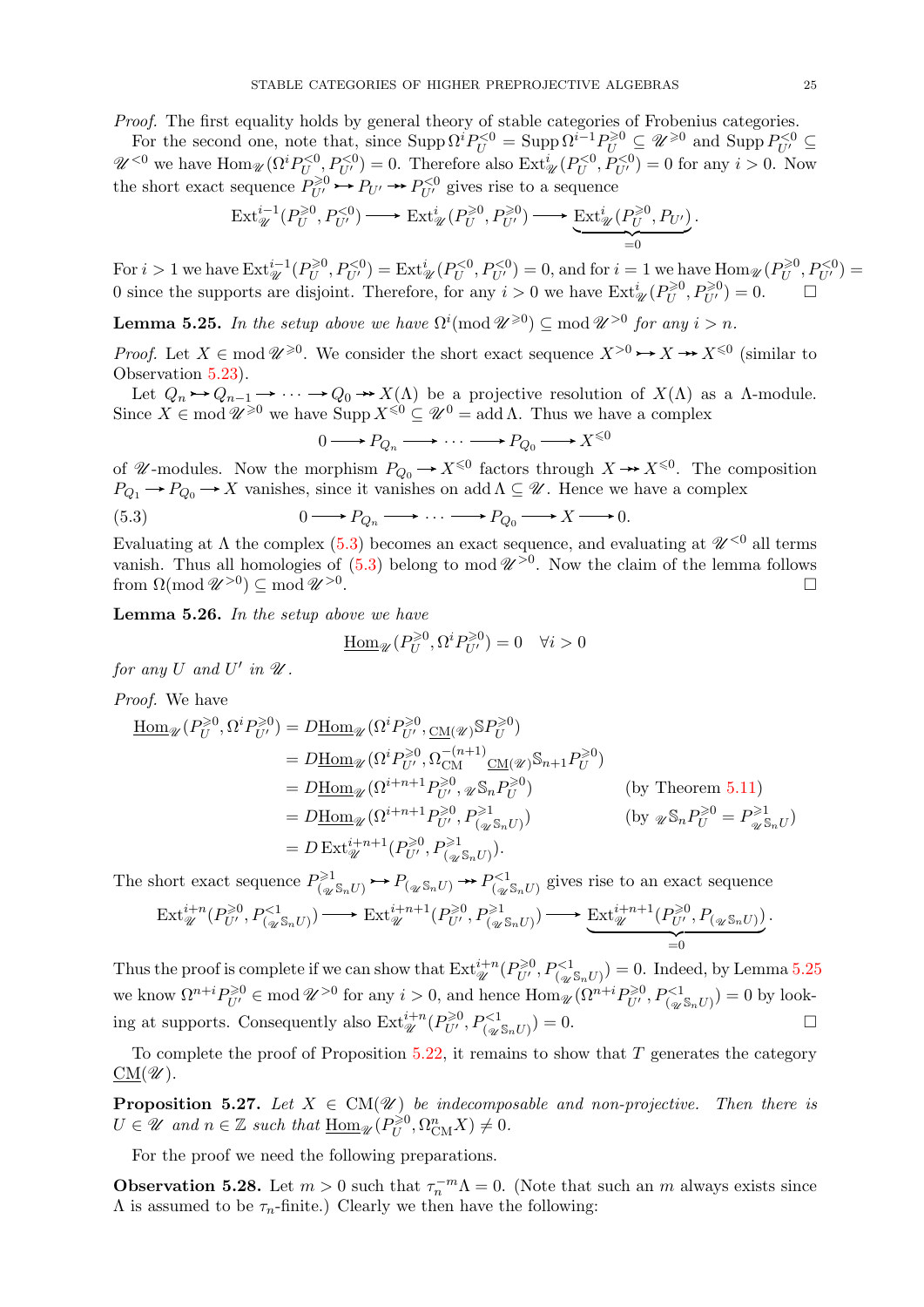*Proof.* The first equality holds by general theory of stable categories of Frobenius categories.

For the second one, note that, since $\operatorname{Supp} \Omega^i P_U^{<0} = \operatorname{Supp} \Omega^{i-1} P_U^{\geqslant 0} \subseteq \mathscr{U}^{\geqslant 0}$ and $\operatorname{Supp} P_{U'}^{<0} \subseteq \mathscr{U}^{<0}$ we have $\operatorname{Hom}_{\mathscr{U}}(\Omega^i P_U^{<0}, P_{U'}^{<0}) = 0$. Therefore also $\operatorname{Ext}^i_{\mathscr{U}}(P_U^{<0}, P_{U'}^{<0}) = 0$ for any $i > 0$. Now the short exact sequence $P_{U'}^{\geqslant 0} \rightarrowtail P_{U'} \twoheadrightarrow P_{U'}^{<0}$ gives rise to a sequence

$$\operatorname{Ext}^{i-1}_{\mathscr{U}}(P_U^{\geqslant 0}, P_{U'}^{<0}) \longrightarrow \operatorname{Ext}^i_{\mathscr{U}}(P_U^{\geqslant 0}, P_{U'}^{\geqslant 0}) \longrightarrow \underbrace{\operatorname{Ext}^i_{\mathscr{U}}(P_U^{\geqslant 0}, P_{U'})}_{=0}.$$

For $i > 1$ we have $\operatorname{Ext}^{i-1}_{\mathscr{U}}(P_U^{\geqslant 0}, P_{U'}^{<0}) = \operatorname{Ext}^i_{\mathscr{U}}(P_U^{<0}, P_{U'}^{<0}) = 0$, and for $i = 1$ we have $\operatorname{Hom}_{\mathscr{U}}(P_U^{\geqslant 0}, P_{U'}^{<0}) = 0$ since the supports are disjoint. Therefore, for any $i > 0$ we have $\operatorname{Ext}^i_{\mathscr{U}}(P_U^{\geqslant 0}, P_{U'}^{\geqslant 0}) = 0$. $\square$

**Lemma 5.25.** *In the setup above we have $\Omega^i(\operatorname{mod} \mathscr{U}^{\geqslant 0}) \subseteq \operatorname{mod} \mathscr{U}^{>0}$ for any $i > n$.*

*Proof.* Let $X \in \operatorname{mod} \mathscr{U}^{\geqslant 0}$. We consider the short exact sequence $X^{>0} \rightarrowtail X \twoheadrightarrow X^{\leqslant 0}$ (similar to Observation 5.23).

Let $Q_n \rightarrowtail Q_{n-1} \to \cdots \to Q_0 \twoheadrightarrow X(\Lambda)$ be a projective resolution of $X(\Lambda)$ as a $\Lambda$-module. Since $X \in \operatorname{mod} \mathscr{U}^{\geqslant 0}$ we have $\operatorname{Supp} X^{\leqslant 0} \subseteq \mathscr{U}^0 = \operatorname{add} \Lambda$. Thus we have a complex

$$0 \longrightarrow P_{Q_n} \longrightarrow \cdots \longrightarrow P_{Q_0} \longrightarrow X^{\leqslant 0}$$

of $\mathscr{U}$-modules. Now the morphism $P_{Q_0} \to X^{\leqslant 0}$ factors through $X \twoheadrightarrow X^{\leqslant 0}$. The composition $P_{Q_1} \to P_{Q_0} \to X$ vanishes, since it vanishes on $\operatorname{add} \Lambda \subseteq \mathscr{U}$. Hence we have a complex

$$0 \longrightarrow P_{Q_n} \longrightarrow \cdots \longrightarrow P_{Q_0} \longrightarrow X \longrightarrow 0. \tag{5.3}$$

Evaluating at $\Lambda$ the complex (5.3) becomes an exact sequence, and evaluating at $\mathscr{U}^{<0}$ all terms vanish. Thus all homologies of (5.3) belong to $\operatorname{mod} \mathscr{U}^{>0}$. Now the claim of the lemma follows from $\Omega(\operatorname{mod} \mathscr{U}^{>0}) \subseteq \operatorname{mod} \mathscr{U}^{>0}$. $\square$

**Lemma 5.26.** *In the setup above we have*

$$\underline{\operatorname{Hom}}_{\mathscr{U}}(P_U^{\geqslant 0}, \Omega^i P_{U'}^{\geqslant 0}) = 0 \quad \forall i > 0$$

*for any $U$ and $U'$ in $\mathscr{U}$.*

*Proof.* We have

$$\begin{aligned}
\underline{\operatorname{Hom}}_{\mathscr{U}}(P_U^{\geqslant 0}, \Omega^i P_{U'}^{\geqslant 0}) &= D\underline{\operatorname{Hom}}_{\mathscr{U}}(\Omega^i P_{U'}^{\geqslant 0}, {}_{\underline{\operatorname{CM}}(\mathscr{U})}\mathbb{S} P_U^{\geqslant 0}) \\
&= D\underline{\operatorname{Hom}}_{\mathscr{U}}(\Omega^i P_{U'}^{\geqslant 0}, \Omega_{\operatorname{CM}}^{-(n+1)}{}_{\underline{\operatorname{CM}}(\mathscr{U})}\mathbb{S}_{n+1} P_U^{\geqslant 0}) \\
&= D\underline{\operatorname{Hom}}_{\mathscr{U}}(\Omega^{i+n+1} P_{U'}^{\geqslant 0}, {}_{\mathscr{U}}\mathbb{S}_n P_U^{\geqslant 0}) && \text{(by Theorem 5.11)} \\
&= D\underline{\operatorname{Hom}}_{\mathscr{U}}(\Omega^{i+n+1} P_{U'}^{\geqslant 0}, P^{\geqslant 1}_{({}_{\mathscr{U}}\mathbb{S}_n U)}) && \text{(by } {}_{\mathscr{U}}\mathbb{S}_n P_U^{\geqslant 0} = P^{\geqslant 1}_{{}_{\mathscr{U}}\mathbb{S}_n U}\text{)} \\
&= D \operatorname{Ext}^{i+n+1}_{\mathscr{U}}(P_{U'}^{\geqslant 0}, P^{\geqslant 1}_{({}_{\mathscr{U}}\mathbb{S}_n U)}).
\end{aligned}$$

The short exact sequence $P^{\geqslant 1}_{({}_{\mathscr{U}}\mathbb{S}_n U)} \rightarrowtail P_{({}_{\mathscr{U}}\mathbb{S}_n U)} \twoheadrightarrow P^{<1}_{({}_{\mathscr{U}}\mathbb{S}_n U)}$ gives rise to an exact sequence

$$\operatorname{Ext}^{i+n}_{\mathscr{U}}(P_{U'}^{\geqslant 0}, P^{<1}_{({}_{\mathscr{U}}\mathbb{S}_n U)}) \longrightarrow \operatorname{Ext}^{i+n+1}_{\mathscr{U}}(P_{U'}^{\geqslant 0}, P^{\geqslant 1}_{({}_{\mathscr{U}}\mathbb{S}_n U)}) \longrightarrow \underbrace{\operatorname{Ext}^{i+n+1}_{\mathscr{U}}(P_{U'}^{\geqslant 0}, P_{({}_{\mathscr{U}}\mathbb{S}_n U)})}_{=0}.$$

Thus the proof is complete if we can show that $\operatorname{Ext}^{i+n}_{\mathscr{U}}(P_{U'}^{\geqslant 0}, P^{<1}_{({}_{\mathscr{U}}\mathbb{S}_n U)}) = 0$. Indeed, by Lemma 5.25 we know $\Omega^{n+i} P_{U'}^{\geqslant 0} \in \operatorname{mod} \mathscr{U}^{>0}$ for any $i > 0$, and hence $\operatorname{Hom}_{\mathscr{U}}(\Omega^{n+i} P_{U'}^{\geqslant 0}, P^{<1}_{({}_{\mathscr{U}}\mathbb{S}_n U)}) = 0$ by looking at supports. Consequently also $\operatorname{Ext}^{i+n}_{\mathscr{U}}(P_{U'}^{\geqslant 0}, P^{<1}_{({}_{\mathscr{U}}\mathbb{S}_n U)}) = 0$. $\square$

To complete the proof of Proposition 5.22, it remains to show that $T$ generates the category $\underline{\operatorname{CM}}(\mathscr{U})$.

**Proposition 5.27.** *Let $X \in \operatorname{CM}(\mathscr{U})$ be indecomposable and non-projective. Then there is $U \in \mathscr{U}$ and $n \in \mathbb{Z}$ such that $\underline{\operatorname{Hom}}_{\mathscr{U}}(P_U^{\geqslant 0}, \Omega^n_{\operatorname{CM}} X) \neq 0$.*

For the proof we need the following preparations.

**Observation 5.28.** Let $m > 0$ such that $\tau_n^{-m} \Lambda = 0$. (Note that such an $m$ always exists since $\Lambda$ is assumed to be $\tau_n$-finite.) Clearly we then have the following: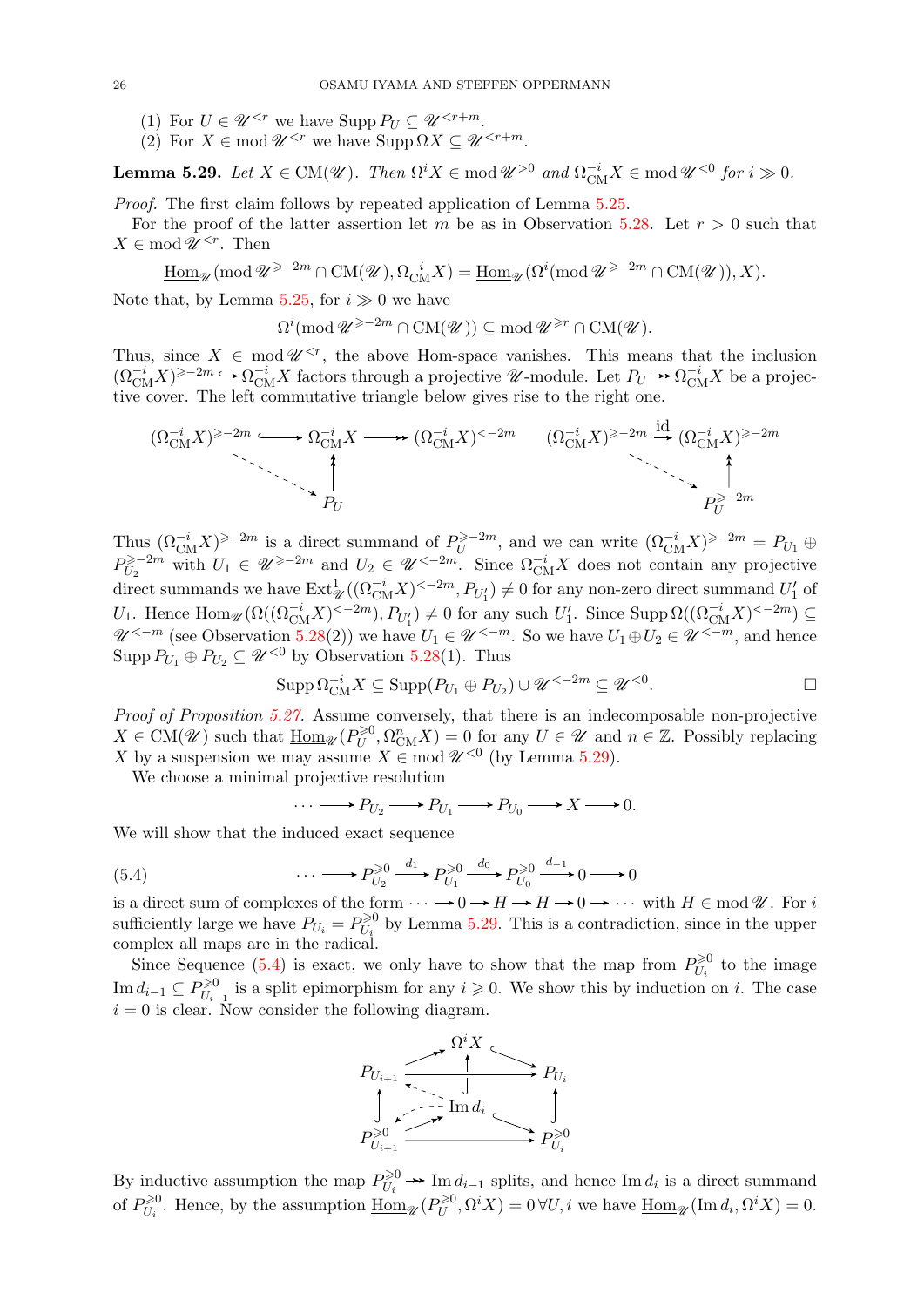(1) For $U \in \mathscr{U}^{<r}$ we have $\operatorname{Supp} P_U \subseteq \mathscr{U}^{<r+m}$.
(2) For $X \in \operatorname{mod} \mathscr{U}^{<r}$ we have $\operatorname{Supp} \Omega X \subseteq \mathscr{U}^{<r+m}$.

**Lemma 5.29.** *Let $X \in \mathrm{CM}(\mathscr{U})$. Then $\Omega^i X \in \operatorname{mod} \mathscr{U}^{>0}$ and $\Omega_{\mathrm{CM}}^{-i} X \in \operatorname{mod} \mathscr{U}^{<0}$ for $i \gg 0$.*

*Proof.* The first claim follows by repeated application of Lemma 5.25.

For the proof of the latter assertion let $m$ be as in Observation 5.28. Let $r > 0$ such that $X \in \operatorname{mod} \mathscr{U}^{<r}$. Then

$$\underline{\operatorname{Hom}}_{\mathscr{U}}(\operatorname{mod} \mathscr{U}^{\geqslant -2m} \cap \mathrm{CM}(\mathscr{U}), \Omega_{\mathrm{CM}}^{-i} X) = \underline{\operatorname{Hom}}_{\mathscr{U}}(\Omega^i(\operatorname{mod} \mathscr{U}^{\geqslant -2m} \cap \mathrm{CM}(\mathscr{U})), X).$$

Note that, by Lemma 5.25, for $i \gg 0$ we have

$$\Omega^i(\operatorname{mod} \mathscr{U}^{\geqslant -2m} \cap \mathrm{CM}(\mathscr{U})) \subseteq \operatorname{mod} \mathscr{U}^{\geqslant r} \cap \mathrm{CM}(\mathscr{U}).$$

Thus, since $X \in \operatorname{mod} \mathscr{U}^{<r}$, the above Hom-space vanishes. This means that the inclusion $(\Omega_{\mathrm{CM}}^{-i} X)^{\geqslant -2m} \hookrightarrow \Omega_{\mathrm{CM}}^{-i} X$ factors through a projective $\mathscr{U}$-module. Let $P_U \twoheadrightarrow \Omega_{\mathrm{CM}}^{-i} X$ be a projective cover. The left commutative triangle below gives rise to the right one.

$$\begin{array}{ccc} (\Omega_{\mathrm{CM}}^{-i} X)^{\geqslant -2m} \hookrightarrow \Omega_{\mathrm{CM}}^{-i} X \twoheadrightarrow (\Omega_{\mathrm{CM}}^{-i} X)^{<-2m} & \qquad & (\Omega_{\mathrm{CM}}^{-i} X)^{\geqslant -2m} \xrightarrow{\mathrm{id}} (\Omega_{\mathrm{CM}}^{-i} X)^{\geqslant -2m} \\ \searrow \quad \uparrow & & \searrow \quad \uparrow \\ P_U & & P_U^{\geqslant -2m} \end{array}$$

Thus $(\Omega_{\mathrm{CM}}^{-i} X)^{\geqslant -2m}$ is a direct summand of $P_U^{\geqslant -2m}$, and we can write $(\Omega_{\mathrm{CM}}^{-i} X)^{\geqslant -2m} = P_{U_1} \oplus P_{U_2}^{\geqslant -2m}$ with $U_1 \in \mathscr{U}^{\geqslant -2m}$ and $U_2 \in \mathscr{U}^{<-2m}$. Since $\Omega_{\mathrm{CM}}^{-i} X$ does not contain any projective direct summands we have $\operatorname{Ext}^1_{\mathscr{U}}((\Omega_{\mathrm{CM}}^{-i} X)^{<-2m}, P_{U_1'}) \neq 0$ for any non-zero direct summand $U_1'$ of $U_1$. Hence $\operatorname{Hom}_{\mathscr{U}}(\Omega((\Omega_{\mathrm{CM}}^{-i} X)^{<-2m}), P_{U_1'}) \neq 0$ for any such $U_1'$. Since $\operatorname{Supp} \Omega((\Omega_{\mathrm{CM}}^{-i} X)^{<-2m}) \subseteq \mathscr{U}^{<-m}$ (see Observation 5.28(2)) we have $U_1 \in \mathscr{U}^{<-m}$. So we have $U_1 \oplus U_2 \in \mathscr{U}^{<-m}$, and hence $\operatorname{Supp} P_{U_1} \oplus P_{U_2} \subseteq \mathscr{U}^{<0}$ by Observation 5.28(1). Thus

$$\operatorname{Supp} \Omega_{\mathrm{CM}}^{-i} X \subseteq \operatorname{Supp}(P_{U_1} \oplus P_{U_2}) \cup \mathscr{U}^{<-2m} \subseteq \mathscr{U}^{<0}. \qquad \square$$

*Proof of Proposition 5.27.* Assume conversely, that there is an indecomposable non-projective $X \in \mathrm{CM}(\mathscr{U})$ such that $\underline{\operatorname{Hom}}_{\mathscr{U}}(P_U^{\geqslant 0}, \Omega_{\mathrm{CM}}^n X) = 0$ for any $U \in \mathscr{U}$ and $n \in \mathbb{Z}$. Possibly replacing $X$ by a suspension we may assume $X \in \operatorname{mod} \mathscr{U}^{<0}$ (by Lemma 5.29).

We choose a minimal projective resolution

$$\cdots \longrightarrow P_{U_2} \longrightarrow P_{U_1} \longrightarrow P_{U_0} \longrightarrow X \longrightarrow 0.$$

We will show that the induced exact sequence

$$\cdots \longrightarrow P_{U_2}^{\geqslant 0} \xrightarrow{d_1} P_{U_1}^{\geqslant 0} \xrightarrow{d_0} P_{U_0}^{\geqslant 0} \xrightarrow{d_{-1}} 0 \longrightarrow 0 \tag{5.4}$$

is a direct sum of complexes of the form $\cdots \to 0 \to H \to H \to 0 \to \cdots$ with $H \in \operatorname{mod} \mathscr{U}$. For $i$ sufficiently large we have $P_{U_i} = P_{U_i}^{\geqslant 0}$ by Lemma 5.29. This is a contradiction, since in the upper complex all maps are in the radical.

Since Sequence (5.4) is exact, we only have to show that the map from $P_{U_i}^{\geqslant 0}$ to the image $\operatorname{Im} d_{i-1} \subseteq P_{U_{i-1}}^{\geqslant 0}$ is a split epimorphism for any $i \geqslant 0$. We show this by induction on $i$. The case $i = 0$ is clear. Now consider the following diagram.

$$\begin{array}{ccccc} & & \Omega^i X & & \\ & \nearrow & \uparrow & \searrow & \\ P_{U_{i+1}} & & \longrightarrow & & P_{U_i} \\ \uparrow & \nwarrow & \operatorname{Im} d_i & \searrow & \uparrow \\ P_{U_{i+1}}^{\geqslant 0} & & \longrightarrow & & P_{U_i}^{\geqslant 0} \end{array}$$

By inductive assumption the map $P_{U_i}^{\geqslant 0} \twoheadrightarrow \operatorname{Im} d_{i-1}$ splits, and hence $\operatorname{Im} d_i$ is a direct summand of $P_{U_i}^{\geqslant 0}$. Hence, by the assumption $\underline{\operatorname{Hom}}_{\mathscr{U}}(P_U^{\geqslant 0}, \Omega^i X) = 0 \, \forall U, i$ we have $\underline{\operatorname{Hom}}_{\mathscr{U}}(\operatorname{Im} d_i, \Omega^i X) = 0$.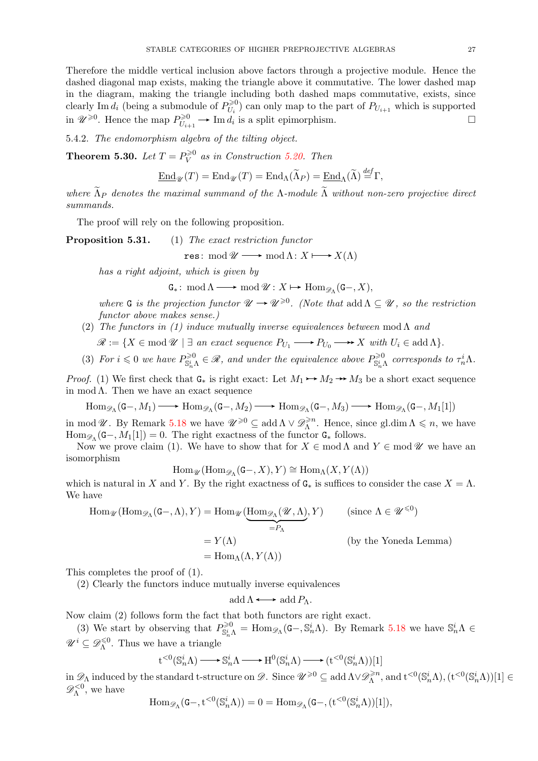Therefore the middle vertical inclusion above factors through a projective module. Hence the dashed diagonal map exists, making the triangle above it commutative. The lower dashed map in the diagram, making the triangle including both dashed maps commutative, exists, since clearly $\operatorname{Im} d_i$ (being a submodule of $P_{U_i}^{\geqslant 0}$) can only map to the part of $P_{U_{i+1}}$ which is supported in $\mathscr{U}^{\geqslant 0}$. Hence the map $P_{U_{i+1}}^{\geqslant 0} \twoheadrightarrow \operatorname{Im} d_i$ is a split epimorphism. $\square$

5.4.2. *The endomorphism algebra of the tilting object.*

**Theorem 5.30.** *Let $T = P_V^{\geqslant 0}$ as in Construction 5.20. Then*

$$\underline{\operatorname{End}}_{\mathscr{U}}(T) = \operatorname{End}_{\mathscr{U}}(T) = \operatorname{End}_{\Lambda}(\widetilde{\Lambda}_P) = \underline{\operatorname{End}}_{\Lambda}(\widetilde{\Lambda}) \stackrel{def}{=} \Gamma,$$

*where $\widetilde{\Lambda}_P$ denotes the maximal summand of the $\Lambda$-module $\widetilde{\Lambda}$ without non-zero projective direct summands.*

The proof will rely on the following proposition.

**Proposition 5.31.** (1) *The exact restriction functor*

$$\texttt{res}\colon \operatorname{mod} \mathscr{U} \longrightarrow \operatorname{mod} \Lambda \colon X \longmapsto X(\Lambda)$$

*has a right adjoint, which is given by*

$$\texttt{G}_*\colon \operatorname{mod} \Lambda \longrightarrow \operatorname{mod} \mathscr{U} \colon X \mapsto \operatorname{Hom}_{\mathscr{D}_\Lambda}(\texttt{G}-, X),$$

*where $\texttt{G}$ is the projection functor $\mathscr{U} \to \mathscr{U}^{\geqslant 0}$. (Note that $\operatorname{add} \Lambda \subseteq \mathscr{U}$, so the restriction functor above makes sense.)*

(2) *The functors in (1) induce mutually inverse equivalences between $\operatorname{mod} \Lambda$ and*

$$\mathscr{R} := \{X \in \operatorname{mod} \mathscr{U} \mid \exists \text{ an exact sequence } P_{U_1} \longrightarrow P_{U_0} \longrightarrow X \text{ with } U_i \in \operatorname{add} \Lambda\}.$$

(3) *For $i \leqslant 0$ we have $P_{\mathbb{S}_n^i \Lambda}^{\geqslant 0} \in \mathscr{R}$, and under the equivalence above $P_{\mathbb{S}_n^i \Lambda}^{\geqslant 0}$ corresponds to $\tau_n^i \Lambda$.*

*Proof.* (1) We first check that $\texttt{G}_*$ is right exact: Let $M_1 \rightarrowtail M_2 \twoheadrightarrow M_3$ be a short exact sequence in $\operatorname{mod} \Lambda$. Then we have an exact sequence

$$\operatorname{Hom}_{\mathscr{D}_\Lambda}(\texttt{G}-, M_1) \longrightarrow \operatorname{Hom}_{\mathscr{D}_\Lambda}(\texttt{G}-, M_2) \longrightarrow \operatorname{Hom}_{\mathscr{D}_\Lambda}(\texttt{G}-, M_3) \longrightarrow \operatorname{Hom}_{\mathscr{D}_\Lambda}(\texttt{G}-, M_1[1])$$

in $\operatorname{mod} \mathscr{U}$. By Remark 5.18 we have $\mathscr{U}^{\geqslant 0} \subseteq \operatorname{add} \Lambda \vee \mathscr{D}_\Lambda^{\geqslant n}$. Hence, since $\operatorname{gl.dim} \Lambda \leqslant n$, we have $\operatorname{Hom}_{\mathscr{D}_\Lambda}(\texttt{G}-, M_1[1]) = 0$. The right exactness of the functor $\texttt{G}_*$ follows.

Now we prove claim (1). We have to show that for $X \in \operatorname{mod} \Lambda$ and $Y \in \operatorname{mod} \mathscr{U}$ we have an isomorphism

$$\operatorname{Hom}_{\mathscr{U}}(\operatorname{Hom}_{\mathscr{D}_\Lambda}(\texttt{G}-, X), Y) \cong \operatorname{Hom}_\Lambda(X, Y(\Lambda))$$

which is natural in $X$ and $Y$. By the right exactness of $\texttt{G}_*$ is suffices to consider the case $X = \Lambda$. We have

$$\begin{aligned}
\operatorname{Hom}_{\mathscr{U}}(\operatorname{Hom}_{\mathscr{D}_\Lambda}(\texttt{G}-, \Lambda), Y) &= \operatorname{Hom}_{\mathscr{U}}(\underbrace{\operatorname{Hom}_{\mathscr{D}_\Lambda}(\mathscr{U}, \Lambda)}_{= P_\Lambda}, Y) && (\text{since } \Lambda \in \mathscr{U}^{\leqslant 0}) \\
&= Y(\Lambda) && (\text{by the Yoneda Lemma}) \\
&= \operatorname{Hom}_\Lambda(\Lambda, Y(\Lambda))
\end{aligned}$$

This completes the proof of (1).

(2) Clearly the functors induce mutually inverse equivalences

$$\operatorname{add} \Lambda \longleftrightarrow \operatorname{add} P_\Lambda.$$

Now claim (2) follows form the fact that both functors are right exact.

(3) We start by observing that $P_{\mathbb{S}_n^i \Lambda}^{\geqslant 0} = \operatorname{Hom}_{\mathscr{D}_\Lambda}(\texttt{G}-, \mathbb{S}_n^i \Lambda)$. By Remark 5.18 we have $\mathbb{S}_n^i \Lambda \in \mathscr{U}^i \subseteq \mathscr{D}_\Lambda^{\leqslant 0}$. Thus we have a triangle

$$\mathrm{t}^{<0}(\mathbb{S}_n^i \Lambda) \longrightarrow \mathbb{S}_n^i \Lambda \longrightarrow \mathrm{H}^0(\mathbb{S}_n^i \Lambda) \longrightarrow (\mathrm{t}^{<0}(\mathbb{S}_n^i \Lambda))[1]$$

in $\mathscr{D}_\Lambda$ induced by the standard t-structure on $\mathscr{D}$. Since $\mathscr{U}^{\geqslant 0} \subseteq \operatorname{add} \Lambda \vee \mathscr{D}_\Lambda^{\geqslant n}$, and $\mathrm{t}^{<0}(\mathbb{S}_n^i \Lambda), (\mathrm{t}^{<0}(\mathbb{S}_n^i \Lambda))[1] \in \mathscr{D}_\Lambda^{<0}$, we have

$$\operatorname{Hom}_{\mathscr{D}_\Lambda}(\texttt{G}-, \mathrm{t}^{<0}(\mathbb{S}_n^i \Lambda)) = 0 = \operatorname{Hom}_{\mathscr{D}_\Lambda}(\texttt{G}-, (\mathrm{t}^{<0}(\mathbb{S}_n^i \Lambda))[1]),$$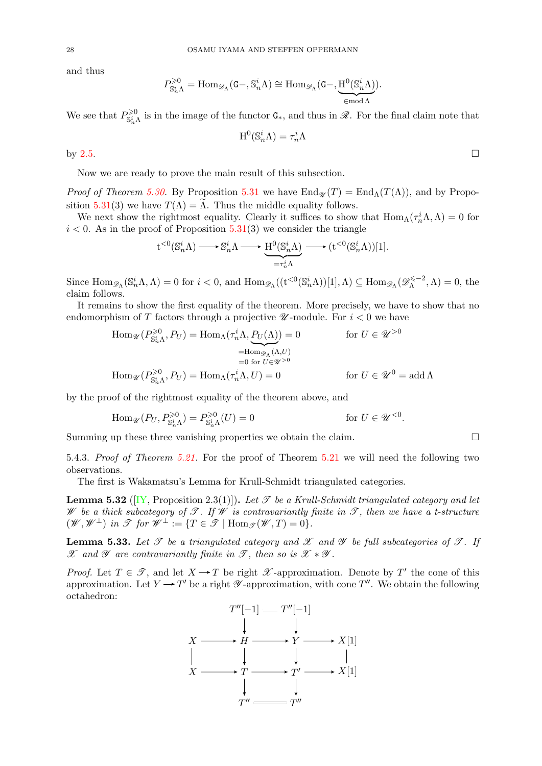and thus

$$P^{\geqslant 0}_{\mathbb{S}_n^i \Lambda} = \operatorname{Hom}_{\mathscr{D}_\Lambda}(\mathtt{G}-, \mathbb{S}_n^i \Lambda) \cong \operatorname{Hom}_{\mathscr{D}_\Lambda}(\mathtt{G}-, \underbrace{\mathrm{H}^0(\mathbb{S}_n^i \Lambda)}_{\in \operatorname{mod} \Lambda}).$$

We see that $P^{\geqslant 0}_{\mathbb{S}_n^i \Lambda}$ is in the image of the functor $\mathtt{G}_*$, and thus in $\mathscr{R}$. For the final claim note that

$$\mathrm{H}^0(\mathbb{S}_n^i \Lambda) = \tau_n^i \Lambda$$

by 2.5. □

Now we are ready to prove the main result of this subsection.

*Proof of Theorem 5.30.* By Proposition 5.31 we have $\operatorname{End}_{\mathscr{U}}(T) = \operatorname{End}_\Lambda(T(\Lambda))$, and by Proposition 5.31(3) we have $T(\Lambda) = \widetilde{\Lambda}$. Thus the middle equality follows.

We next show the rightmost equality. Clearly it suffices to show that $\operatorname{Hom}_\Lambda(\tau_n^i \Lambda, \Lambda) = 0$ for $i < 0$. As in the proof of Proposition 5.31(3) we consider the triangle

$$\mathrm{t}^{<0}(\mathbb{S}_n^i \Lambda) \longrightarrow \mathbb{S}_n^i \Lambda \longrightarrow \underbrace{\mathrm{H}^0(\mathbb{S}_n^i \Lambda)}_{= \tau_n^i \Lambda} \longrightarrow (\mathrm{t}^{<0}(\mathbb{S}_n^i \Lambda))[1].$$

Since $\operatorname{Hom}_{\mathscr{D}_\Lambda}(\mathbb{S}_n^i \Lambda, \Lambda) = 0$ for $i < 0$, and $\operatorname{Hom}_{\mathscr{D}_\Lambda}((\mathrm{t}^{<0}(\mathbb{S}_n^i \Lambda))[1], \Lambda) \subseteq \operatorname{Hom}_{\mathscr{D}_\Lambda}(\mathscr{D}_\Lambda^{\leqslant -2}, \Lambda) = 0$, the claim follows.

It remains to show the first equality of the theorem. More precisely, we have to show that no endomorphism of $T$ factors through a projective $\mathscr{U}$-module. For $i < 0$ we have

$$\operatorname{Hom}_{\mathscr{U}}(P^{\geqslant 0}_{\mathbb{S}_n^i \Lambda}, P_U) = \operatorname{Hom}_\Lambda(\tau_n^i \Lambda, \underbrace{P_U(\Lambda)}_{\substack{= \operatorname{Hom}_{\mathscr{D}_\Lambda}(\Lambda, U) \\ = 0 \text{ for } U \in \mathscr{U}^{>0}}}) = 0 \qquad \text{for } U \in \mathscr{U}^{>0}$$

$$\operatorname{Hom}_{\mathscr{U}}(P^{\geqslant 0}_{\mathbb{S}_n^i \Lambda}, P_U) = \operatorname{Hom}_\Lambda(\tau_n^i \Lambda, U) = 0 \qquad \text{for } U \in \mathscr{U}^0 = \operatorname{add} \Lambda$$

by the proof of the rightmost equality of the theorem above, and

$$\operatorname{Hom}_{\mathscr{U}}(P_U, P^{\geqslant 0}_{\mathbb{S}_n^i \Lambda}) = P^{\geqslant 0}_{\mathbb{S}_n^i \Lambda}(U) = 0 \qquad \text{for } U \in \mathscr{U}^{<0}.$$

Summing up these three vanishing properties we obtain the claim. □

5.4.3. *Proof of Theorem 5.21.* For the proof of Theorem 5.21 we will need the following two observations.

The first is Wakamatsu's Lemma for Krull-Schmidt triangulated categories.

**Lemma 5.32** ([IY, Proposition 2.3(1)]). *Let $\mathscr{T}$ be a Krull-Schmidt triangulated category and let $\mathscr{W}$ be a thick subcategory of $\mathscr{T}$. If $\mathscr{W}$ is contravariantly finite in $\mathscr{T}$, then we have a t-structure $(\mathscr{W}, \mathscr{W}^\perp)$ in $\mathscr{T}$ for $\mathscr{W}^\perp := \{T \in \mathscr{T} \mid \operatorname{Hom}_{\mathscr{T}}(\mathscr{W}, T) = 0\}$.*

**Lemma 5.33.** *Let $\mathscr{T}$ be a triangulated category and $\mathscr{X}$ and $\mathscr{Y}$ be full subcategories of $\mathscr{T}$. If $\mathscr{X}$ and $\mathscr{Y}$ are contravariantly finite in $\mathscr{T}$, then so is $\mathscr{X} * \mathscr{Y}$.*

*Proof.* Let $T \in \mathscr{T}$, and let $X \longrightarrow T$ be right $\mathscr{X}$-approximation. Denote by $T'$ the cone of this approximation. Let $Y \longrightarrow T'$ be a right $\mathscr{Y}$-approximation, with cone $T''$. We obtain the following octahedron:

$$\begin{array}{ccccccc}
 & & T''[-1] & = & T''[-1] & & \\
 & & \downarrow & & \downarrow & & \\
X & \longrightarrow & H & \longrightarrow & Y & \longrightarrow & X[1] \\
\| & & \downarrow & & \downarrow & & \| \\
X & \longrightarrow & T & \longrightarrow & T' & \longrightarrow & X[1] \\
 & & \downarrow & & \downarrow & & \\
 & & T'' & = & T'' & &
\end{array}$$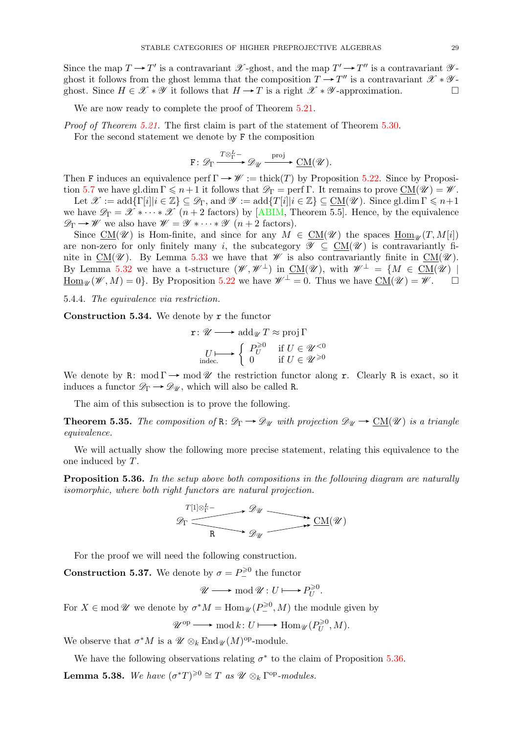Since the map $T \to T'$ is a contravariant $\mathscr{X}$-ghost, and the map $T' \to T''$ is a contravariant $\mathscr{Y}$-ghost it follows from the ghost lemma that the composition $T \to T''$ is a contravariant $\mathscr{X} * \mathscr{Y}$-ghost. Since $H \in \mathscr{X} * \mathscr{Y}$ it follows that $H \to T$ is a right $\mathscr{X} * \mathscr{Y}$-approximation. □

We are now ready to complete the proof of Theorem 5.21.

*Proof of Theorem 5.21.* The first claim is part of the statement of Theorem 5.30.

For the second statement we denote by $\mathtt{F}$ the composition

$$\mathtt{F}\colon \mathscr{D}_\Gamma \xrightarrow{T \otimes^L_\Gamma -} \mathscr{D}_\mathscr{U} \xrightarrow{\text{proj}} \underline{\mathrm{CM}}(\mathscr{U}).$$

Then $\mathtt{F}$ induces an equivalence $\operatorname{perf} \Gamma \to \mathscr{W} := \operatorname{thick}(T)$ by Proposition 5.22. Since by Proposition 5.7 we have $\operatorname{gl.dim} \Gamma \leqslant n+1$ it follows that $\mathscr{D}_\Gamma = \operatorname{perf} \Gamma$. It remains to prove $\underline{\mathrm{CM}}(\mathscr{U}) = \mathscr{W}$.

Let $\mathscr{X} := \operatorname{add}\{\Gamma[i] | i \in \mathbb{Z}\} \subseteq \mathscr{D}_\Gamma$, and $\mathscr{Y} := \operatorname{add}\{T[i] | i \in \mathbb{Z}\} \subseteq \underline{\mathrm{CM}}(\mathscr{U})$. Since $\operatorname{gl.dim} \Gamma \leqslant n+1$ we have $\mathscr{D}_\Gamma = \mathscr{X} * \cdots * \mathscr{X}$ ($n+2$ factors) by [ABIM, Theorem 5.5]. Hence, by the equivalence $\mathscr{D}_\Gamma \to \mathscr{W}$ we also have $\mathscr{W} = \mathscr{Y} * \cdots * \mathscr{Y}$ ($n+2$ factors).

Since $\underline{\mathrm{CM}}(\mathscr{U})$ is Hom-finite, and since for any $M \in \underline{\mathrm{CM}}(\mathscr{U})$ the spaces $\underline{\mathrm{Hom}}_\mathscr{U}(T, M[i])$ are non-zero for only finitely many $i$, the subcategory $\mathscr{Y} \subseteq \underline{\mathrm{CM}}(\mathscr{U})$ is contravariantly finite in $\underline{\mathrm{CM}}(\mathscr{U})$. By Lemma 5.33 we have that $\mathscr{W}$ is also contravariantly finite in $\underline{\mathrm{CM}}(\mathscr{U})$. By Lemma 5.32 we have a t-structure $(\mathscr{W}, \mathscr{W}^\perp)$ in $\underline{\mathrm{CM}}(\mathscr{U})$, with $\mathscr{W}^\perp = \{M \in \underline{\mathrm{CM}}(\mathscr{U}) \mid \underline{\mathrm{Hom}}_\mathscr{U}(\mathscr{W}, M) = 0\}$. By Proposition 5.22 we have $\mathscr{W}^\perp = 0$. Thus we have $\underline{\mathrm{CM}}(\mathscr{U}) = \mathscr{W}$. □

### 5.4.4. *The equivalence via restriction.*

**Construction 5.34.** We denote by $\mathtt{r}$ the functor

$$\mathtt{r}\colon \mathscr{U} \longrightarrow \operatorname{add}_\mathscr{U} T \approx \operatorname{proj} \Gamma$$
$$\underset{\text{indec.}}{U} \longmapsto \begin{cases} P_U^{\geqslant 0} & \text{if } U \in \mathscr{U}^{<0} \\ 0 & \text{if } U \in \mathscr{U}^{\geqslant 0} \end{cases}$$

We denote by $\mathtt{R}\colon \operatorname{mod} \Gamma \to \operatorname{mod} \mathscr{U}$ the restriction functor along $\mathtt{r}$. Clearly $\mathtt{R}$ is exact, so it induces a functor $\mathscr{D}_\Gamma \to \mathscr{D}_\mathscr{U}$, which will also be called $\mathtt{R}$.

The aim of this subsection is to prove the following.

**Theorem 5.35.** *The composition of $\mathtt{R}\colon \mathscr{D}_\Gamma \to \mathscr{D}_\mathscr{U}$ with projection $\mathscr{D}_\mathscr{U} \to \underline{\mathrm{CM}}(\mathscr{U})$ is a triangle equivalence.*

We will actually show the following more precise statement, relating this equivalence to the one induced by $T$.

**Proposition 5.36.** *In the setup above both compositions in the following diagram are naturally isomorphic, where both right functors are natural projection.*

$$\begin{array}{ccccc} & \xrightarrow{T[1] \otimes^L_\Gamma -} & \mathscr{D}_\mathscr{U} & \to & \\ \mathscr{D}_\Gamma & & & & \underline{\mathrm{CM}}(\mathscr{U}) \\ & \xrightarrow[\mathtt{R}]{} & \mathscr{D}_\mathscr{U} & \to & \end{array}$$

For the proof we will need the following construction.

**Construction 5.37.** We denote by $\sigma = P_-^{\geqslant 0}$ the functor

$$\mathscr{U} \longrightarrow \operatorname{mod} \mathscr{U} \colon U \longmapsto P_U^{\geqslant 0}.$$

For $X \in \operatorname{mod} \mathscr{U}$ we denote by $\sigma^* M = \operatorname{Hom}_\mathscr{U}(P_-^{\geqslant 0}, M)$ the module given by

$$\mathscr{U}^{\mathrm{op}} \longrightarrow \operatorname{mod} k \colon U \longmapsto \operatorname{Hom}_\mathscr{U}(P_U^{\geqslant 0}, M).$$

We observe that $\sigma^* M$ is a $\mathscr{U} \otimes_k \operatorname{End}_\mathscr{U}(M)^{\mathrm{op}}$-module.

We have the following observations relating $\sigma^*$ to the claim of Proposition 5.36.

**Lemma 5.38.** *We have $(\sigma^* T)^{\geqslant 0} \cong T$ as $\mathscr{U} \otimes_k \Gamma^{\mathrm{op}}$-modules.*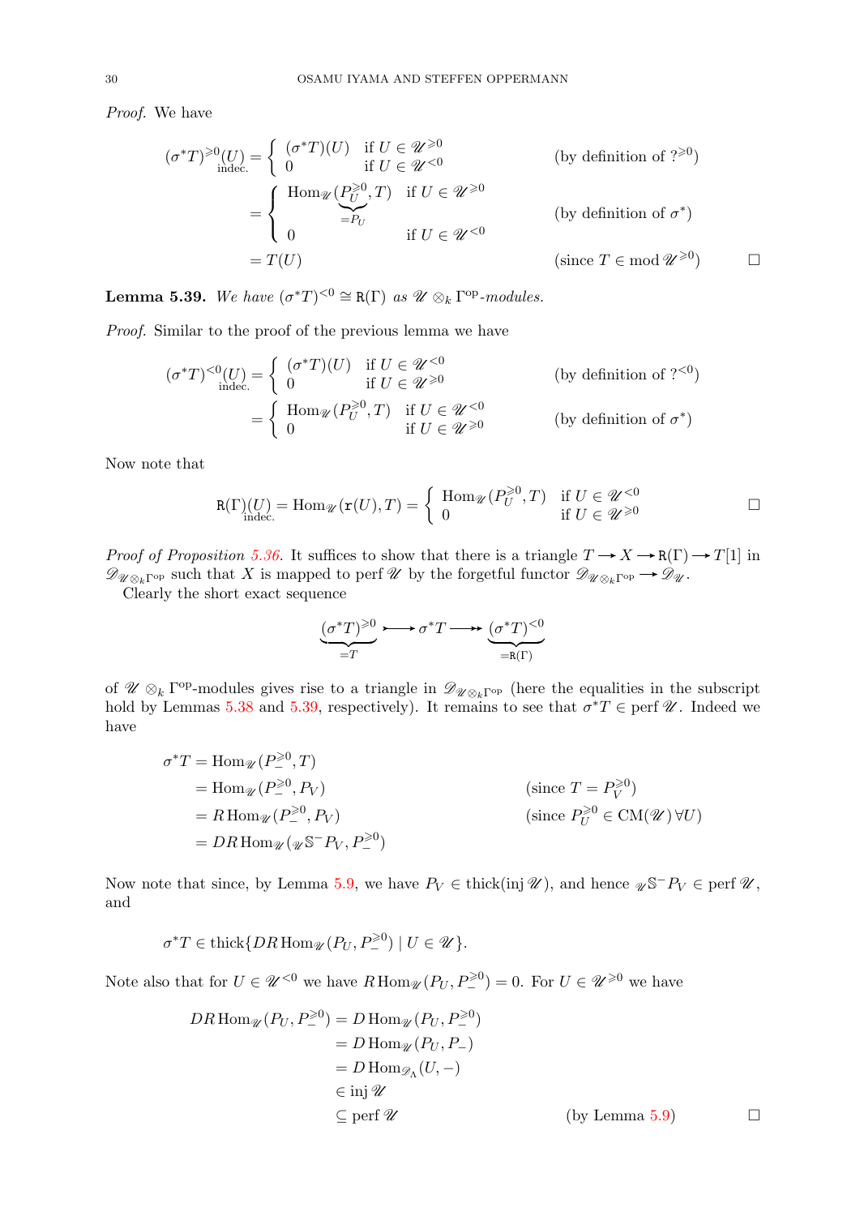*Proof.* We have

$$
\begin{aligned}
(\sigma^* T)^{\geqslant 0}\underset{\text{indec.}}{(U)} &= \begin{cases} (\sigma^* T)(U) & \text{if } U \in \mathscr{U}^{\geqslant 0} \\ 0 & \text{if } U \in \mathscr{U}^{<0} \end{cases} && \text{(by definition of } ?^{\geqslant 0}) \\
&= \begin{cases} \operatorname{Hom}_{\mathscr{U}}(\underbrace{P_U^{\geqslant 0}}_{=P_U}, T) & \text{if } U \in \mathscr{U}^{\geqslant 0} \\ 0 & \text{if } U \in \mathscr{U}^{<0} \end{cases} && \text{(by definition of } \sigma^*) \\
&= T(U) && \text{(since } T \in \operatorname{mod} \mathscr{U}^{\geqslant 0})
\end{aligned}
$$

□

**Lemma 5.39.** *We have* $(\sigma^* T)^{<0} \cong \mathtt{R}(\Gamma)$ *as* $\mathscr{U} \otimes_k \Gamma^{\mathrm{op}}$*-modules.*

*Proof.* Similar to the proof of the previous lemma we have

$$
\begin{aligned}
(\sigma^* T)^{<0}\underset{\text{indec.}}{(U)} &= \begin{cases} (\sigma^* T)(U) & \text{if } U \in \mathscr{U}^{<0} \\ 0 & \text{if } U \in \mathscr{U}^{\geqslant 0} \end{cases} && \text{(by definition of } ?^{<0}) \\
&= \begin{cases} \operatorname{Hom}_{\mathscr{U}}(P_U^{\geqslant 0}, T) & \text{if } U \in \mathscr{U}^{<0} \\ 0 & \text{if } U \in \mathscr{U}^{\geqslant 0} \end{cases} && \text{(by definition of } \sigma^*)
\end{aligned}
$$

Now note that

$$
\mathtt{R}(\Gamma)\underset{\text{indec.}}{(U)} = \operatorname{Hom}_{\mathscr{U}}(\mathtt{r}(U), T) = \begin{cases} \operatorname{Hom}_{\mathscr{U}}(P_U^{\geqslant 0}, T) & \text{if } U \in \mathscr{U}^{<0} \\ 0 & \text{if } U \in \mathscr{U}^{\geqslant 0} \end{cases}
$$

□

*Proof of Proposition 5.36.* It suffices to show that there is a triangle $T \to X \to \mathtt{R}(\Gamma) \to T[1]$ in $\mathscr{D}_{\mathscr{U} \otimes_k \Gamma^{\mathrm{op}}}$ such that $X$ is mapped to $\operatorname{perf} \mathscr{U}$ by the forgetful functor $\mathscr{D}_{\mathscr{U} \otimes_k \Gamma^{\mathrm{op}}} \to \mathscr{D}_{\mathscr{U}}$.

Clearly the short exact sequence

$$
\underbrace{(\sigma^* T)^{\geqslant 0}}_{=T} \rightarrowtail \sigma^* T \twoheadrightarrow \underbrace{(\sigma^* T)^{<0}}_{=\mathtt{R}(\Gamma)}
$$

of $\mathscr{U} \otimes_k \Gamma^{\mathrm{op}}$-modules gives rise to a triangle in $\mathscr{D}_{\mathscr{U} \otimes_k \Gamma^{\mathrm{op}}}$ (here the equalities in the subscript hold by Lemmas 5.38 and 5.39, respectively). It remains to see that $\sigma^* T \in \operatorname{perf} \mathscr{U}$. Indeed we have

$$
\begin{aligned}
\sigma^* T &= \operatorname{Hom}_{\mathscr{U}}(P_-^{\geqslant 0}, T) \\
&= \operatorname{Hom}_{\mathscr{U}}(P_-^{\geqslant 0}, P_V) && \text{(since } T = P_V^{\geqslant 0}) \\
&= R\operatorname{Hom}_{\mathscr{U}}(P_-^{\geqslant 0}, P_V) && \text{(since } P_U^{\geqslant 0} \in \operatorname{CM}(\mathscr{U})\ \forall U) \\
&= DR\operatorname{Hom}_{\mathscr{U}}({}_{\mathscr{U}}\mathbb{S}^- P_V, P_-^{\geqslant 0})
\end{aligned}
$$

Now note that since, by Lemma 5.9, we have $P_V \in \operatorname{thick}(\operatorname{inj} \mathscr{U})$, and hence ${}_{\mathscr{U}}\mathbb{S}^- P_V \in \operatorname{perf} \mathscr{U}$, and

$$
\sigma^* T \in \operatorname{thick}\{DR\operatorname{Hom}_{\mathscr{U}}(P_U, P_-^{\geqslant 0}) \mid U \in \mathscr{U}\}.
$$

Note also that for $U \in \mathscr{U}^{<0}$ we have $R\operatorname{Hom}_{\mathscr{U}}(P_U, P_-^{\geqslant 0}) = 0$. For $U \in \mathscr{U}^{\geqslant 0}$ we have

$$
\begin{aligned}
DR\operatorname{Hom}_{\mathscr{U}}(P_U, P_-^{\geqslant 0}) &= D\operatorname{Hom}_{\mathscr{U}}(P_U, P_-^{\geqslant 0}) \\
&= D\operatorname{Hom}_{\mathscr{U}}(P_U, P_-) \\
&= D\operatorname{Hom}_{\mathscr{D}_\Lambda}(U, -) \\
&\in \operatorname{inj} \mathscr{U} \\
&\subseteq \operatorname{perf} \mathscr{U} && \text{(by Lemma 5.9)}
\end{aligned}
$$

□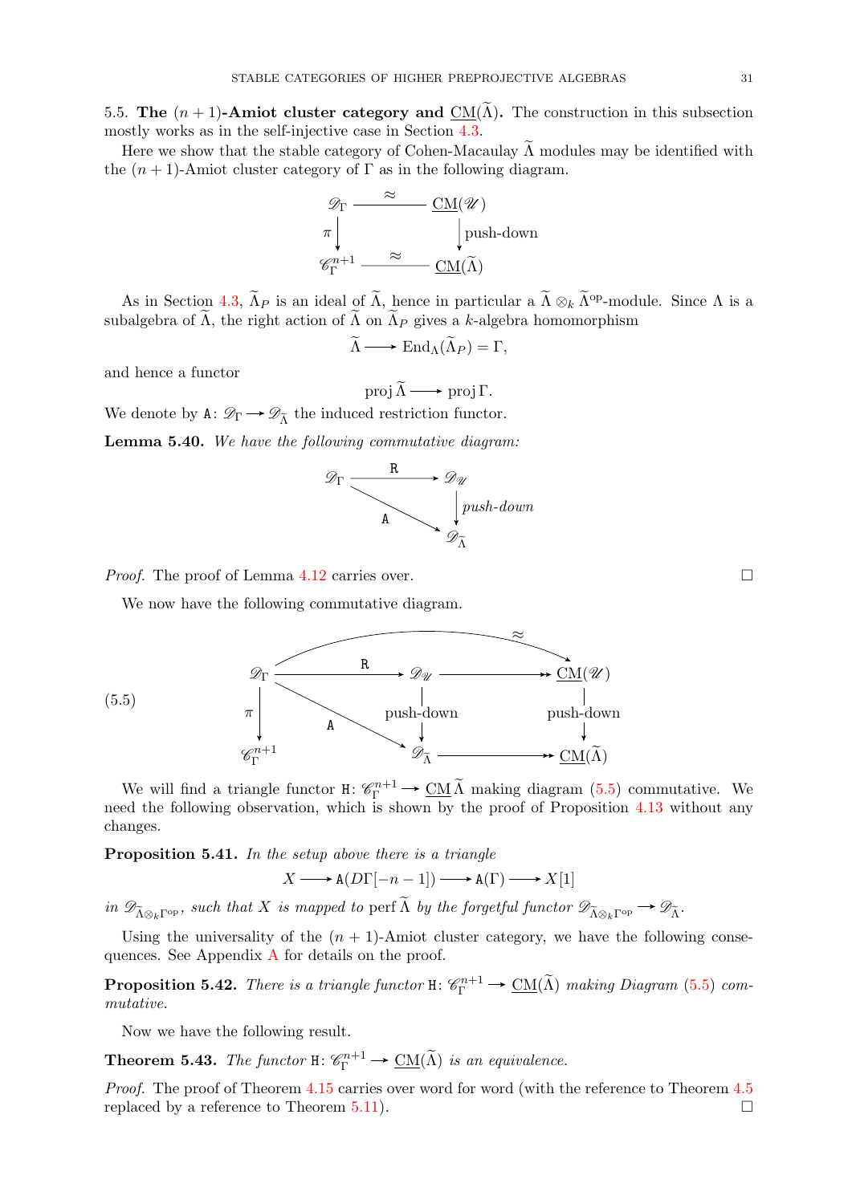## 5.5. The $(n+1)$-Amiot cluster category and $\underline{\mathrm{CM}}(\widetilde{\Lambda})$.

The construction in this subsection mostly works as in the self-injective case in Section 4.3.

Here we show that the stable category of Cohen-Macaulay $\widetilde{\Lambda}$ modules may be identified with the $(n+1)$-Amiot cluster category of $\Gamma$ as in the following diagram.

$$\begin{array}{ccc} \mathscr{D}_\Gamma & \overset{\approx}{\longrightarrow} & \underline{\mathrm{CM}}(\mathscr{U}) \\ \pi \downarrow & & \downarrow \text{push-down} \\ \mathscr{C}_\Gamma^{n+1} & \overset{\approx}{\longrightarrow} & \underline{\mathrm{CM}}(\widetilde{\Lambda}) \end{array}$$

As in Section 4.3, $\widetilde{\Lambda}_P$ is an ideal of $\widetilde{\Lambda}$, hence in particular a $\widetilde{\Lambda} \otimes_k \widetilde{\Lambda}^{\mathrm{op}}$-module. Since $\Lambda$ is a subalgebra of $\widetilde{\Lambda}$, the right action of $\widetilde{\Lambda}$ on $\widetilde{\Lambda}_P$ gives a $k$-algebra homomorphism

$$\widetilde{\Lambda} \longrightarrow \mathrm{End}_\Lambda(\widetilde{\Lambda}_P) = \Gamma,$$

and hence a functor

$$\mathrm{proj}\, \widetilde{\Lambda} \longrightarrow \mathrm{proj}\, \Gamma.$$

We denote by $\mathtt{A}\colon \mathscr{D}_\Gamma \longrightarrow \mathscr{D}_{\widetilde{\Lambda}}$ the induced restriction functor.

**Lemma 5.40.** *We have the following commutative diagram:*

$$\begin{array}{ccc} \mathscr{D}_\Gamma & \overset{\mathtt{R}}{\longrightarrow} & \mathscr{D}_\mathscr{U} \\ & \searrow^{\mathtt{A}} & \downarrow \textit{push-down} \\ & & \mathscr{D}_{\widetilde{\Lambda}} \end{array}$$

*Proof.* The proof of Lemma 4.12 carries over. $\square$

We now have the following commutative diagram.

$$(5.5)\qquad \begin{array}{ccccc} \mathscr{D}_\Gamma & \overset{\mathtt{R}}{\longrightarrow} & \mathscr{D}_\mathscr{U} & \twoheadrightarrow & \underline{\mathrm{CM}}(\mathscr{U}) \\ \pi \downarrow & \searrow^{\mathtt{A}} & \downarrow \text{push-down} & & \downarrow \text{push-down} \\ \mathscr{C}_\Gamma^{n+1} & & \mathscr{D}_{\widetilde{\Lambda}} & \twoheadrightarrow & \underline{\mathrm{CM}}(\widetilde{\Lambda}) \end{array}$$

(with a curved arrow $\mathscr{D}_\Gamma \overset{\approx}{\longrightarrow} \underline{\mathrm{CM}}(\mathscr{U})$ on top).

We will find a triangle functor $\mathtt{H}\colon \mathscr{C}_\Gamma^{n+1} \longrightarrow \underline{\mathrm{CM}}\, \widetilde{\Lambda}$ making diagram (5.5) commutative. We need the following observation, which is shown by the proof of Proposition 4.13 without any changes.

**Proposition 5.41.** *In the setup above there is a triangle*

$$X \longrightarrow \mathtt{A}(D\Gamma[-n-1]) \longrightarrow \mathtt{A}(\Gamma) \longrightarrow X[1]$$

*in $\mathscr{D}_{\widetilde{\Lambda} \otimes_k \Gamma^{\mathrm{op}}}$, such that $X$ is mapped to $\mathrm{perf}\, \widetilde{\Lambda}$ by the forgetful functor $\mathscr{D}_{\widetilde{\Lambda} \otimes_k \Gamma^{\mathrm{op}}} \longrightarrow \mathscr{D}_{\widetilde{\Lambda}}$.*

Using the universality of the $(n+1)$-Amiot cluster category, we have the following consequences. See Appendix A for details on the proof.

**Proposition 5.42.** *There is a triangle functor $\mathtt{H}\colon \mathscr{C}_\Gamma^{n+1} \longrightarrow \underline{\mathrm{CM}}(\widetilde{\Lambda})$ making Diagram (5.5) commutative.*

Now we have the following result.

**Theorem 5.43.** *The functor $\mathtt{H}\colon \mathscr{C}_\Gamma^{n+1} \longrightarrow \underline{\mathrm{CM}}(\widetilde{\Lambda})$ is an equivalence.*

*Proof.* The proof of Theorem 4.15 carries over word for word (with the reference to Theorem 4.5 replaced by a reference to Theorem 5.11). $\square$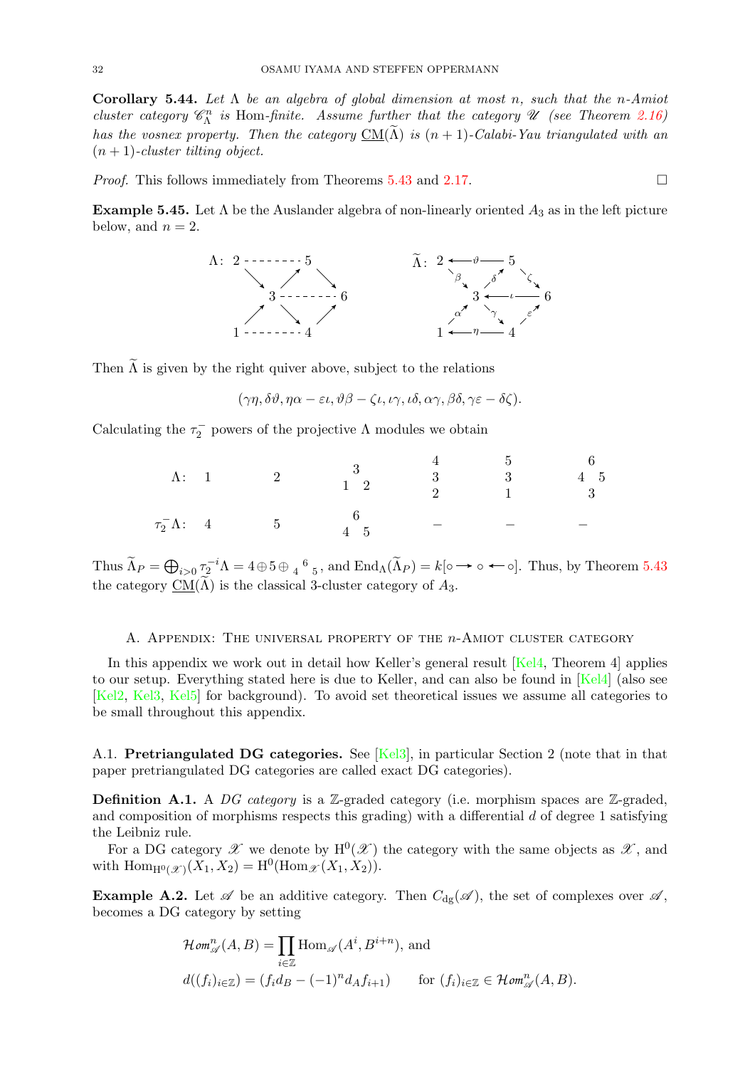**Corollary 5.44.** *Let $\Lambda$ be an algebra of global dimension at most $n$, such that the $n$-Amiot cluster category $\mathscr{C}_\Lambda^n$ is* Hom*-finite. Assume further that the category $\mathscr{U}$ (see Theorem 2.16) has the vosnex property. Then the category $\underline{\mathrm{CM}}(\widetilde{\Lambda})$ is $(n+1)$-Calabi-Yau triangulated with an $(n+1)$-cluster tilting object.*

*Proof.* This follows immediately from Theorems 5.43 and 2.17. □

**Example 5.45.** Let $\Lambda$ be the Auslander algebra of non-linearly oriented $A_3$ as in the left picture below, and $n = 2$.

$$\Lambda:\quad \begin{array}{ccccc} 2 & & \cdots & & 5 \\ & \searrow & & \nearrow & & \searrow \\ & & 3 & \cdots & & & 6 \\ & \nearrow & & \searrow & & \nearrow \\ 1 & & \cdots & & 4 \end{array} \qquad\qquad \widetilde{\Lambda}:\quad \begin{array}{ccccc} 2 & \xleftarrow{\vartheta} & & & 5 \\ & \searrow^{\beta} & & \nearrow^{\delta} & & \searrow^{\zeta} \\ & & 3 & \xleftarrow{\iota} & & & 6 \\ & \nearrow^{\alpha} & & \searrow^{\gamma} & & \nearrow^{\varepsilon} \\ 1 & \xleftarrow{\eta} & & & 4 \end{array}$$

Then $\widetilde{\Lambda}$ is given by the right quiver above, subject to the relations

$$(\gamma\eta, \delta\vartheta, \eta\alpha - \varepsilon\iota, \vartheta\beta - \zeta\iota, \iota\gamma, \iota\delta, \alpha\gamma, \beta\delta, \gamma\varepsilon - \delta\zeta).$$

Calculating the $\tau_2^-$ powers of the projective $\Lambda$ modules we obtain

| | | | | | | |
|---|---|---|---|---|---|---|
| $\Lambda$: | $1$ | $2$ | $\begin{smallmatrix} & 3 & \\ 1 & & 2 \end{smallmatrix}$ | $\begin{smallmatrix} 4 \\ 3 \\ 2 \end{smallmatrix}$ | $\begin{smallmatrix} 5 \\ 3 \\ 1 \end{smallmatrix}$ | $\begin{smallmatrix} & 6 & \\ 4 & & 5 \\ & 3 & \end{smallmatrix}$ |
| $\tau_2^-\Lambda$: | $4$ | $5$ | $\begin{smallmatrix} & 6 & \\ 4 & & 5 \end{smallmatrix}$ | $-$ | $-$ | $-$ |

Thus $\widetilde{\Lambda}_P = \bigoplus_{i>0} \tau_2^{-i}\Lambda = 4 \oplus 5 \oplus {}_4{}^6{}_5$, and $\mathrm{End}_\Lambda(\widetilde{\Lambda}_P) = k[\circ \rightarrow \circ \leftarrow \circ]$. Thus, by Theorem 5.43 the category $\underline{\mathrm{CM}}(\widetilde{\Lambda})$ is the classical 3-cluster category of $A_3$.

## A. Appendix: The universal property of the $n$-Amiot cluster category

In this appendix we work out in detail how Keller's general result [Kel4, Theorem 4] applies to our setup. Everything stated here is due to Keller, and can also be found in [Kel4] (also see [Kel2, Kel3, Kel5] for background). To avoid set theoretical issues we assume all categories to be small throughout this appendix.

### A.1. Pretriangulated DG categories.

See [Kel3], in particular Section 2 (note that in that paper pretriangulated DG categories are called exact DG categories).

**Definition A.1.** A *DG category* is a $\mathbb{Z}$-graded category (i.e. morphism spaces are $\mathbb{Z}$-graded, and composition of morphisms respects this grading) with a differential $d$ of degree 1 satisfying the Leibniz rule.

For a DG category $\mathscr{X}$ we denote by $\mathrm{H}^0(\mathscr{X})$ the category with the same objects as $\mathscr{X}$, and with $\mathrm{Hom}_{\mathrm{H}^0(\mathscr{X})}(X_1, X_2) = \mathrm{H}^0(\mathrm{Hom}_{\mathscr{X}}(X_1, X_2))$.

**Example A.2.** Let $\mathscr{A}$ be an additive category. Then $C_{\mathrm{dg}}(\mathscr{A})$, the set of complexes over $\mathscr{A}$, becomes a DG category by setting

$$\mathcal{H}om^n_{\mathscr{A}}(A, B) = \prod_{i \in \mathbb{Z}} \mathrm{Hom}_{\mathscr{A}}(A^i, B^{i+n}), \text{ and}$$
$$d((f_i)_{i\in\mathbb{Z}}) = (f_i d_B - (-1)^n d_A f_{i+1}) \qquad \text{for } (f_i)_{i\in\mathbb{Z}} \in \mathcal{H}om^n_{\mathscr{A}}(A, B).$$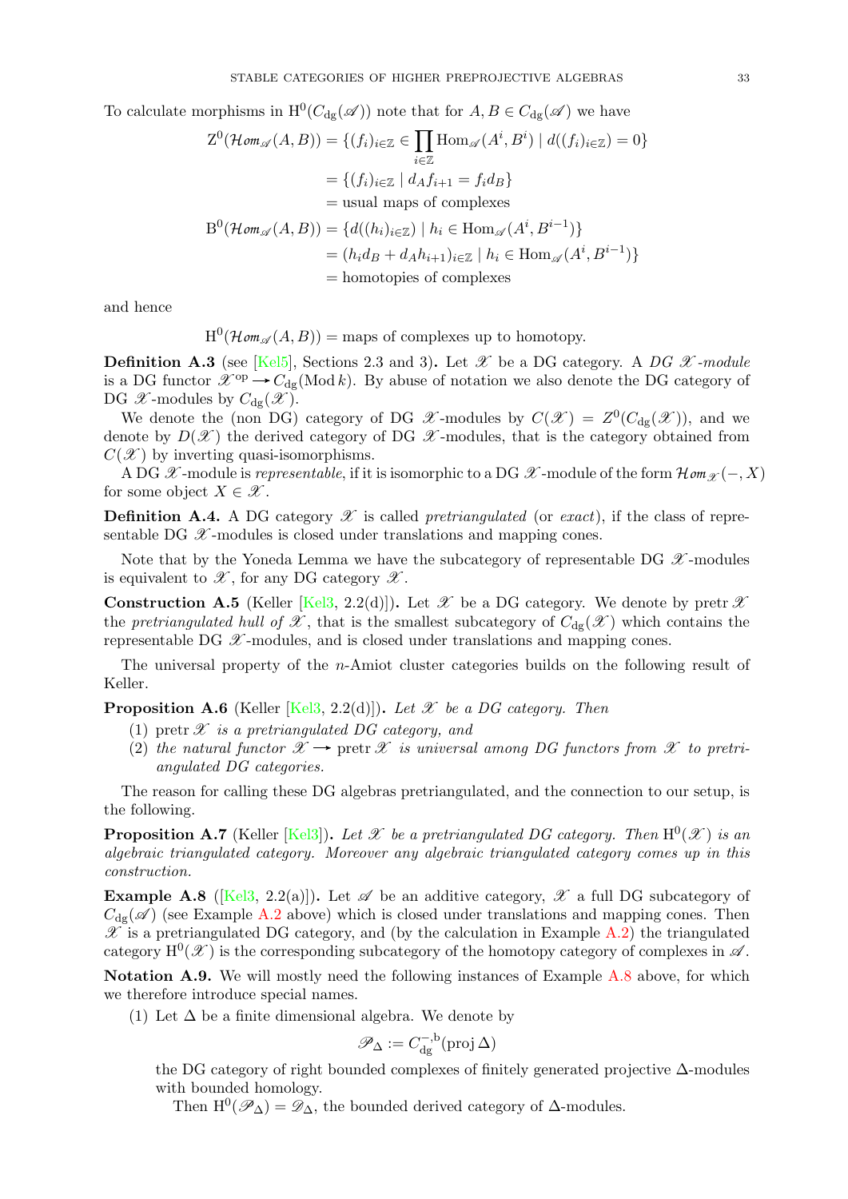To calculate morphisms in $\mathrm{H}^0(C_{\mathrm{dg}}(\mathscr{A}))$ note that for $A, B \in C_{\mathrm{dg}}(\mathscr{A})$ we have

$$
\begin{aligned}
\mathrm{Z}^0(\mathcal{H}om_{\mathscr{A}}(A,B)) &= \{(f_i)_{i\in\mathbb{Z}} \in \prod_{i\in\mathbb{Z}} \mathrm{Hom}_{\mathscr{A}}(A^i, B^i) \mid d((f_i)_{i\in\mathbb{Z}}) = 0\} \\
&= \{(f_i)_{i\in\mathbb{Z}} \mid d_A f_{i+1} = f_i d_B\} \\
&= \text{usual maps of complexes} \\
\mathrm{B}^0(\mathcal{H}om_{\mathscr{A}}(A,B)) &= \{d((h_i)_{i\in\mathbb{Z}}) \mid h_i \in \mathrm{Hom}_{\mathscr{A}}(A^i, B^{i-1})\} \\
&= (h_i d_B + d_A h_{i+1})_{i\in\mathbb{Z}} \mid h_i \in \mathrm{Hom}_{\mathscr{A}}(A^i, B^{i-1})\} \\
&= \text{homotopies of complexes}
\end{aligned}
$$

and hence

$$\mathrm{H}^0(\mathcal{H}om_{\mathscr{A}}(A,B)) = \text{maps of complexes up to homotopy.}$$

**Definition A.3** (see [Kel5], Sections 2.3 and 3)**.** Let $\mathscr{X}$ be a DG category. A *DG $\mathscr{X}$-module* is a DG functor $\mathscr{X}^{\mathrm{op}} \longrightarrow C_{\mathrm{dg}}(\mathrm{Mod}\, k)$. By abuse of notation we also denote the DG category of DG $\mathscr{X}$-modules by $C_{\mathrm{dg}}(\mathscr{X})$.

We denote the (non DG) category of DG $\mathscr{X}$-modules by $C(\mathscr{X}) = Z^0(C_{\mathrm{dg}}(\mathscr{X}))$, and we denote by $D(\mathscr{X})$ the derived category of DG $\mathscr{X}$-modules, that is the category obtained from $C(\mathscr{X})$ by inverting quasi-isomorphisms.

A DG $\mathscr{X}$-module is *representable*, if it is isomorphic to a DG $\mathscr{X}$-module of the form $\mathcal{H}om_{\mathscr{X}}(-, X)$ for some object $X \in \mathscr{X}$.

**Definition A.4.** A DG category $\mathscr{X}$ is called *pretriangulated* (or *exact*), if the class of representable DG $\mathscr{X}$-modules is closed under translations and mapping cones.

Note that by the Yoneda Lemma we have the subcategory of representable DG $\mathscr{X}$-modules is equivalent to $\mathscr{X}$, for any DG category $\mathscr{X}$.

**Construction A.5** (Keller [Kel3, 2.2(d)])**.** Let $\mathscr{X}$ be a DG category. We denote by $\mathrm{pretr}\, \mathscr{X}$ the *pretriangulated hull of $\mathscr{X}$*, that is the smallest subcategory of $C_{\mathrm{dg}}(\mathscr{X})$ which contains the representable DG $\mathscr{X}$-modules, and is closed under translations and mapping cones.

The universal property of the $n$-Amiot cluster categories builds on the following result of Keller.

**Proposition A.6** (Keller [Kel3, 2.2(d)])**.** *Let $\mathscr{X}$ be a DG category. Then*

1. $\mathrm{pretr}\, \mathscr{X}$ *is a pretriangulated DG category, and*
2. *the natural functor $\mathscr{X} \longrightarrow \mathrm{pretr}\, \mathscr{X}$ is universal among DG functors from $\mathscr{X}$ to pretriangulated DG categories.*

The reason for calling these DG algebras pretriangulated, and the connection to our setup, is the following.

**Proposition A.7** (Keller [Kel3])**.** *Let $\mathscr{X}$ be a pretriangulated DG category. Then $\mathrm{H}^0(\mathscr{X})$ is an algebraic triangulated category. Moreover any algebraic triangulated category comes up in this construction.*

**Example A.8** ([Kel3, 2.2(a)])**.** Let $\mathscr{A}$ be an additive category, $\mathscr{X}$ a full DG subcategory of $C_{\mathrm{dg}}(\mathscr{A})$ (see Example A.2 above) which is closed under translations and mapping cones. Then $\mathscr{X}$ is a pretriangulated DG category, and (by the calculation in Example A.2) the triangulated category $\mathrm{H}^0(\mathscr{X})$ is the corresponding subcategory of the homotopy category of complexes in $\mathscr{A}$.

**Notation A.9.** We will mostly need the following instances of Example A.8 above, for which we therefore introduce special names.

(1) Let $\Delta$ be a finite dimensional algebra. We denote by

$$\mathscr{P}_\Delta := C_{\mathrm{dg}}^{-,\mathrm{b}}(\mathrm{proj}\, \Delta)$$

the DG category of right bounded complexes of finitely generated projective $\Delta$-modules with bounded homology.

Then $\mathrm{H}^0(\mathscr{P}_\Delta) = \mathscr{D}_\Delta$, the bounded derived category of $\Delta$-modules.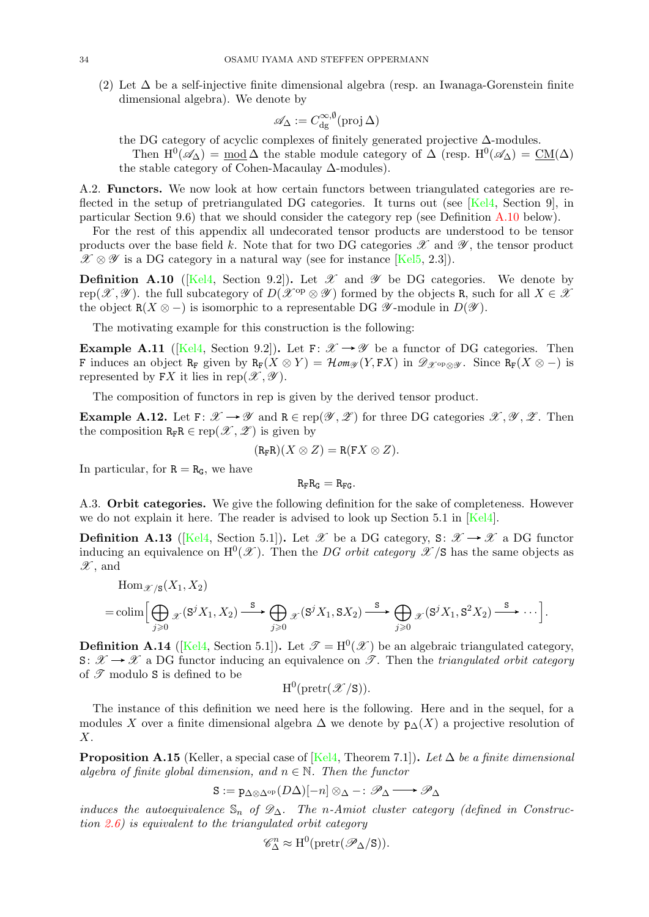(2) Let $\Delta$ be a self-injective finite dimensional algebra (resp. an Iwanaga-Gorenstein finite dimensional algebra). We denote by

$$\mathscr{A}_\Delta := C_{\mathrm{dg}}^{\infty,\emptyset}(\operatorname{proj}\Delta)$$

the DG category of acyclic complexes of finitely generated projective $\Delta$-modules.

Then $\mathrm{H}^0(\mathscr{A}_\Delta) = \underline{\mathrm{mod}}\,\Delta$ the stable module category of $\Delta$ (resp. $\mathrm{H}^0(\mathscr{A}_\Delta) = \underline{\mathrm{CM}}(\Delta)$ the stable category of Cohen-Macaulay $\Delta$-modules).

A.2. **Functors.** We now look at how certain functors between triangulated categories are reflected in the setup of pretriangulated DG categories. It turns out (see [Kel4, Section 9], in particular Section 9.6) that we should consider the category rep (see Definition A.10 below).

For the rest of this appendix all undecorated tensor products are understood to be tensor products over the base field $k$. Note that for two DG categories $\mathscr{X}$ and $\mathscr{Y}$, the tensor product $\mathscr{X} \otimes \mathscr{Y}$ is a DG category in a natural way (see for instance [Kel5, 2.3]).

**Definition A.10** ([Kel4, Section 9.2])**.** Let $\mathscr{X}$ and $\mathscr{Y}$ be DG categories. We denote by $\operatorname{rep}(\mathscr{X}, \mathscr{Y})$. the full subcategory of $D(\mathscr{X}^{\mathrm{op}} \otimes \mathscr{Y})$ formed by the objects $\mathtt{R}$, such for all $X \in \mathscr{X}$ the object $\mathtt{R}(X \otimes -)$ is isomorphic to a representable DG $\mathscr{Y}$-module in $D(\mathscr{Y})$.

The motivating example for this construction is the following:

**Example A.11** ([Kel4, Section 9.2])**.** Let $\mathtt{F}\colon \mathscr{X} \to \mathscr{Y}$ be a functor of DG categories. Then $\mathtt{F}$ induces an object $\mathtt{R}_\mathtt{F}$ given by $\mathtt{R}_\mathtt{F}(X \otimes Y) = \mathcal{H}om_{\mathscr{Y}}(Y, \mathtt{F}X)$ in $\mathscr{D}_{\mathscr{X}^{\mathrm{op}} \otimes \mathscr{Y}}$. Since $\mathtt{R}_\mathtt{F}(X \otimes -)$ is represented by $\mathtt{F}X$ it lies in $\operatorname{rep}(\mathscr{X}, \mathscr{Y})$.

The composition of functors in rep is given by the derived tensor product.

**Example A.12.** Let $\mathtt{F}\colon \mathscr{X} \to \mathscr{Y}$ and $\mathtt{R} \in \operatorname{rep}(\mathscr{Y}, \mathscr{Z})$ for three DG categories $\mathscr{X}, \mathscr{Y}, \mathscr{Z}$. Then the composition $\mathtt{R}_\mathtt{F}\mathtt{R} \in \operatorname{rep}(\mathscr{X}, \mathscr{Z})$ is given by

$$(\mathtt{R}_\mathtt{F}\mathtt{R})(X \otimes Z) = \mathtt{R}(\mathtt{F}X \otimes Z).$$

In particular, for $\mathtt{R} = \mathtt{R}_\mathtt{G}$, we have

$$\mathtt{R}_\mathtt{F}\mathtt{R}_\mathtt{G} = \mathtt{R}_{\mathtt{FG}}.$$

A.3. **Orbit categories.** We give the following definition for the sake of completeness. However we do not explain it here. The reader is advised to look up Section 5.1 in [Kel4].

**Definition A.13** ([Kel4, Section 5.1])**.** Let $\mathscr{X}$ be a DG category, $\mathtt{S}\colon \mathscr{X} \to \mathscr{X}$ a DG functor inducing an equivalence on $\mathrm{H}^0(\mathscr{X})$. Then the *DG orbit category* $\mathscr{X}/\mathtt{S}$ has the same objects as $\mathscr{X}$, and

$$\begin{aligned}
&\operatorname{Hom}_{\mathscr{X}/\mathtt{S}}(X_1, X_2) \\
&= \operatorname{colim}\Big[\bigoplus_{j \geqslant 0} \mathscr{X}(\mathtt{S}^j X_1, X_2) \xrightarrow{\mathtt{S}} \bigoplus_{j \geqslant 0} \mathscr{X}(\mathtt{S}^j X_1, \mathtt{S}X_2) \xrightarrow{\mathtt{S}} \bigoplus_{j \geqslant 0} \mathscr{X}(\mathtt{S}^j X_1, \mathtt{S}^2 X_2) \xrightarrow{\mathtt{S}} \cdots\Big].
\end{aligned}$$

**Definition A.14** ([Kel4, Section 5.1])**.** Let $\mathscr{T} = \mathrm{H}^0(\mathscr{X})$ be an algebraic triangulated category, $\mathtt{S}\colon \mathscr{X} \to \mathscr{X}$ a DG functor inducing an equivalence on $\mathscr{T}$. Then the *triangulated orbit category* of $\mathscr{T}$ modulo $\mathtt{S}$ is defined to be

$$\mathrm{H}^0(\operatorname{pretr}(\mathscr{X}/\mathtt{S})).$$

The instance of this definition we need here is the following. Here and in the sequel, for a modules $X$ over a finite dimensional algebra $\Delta$ we denote by $\mathtt{p}_\Delta(X)$ a projective resolution of $X$.

**Proposition A.15** (Keller, a special case of [Kel4, Theorem 7.1])**.** *Let $\Delta$ be a finite dimensional algebra of finite global dimension, and $n \in \mathbb{N}$. Then the functor*

$$\mathtt{S} := \mathtt{p}_{\Delta \otimes \Delta^{\mathrm{op}}}(D\Delta)[-n] \otimes_\Delta - \colon \mathscr{P}_\Delta \longrightarrow \mathscr{P}_\Delta$$

*induces the autoequivalence $\mathbb{S}_n$ of $\mathscr{D}_\Delta$. The $n$-Amiot cluster category (defined in Construction 2.6) is equivalent to the triangulated orbit category*

$$\mathscr{C}_\Delta^n \approx \mathrm{H}^0(\operatorname{pretr}(\mathscr{P}_\Delta/\mathtt{S})).$$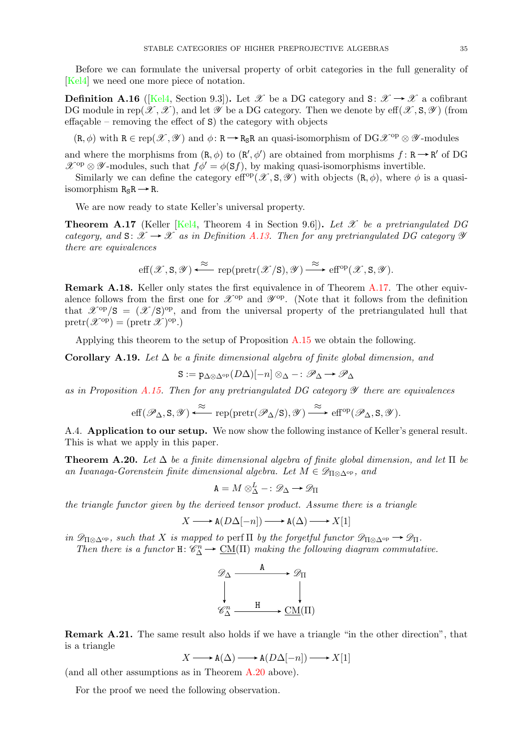Before we can formulate the universal property of orbit categories in the full generality of [Kel4] we need one more piece of notation.

**Definition A.16** ([Kel4, Section 9.3])**.** Let $\mathscr{X}$ be a DG category and $\mathtt{S}\colon \mathscr{X} \to \mathscr{X}$ a cofibrant DG module in $\operatorname{rep}(\mathscr{X}, \mathscr{X})$, and let $\mathscr{Y}$ be a DG category. Then we denote by $\operatorname{eff}(\mathscr{X}, \mathtt{S}, \mathscr{Y})$ (from effaçable – removing the effect of $\mathtt{S}$) the category with objects

$(\mathtt{R}, \phi)$ with $\mathtt{R} \in \operatorname{rep}(\mathscr{X}, \mathscr{Y})$ and $\phi\colon \mathtt{R} \to \mathtt{R}_{\mathtt{S}}\mathtt{R}$ an quasi-isomorphism of DG$\mathscr{X}^{\mathrm{op}} \otimes \mathscr{Y}$-modules

and where the morphisms from $(\mathtt{R}, \phi)$ to $(\mathtt{R}', \phi')$ are obtained from morphisms $f\colon \mathtt{R} \to \mathtt{R}'$ of DG $\mathscr{X}^{\mathrm{op}} \otimes \mathscr{Y}$-modules, such that $f\phi' = \phi(\mathtt{S}f)$, by making quasi-isomorphisms invertible.

Similarly we can define the category $\operatorname{eff}^{\mathrm{op}}(\mathscr{X}, \mathtt{S}, \mathscr{Y})$ with objects $(\mathtt{R}, \phi)$, where $\phi$ is a quasi-isomorphism $\mathtt{R}_{\mathtt{S}}\mathtt{R} \to \mathtt{R}$.

We are now ready to state Keller's universal property.

**Theorem A.17** (Keller [Kel4, Theorem 4 in Section 9.6])**.** *Let $\mathscr{X}$ be a pretriangulated DG category, and $\mathtt{S}\colon \mathscr{X} \to \mathscr{X}$ as in Definition A.13. Then for any pretriangulated DG category $\mathscr{Y}$ there are equivalences*

$$\operatorname{eff}(\mathscr{X}, \mathtt{S}, \mathscr{Y}) \xleftarrow{\approx} \operatorname{rep}(\operatorname{pretr}(\mathscr{X}/\mathtt{S}), \mathscr{Y}) \xrightarrow{\approx} \operatorname{eff}^{\mathrm{op}}(\mathscr{X}, \mathtt{S}, \mathscr{Y}).$$

**Remark A.18.** Keller only states the first equivalence in of Theorem A.17. The other equivalence follows from the first one for $\mathscr{X}^{\mathrm{op}}$ and $\mathscr{Y}^{\mathrm{op}}$. (Note that it follows from the definition that $\mathscr{X}^{\mathrm{op}}/\mathtt{S} = (\mathscr{X}/\mathtt{S})^{\mathrm{op}}$, and from the universal property of the pretriangulated hull that $\operatorname{pretr}(\mathscr{X}^{\mathrm{op}}) = (\operatorname{pretr}\mathscr{X})^{\mathrm{op}}$.)

Applying this theorem to the setup of Proposition A.15 we obtain the following.

**Corollary A.19.** *Let $\Delta$ be a finite dimensional algebra of finite global dimension, and*

$$\mathtt{S} := \mathtt{p}_{\Delta \otimes \Delta^{\mathrm{op}}}(D\Delta)[-n] \otimes_\Delta - \colon \mathscr{P}_\Delta \to \mathscr{P}_\Delta$$

*as in Proposition A.15. Then for any pretriangulated DG category $\mathscr{Y}$ there are equivalences*

$$\operatorname{eff}(\mathscr{P}_\Delta, \mathtt{S}, \mathscr{Y}) \xleftarrow{\approx} \operatorname{rep}(\operatorname{pretr}(\mathscr{P}_\Delta/\mathtt{S}), \mathscr{Y}) \xrightarrow{\approx} \operatorname{eff}^{\mathrm{op}}(\mathscr{P}_\Delta, \mathtt{S}, \mathscr{Y}).$$

A.4. **Application to our setup.** We now show the following instance of Keller's general result. This is what we apply in this paper.

**Theorem A.20.** *Let $\Delta$ be a finite dimensional algebra of finite global dimension, and let $\Pi$ be an Iwanaga-Gorenstein finite dimensional algebra. Let $M \in \mathscr{D}_{\Pi \otimes \Delta^{\mathrm{op}}}$, and*

$$\mathtt{A} = M \otimes^L_\Delta - \colon \mathscr{D}_\Delta \to \mathscr{D}_\Pi$$

*the triangle functor given by the derived tensor product. Assume there is a triangle*

$$X \longrightarrow \mathtt{A}(D\Delta[-n]) \longrightarrow \mathtt{A}(\Delta) \longrightarrow X[1]$$

*in $\mathscr{D}_{\Pi \otimes \Delta^{\mathrm{op}}}$, such that $X$ is mapped to $\operatorname{perf}\Pi$ by the forgetful functor $\mathscr{D}_{\Pi \otimes \Delta^{\mathrm{op}}} \to \mathscr{D}_\Pi$.*

*Then there is a functor $\mathtt{H}\colon \mathscr{C}^n_\Delta \to \underline{\mathrm{CM}}(\Pi)$ making the following diagram commutative.*

$$\begin{array}{ccc} \mathscr{D}_\Delta & \xrightarrow{\mathtt{A}} & \mathscr{D}_\Pi \\ \downarrow & & \downarrow \\ \mathscr{C}^n_\Delta & \xrightarrow{\mathtt{H}} & \underline{\mathrm{CM}}(\Pi) \end{array}$$

**Remark A.21.** The same result also holds if we have a triangle "in the other direction", that is a triangle

$$X \longrightarrow \mathtt{A}(\Delta) \longrightarrow \mathtt{A}(D\Delta[-n]) \longrightarrow X[1]$$

(and all other assumptions as in Theorem A.20 above).

For the proof we need the following observation.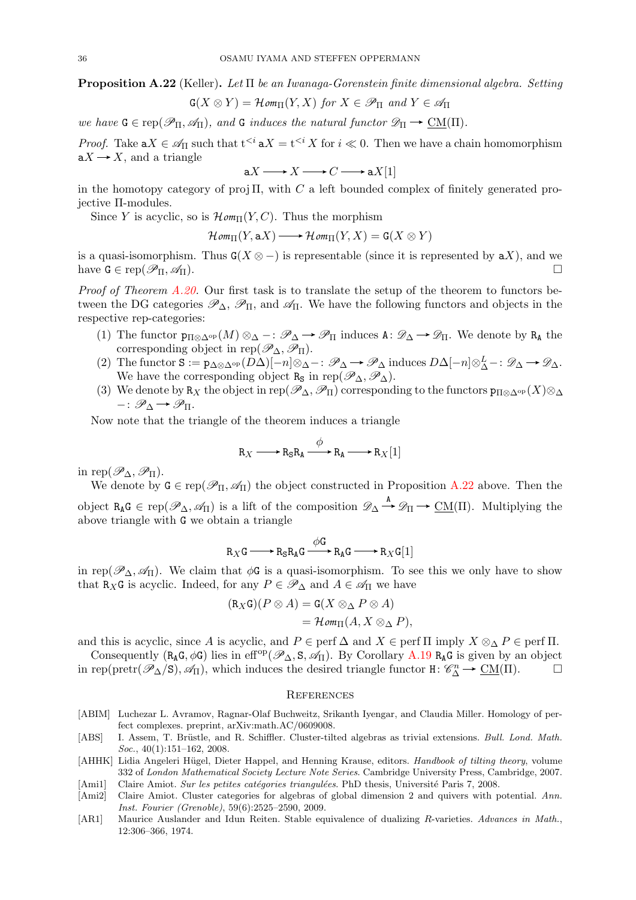**Proposition A.22** (Keller)**.** *Let $\Pi$ be an Iwanaga-Gorenstein finite dimensional algebra. Setting*

$$\mathtt{G}(X \otimes Y) = \mathcal{H}om_{\Pi}(Y, X) \text{ for } X \in \mathscr{P}_{\Pi} \text{ and } Y \in \mathscr{A}_{\Pi}$$

*we have $\mathtt{G} \in \operatorname{rep}(\mathscr{P}_{\Pi}, \mathscr{A}_{\Pi})$, and $\mathtt{G}$ induces the natural functor $\mathscr{D}_{\Pi} \to \underline{\mathrm{CM}}(\Pi)$.*

*Proof.* Take $\mathtt{a}X \in \mathscr{A}_{\Pi}$ such that $\mathrm{t}^{<i}\,\mathtt{a}X = \mathrm{t}^{<i}\,X$ for $i \ll 0$. Then we have a chain homomorphism $\mathtt{a}X \to X$, and a triangle

$$\mathtt{a}X \longrightarrow X \longrightarrow C \longrightarrow \mathtt{a}X[1]$$

in the homotopy category of $\operatorname{proj}\Pi$, with $C$ a left bounded complex of finitely generated projective $\Pi$-modules.

Since $Y$ is acyclic, so is $\mathcal{H}om_{\Pi}(Y, C)$. Thus the morphism

$$\mathcal{H}om_{\Pi}(Y, \mathtt{a}X) \longrightarrow \mathcal{H}om_{\Pi}(Y, X) = \mathtt{G}(X \otimes Y)$$

is a quasi-isomorphism. Thus $\mathtt{G}(X \otimes -)$ is representable (since it is represented by $\mathtt{a}X$), and we have $\mathtt{G} \in \operatorname{rep}(\mathscr{P}_{\Pi}, \mathscr{A}_{\Pi})$. $\square$

*Proof of Theorem A.20.* Our first task is to translate the setup of the theorem to functors between the DG categories $\mathscr{P}_{\Delta}$, $\mathscr{P}_{\Pi}$, and $\mathscr{A}_{\Pi}$. We have the following functors and objects in the respective rep-categories:

1. The functor $\mathrm{p}_{\Pi \otimes \Delta^{\mathrm{op}}}(M) \otimes_{\Delta} - \colon \mathscr{P}_{\Delta} \to \mathscr{P}_{\Pi}$ induces $\mathtt{A} \colon \mathscr{D}_{\Delta} \to \mathscr{D}_{\Pi}$. We denote by $\mathtt{R}_{\mathtt{A}}$ the corresponding object in $\operatorname{rep}(\mathscr{P}_{\Delta}, \mathscr{P}_{\Pi})$.
2. The functor $\mathtt{S} := \mathrm{p}_{\Delta \otimes \Delta^{\mathrm{op}}}(D\Delta)[-n] \otimes_{\Delta} - \colon \mathscr{P}_{\Delta} \to \mathscr{P}_{\Delta}$ induces $D\Delta[-n] \otimes_{\Delta}^{L} - \colon \mathscr{D}_{\Delta} \to \mathscr{D}_{\Delta}$. We have the corresponding object $\mathtt{R}_{\mathtt{S}}$ in $\operatorname{rep}(\mathscr{P}_{\Delta}, \mathscr{P}_{\Delta})$.
3. We denote by $\mathtt{R}_X$ the object in $\operatorname{rep}(\mathscr{P}_{\Delta}, \mathscr{P}_{\Pi})$ corresponding to the functors $\mathrm{p}_{\Pi \otimes \Delta^{\mathrm{op}}}(X) \otimes_{\Delta} - \colon \mathscr{P}_{\Delta} \to \mathscr{P}_{\Pi}$.

Now note that the triangle of the theorem induces a triangle

$$\mathtt{R}_X \longrightarrow \mathtt{R}_{\mathtt{S}}\mathtt{R}_{\mathtt{A}} \xrightarrow{\ \phi\ } \mathtt{R}_{\mathtt{A}} \longrightarrow \mathtt{R}_X[1]$$

in $\operatorname{rep}(\mathscr{P}_{\Delta}, \mathscr{P}_{\Pi})$.

We denote by $\mathtt{G} \in \operatorname{rep}(\mathscr{P}_{\Pi}, \mathscr{A}_{\Pi})$ the object constructed in Proposition A.22 above. Then the object $\mathtt{R}_{\mathtt{A}}\mathtt{G} \in \operatorname{rep}(\mathscr{P}_{\Delta}, \mathscr{A}_{\Pi})$ is a lift of the composition $\mathscr{D}_{\Delta} \xrightarrow{\mathtt{A}} \mathscr{D}_{\Pi} \to \underline{\mathrm{CM}}(\Pi)$. Multiplying the above triangle with $\mathtt{G}$ we obtain a triangle

$$\mathtt{R}_X\mathtt{G} \longrightarrow \mathtt{R}_{\mathtt{S}}\mathtt{R}_{\mathtt{A}}\mathtt{G} \xrightarrow{\ \phi\mathtt{G}\ } \mathtt{R}_{\mathtt{A}}\mathtt{G} \longrightarrow \mathtt{R}_X\mathtt{G}[1]$$

in $\operatorname{rep}(\mathscr{P}_{\Delta}, \mathscr{A}_{\Pi})$. We claim that $\phi\mathtt{G}$ is a quasi-isomorphism. To see this we only have to show that $\mathtt{R}_X\mathtt{G}$ is acyclic. Indeed, for any $P \in \mathscr{P}_{\Delta}$ and $A \in \mathscr{A}_{\Pi}$ we have

$$\begin{aligned}(\mathtt{R}_X\mathtt{G})(P \otimes A) &= \mathtt{G}(X \otimes_{\Delta} P \otimes A) \\ &= \mathcal{H}om_{\Pi}(A, X \otimes_{\Delta} P),\end{aligned}$$

and this is acyclic, since $A$ is acyclic, and $P \in \operatorname{perf}\Delta$ and $X \in \operatorname{perf}\Pi$ imply $X \otimes_{\Delta} P \in \operatorname{perf}\Pi$.

Consequently $(\mathtt{R}_{\mathtt{A}}\mathtt{G}, \phi\mathtt{G})$ lies in $\operatorname{eff}^{\mathrm{op}}(\mathscr{P}_{\Delta}, \mathtt{S}, \mathscr{A}_{\Pi})$. By Corollary A.19 $\mathtt{R}_{\mathtt{A}}\mathtt{G}$ is given by an object in $\operatorname{rep}(\operatorname{pretr}(\mathscr{P}_{\Delta}/\mathtt{S}), \mathscr{A}_{\Pi})$, which induces the desired triangle functor $\mathtt{H} \colon \mathscr{C}_{\Delta}^{n} \to \underline{\mathrm{CM}}(\Pi)$. $\square$

## References

[ABIM] Luchezar L. Avramov, Ragnar-Olaf Buchweitz, Srikanth Iyengar, and Claudia Miller. Homology of perfect complexes. preprint, arXiv:math.AC/0609008.

[ABS] I. Assem, T. Brüstle, and R. Schiffler. Cluster-tilted algebras as trivial extensions. *Bull. Lond. Math. Soc.*, 40(1):151–162, 2008.

[AHHK] Lidia Angeleri Hügel, Dieter Happel, and Henning Krause, editors. *Handbook of tilting theory*, volume 332 of *London Mathematical Society Lecture Note Series*. Cambridge University Press, Cambridge, 2007.

[Ami1] Claire Amiot. *Sur les petites catégories triangulées*. PhD thesis, Université Paris 7, 2008.

[Ami2] Claire Amiot. Cluster categories for algebras of global dimension 2 and quivers with potential. *Ann. Inst. Fourier (Grenoble)*, 59(6):2525–2590, 2009.

[AR1] Maurice Auslander and Idun Reiten. Stable equivalence of dualizing $R$-varieties. *Advances in Math.*, 12:306–366, 1974.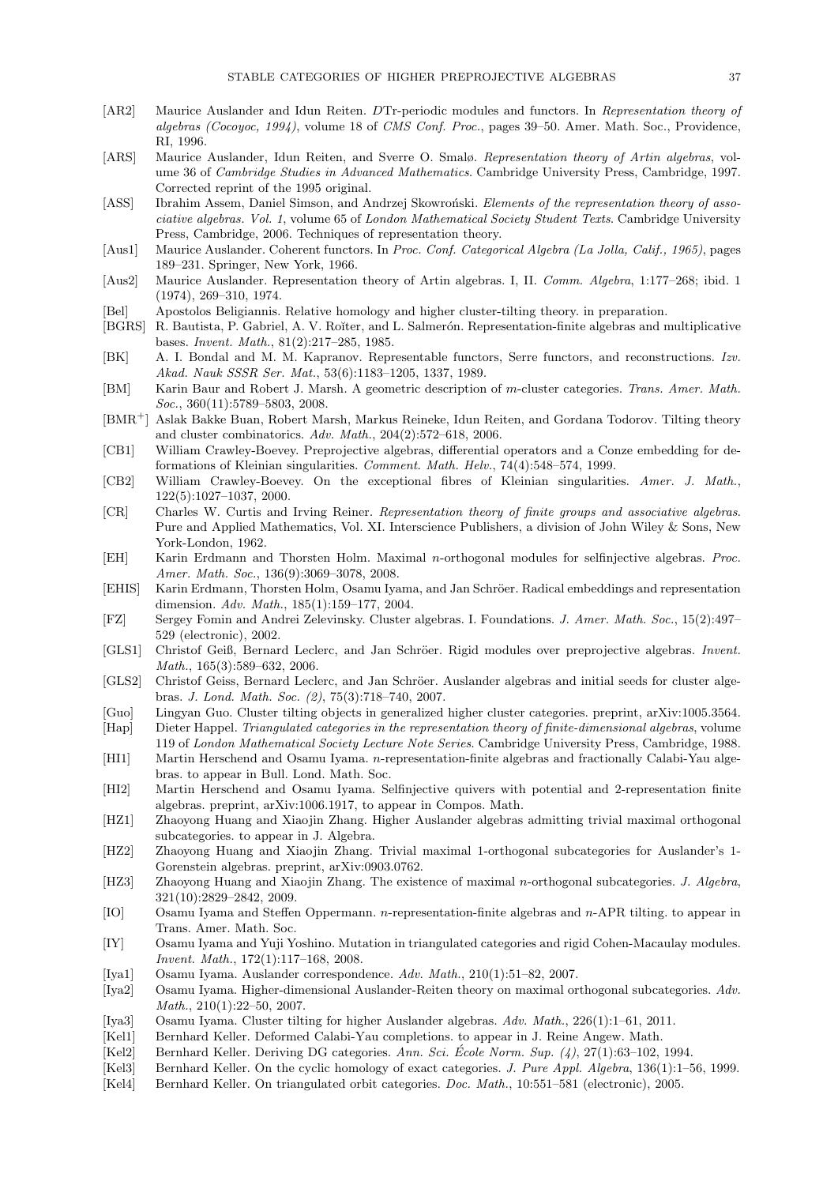- [AR2] Maurice Auslander and Idun Reiten. $D$Tr-periodic modules and functors. In *Representation theory of algebras (Cocoyoc, 1994)*, volume 18 of *CMS Conf. Proc.*, pages 39–50. Amer. Math. Soc., Providence, RI, 1996.
- [ARS] Maurice Auslander, Idun Reiten, and Sverre O. Smalø. *Representation theory of Artin algebras*, volume 36 of *Cambridge Studies in Advanced Mathematics*. Cambridge University Press, Cambridge, 1997. Corrected reprint of the 1995 original.
- [ASS] Ibrahim Assem, Daniel Simson, and Andrzej Skowroński. *Elements of the representation theory of associative algebras. Vol. 1*, volume 65 of *London Mathematical Society Student Texts*. Cambridge University Press, Cambridge, 2006. Techniques of representation theory.
- [Aus1] Maurice Auslander. Coherent functors. In *Proc. Conf. Categorical Algebra (La Jolla, Calif., 1965)*, pages 189–231. Springer, New York, 1966.
- [Aus2] Maurice Auslander. Representation theory of Artin algebras. I, II. *Comm. Algebra*, 1:177–268; ibid. 1 (1974), 269–310, 1974.
- [Bel] Apostolos Beligiannis. Relative homology and higher cluster-tilting theory. in preparation.
- [BGRS] R. Bautista, P. Gabriel, A. V. Roĭter, and L. Salmerón. Representation-finite algebras and multiplicative bases. *Invent. Math.*, 81(2):217–285, 1985.
- [BK] A. I. Bondal and M. M. Kapranov. Representable functors, Serre functors, and reconstructions. *Izv. Akad. Nauk SSSR Ser. Mat.*, 53(6):1183–1205, 1337, 1989.
- [BM] Karin Baur and Robert J. Marsh. A geometric description of $m$-cluster categories. *Trans. Amer. Math. Soc.*, 360(11):5789–5803, 2008.
- [BMR+] Aslak Bakke Buan, Robert Marsh, Markus Reineke, Idun Reiten, and Gordana Todorov. Tilting theory and cluster combinatorics. *Adv. Math.*, 204(2):572–618, 2006.
- [CB1] William Crawley-Boevey. Preprojective algebras, differential operators and a Conze embedding for deformations of Kleinian singularities. *Comment. Math. Helv.*, 74(4):548–574, 1999.
- [CB2] William Crawley-Boevey. On the exceptional fibres of Kleinian singularities. *Amer. J. Math.*, 122(5):1027–1037, 2000.
- [CR] Charles W. Curtis and Irving Reiner. *Representation theory of finite groups and associative algebras*. Pure and Applied Mathematics, Vol. XI. Interscience Publishers, a division of John Wiley & Sons, New York-London, 1962.
- [EH] Karin Erdmann and Thorsten Holm. Maximal $n$-orthogonal modules for selfinjective algebras. *Proc. Amer. Math. Soc.*, 136(9):3069–3078, 2008.
- [EHIS] Karin Erdmann, Thorsten Holm, Osamu Iyama, and Jan Schröer. Radical embeddings and representation dimension. *Adv. Math.*, 185(1):159–177, 2004.
- [FZ] Sergey Fomin and Andrei Zelevinsky. Cluster algebras. I. Foundations. *J. Amer. Math. Soc.*, 15(2):497–529 (electronic), 2002.
- [GLS1] Christof Geiß, Bernard Leclerc, and Jan Schröer. Rigid modules over preprojective algebras. *Invent. Math.*, 165(3):589–632, 2006.
- [GLS2] Christof Geiss, Bernard Leclerc, and Jan Schröer. Auslander algebras and initial seeds for cluster algebras. *J. Lond. Math. Soc. (2)*, 75(3):718–740, 2007.
- [Guo] Lingyan Guo. Cluster tilting objects in generalized higher cluster categories. preprint, arXiv:1005.3564.
- [Hap] Dieter Happel. *Triangulated categories in the representation theory of finite-dimensional algebras*, volume 119 of *London Mathematical Society Lecture Note Series*. Cambridge University Press, Cambridge, 1988.
- [HI1] Martin Herschend and Osamu Iyama. $n$-representation-finite algebras and fractionally Calabi-Yau algebras. to appear in Bull. Lond. Math. Soc.
- [HI2] Martin Herschend and Osamu Iyama. Selfinjective quivers with potential and 2-representation finite algebras. preprint, arXiv:1006.1917, to appear in Compos. Math.
- [HZ1] Zhaoyong Huang and Xiaojin Zhang. Higher Auslander algebras admitting trivial maximal orthogonal subcategories. to appear in J. Algebra.
- [HZ2] Zhaoyong Huang and Xiaojin Zhang. Trivial maximal 1-orthogonal subcategories for Auslander's 1-Gorenstein algebras. preprint, arXiv:0903.0762.
- [HZ3] Zhaoyong Huang and Xiaojin Zhang. The existence of maximal $n$-orthogonal subcategories. *J. Algebra*, 321(10):2829–2842, 2009.
- [IO] Osamu Iyama and Steffen Oppermann. $n$-representation-finite algebras and $n$-APR tilting. to appear in Trans. Amer. Math. Soc.
- [IY] Osamu Iyama and Yuji Yoshino. Mutation in triangulated categories and rigid Cohen-Macaulay modules. *Invent. Math.*, 172(1):117–168, 2008.
- [Iya1] Osamu Iyama. Auslander correspondence. *Adv. Math.*, 210(1):51–82, 2007.
- [Iya2] Osamu Iyama. Higher-dimensional Auslander-Reiten theory on maximal orthogonal subcategories. *Adv. Math.*, 210(1):22–50, 2007.
- [Iya3] Osamu Iyama. Cluster tilting for higher Auslander algebras. *Adv. Math.*, 226(1):1–61, 2011.
- [Kel1] Bernhard Keller. Deformed Calabi-Yau completions. to appear in J. Reine Angew. Math.
- [Kel2] Bernhard Keller. Deriving DG categories. *Ann. Sci. École Norm. Sup. (4)*, 27(1):63–102, 1994.
- [Kel3] Bernhard Keller. On the cyclic homology of exact categories. *J. Pure Appl. Algebra*, 136(1):1–56, 1999.
- [Kel4] Bernhard Keller. On triangulated orbit categories. *Doc. Math.*, 10:551–581 (electronic), 2005.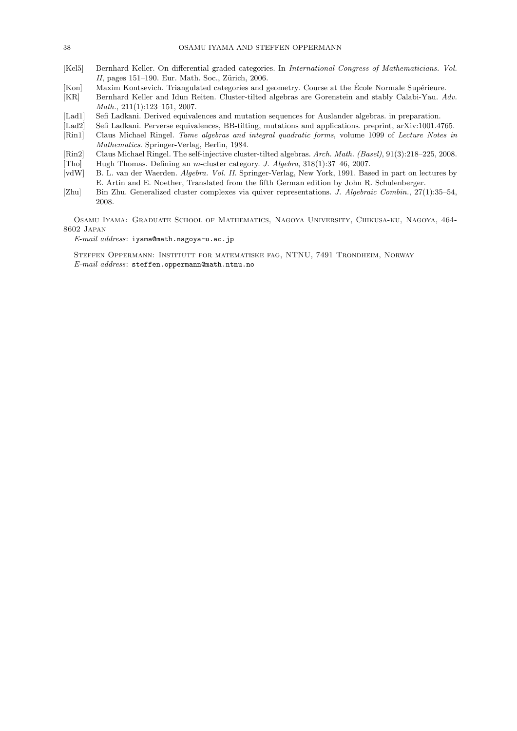[Kel5] Bernhard Keller. On differential graded categories. In *International Congress of Mathematicians. Vol. II*, pages 151–190. Eur. Math. Soc., Zürich, 2006.

[Kon] Maxim Kontsevich. Triangulated categories and geometry. Course at the École Normale Supérieure.

[KR] Bernhard Keller and Idun Reiten. Cluster-tilted algebras are Gorenstein and stably Calabi-Yau. *Adv. Math.*, 211(1):123–151, 2007.

[Lad1] Sefi Ladkani. Derived equivalences and mutation sequences for Auslander algebras. in preparation.

[Lad2] Sefi Ladkani. Perverse equivalences, BB-tilting, mutations and applications. preprint, arXiv:1001.4765.

[Rin1] Claus Michael Ringel. *Tame algebras and integral quadratic forms*, volume 1099 of *Lecture Notes in Mathematics*. Springer-Verlag, Berlin, 1984.

[Rin2] Claus Michael Ringel. The self-injective cluster-tilted algebras. *Arch. Math. (Basel)*, 91(3):218–225, 2008.

[Tho] Hugh Thomas. Defining an $m$-cluster category. *J. Algebra*, 318(1):37–46, 2007.

[vdW] B. L. van der Waerden. *Algebra. Vol. II*. Springer-Verlag, New York, 1991. Based in part on lectures by E. Artin and E. Noether, Translated from the fifth German edition by John R. Schulenberger.

[Zhu] Bin Zhu. Generalized cluster complexes via quiver representations. *J. Algebraic Combin.*, 27(1):35–54, 2008.

Osamu Iyama: Graduate School of Mathematics, Nagoya University, Chikusa-ku, Nagoya, 464-8602 Japan

*E-mail address*: iyama@math.nagoya-u.ac.jp

Steffen Oppermann: Institutt for matematiske fag, NTNU, 7491 Trondheim, Norway

*E-mail address*: steffen.oppermann@math.ntnu.no